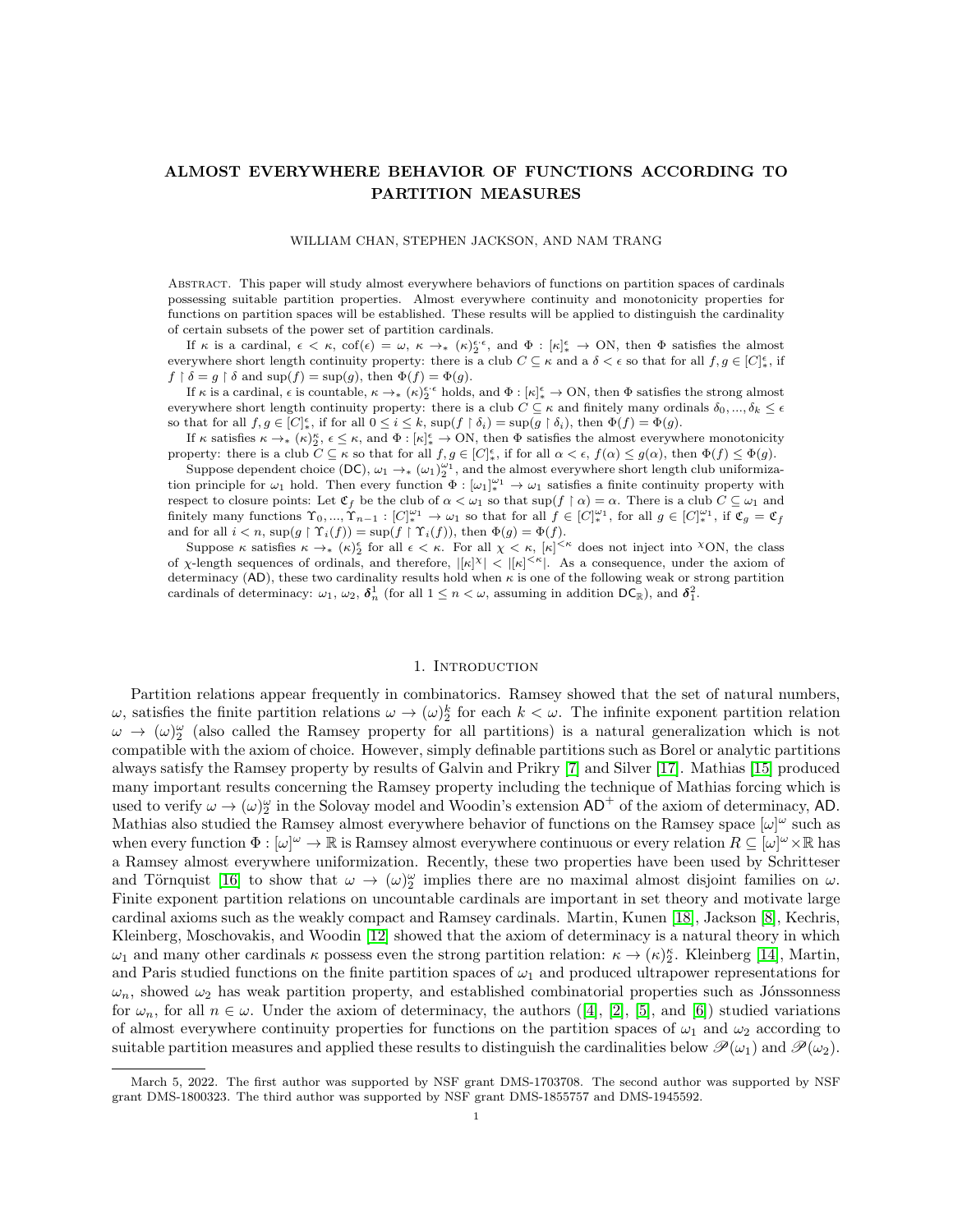# ALMOST EVERYWHERE BEHAVIOR OF FUNCTIONS ACCORDING TO PARTITION MEASURES

WILLIAM CHAN, STEPHEN JACKSON, AND NAM TRANG

Abstract. This paper will study almost everywhere behaviors of functions on partition spaces of cardinals possessing suitable partition properties. Almost everywhere continuity and monotonicity properties for functions on partition spaces will be established. These results will be applied to distinguish the cardinality of certain subsets of the power set of partition cardinals.

If $\kappa$ is a cardinal, $\epsilon < \kappa$, $\text{cof}(\epsilon) = \omega$, $\kappa \rightarrow_* (\kappa)^{\epsilon \cdot \epsilon}_2$, and $\Phi : [\kappa]^\epsilon_* \rightarrow \text{ON}$, then $\Phi$ satisfies the almost everywhere short length continuity property: there is a club $C \subseteq \kappa$ and a $\delta < \epsilon$ so that for all $f, g \in [C]^\epsilon_*$, if $f \upharpoonright \delta = g \upharpoonright \delta$ and $\sup(f) = \sup(g)$, then $\Phi(f) = \Phi(g)$.

If $\kappa$ is a cardinal, $\epsilon$ is countable, $\kappa \rightarrow_* (\kappa)^{\epsilon \cdot \epsilon}_2$ holds, and $\Phi : [\kappa]^\epsilon_* \rightarrow \text{ON}$, then $\Phi$ satisfies the strong almost everywhere short length continuity property: there is a club $C \subseteq \kappa$ and finitely many ordinals $\delta_0, ..., \delta_k \leq \epsilon$ so that for all $f, g \in [C]^\epsilon_*$, if for all $0 \leq i \leq k$, $\sup(f \upharpoonright \delta_i) = \sup(g \upharpoonright \delta_i)$, then $\Phi(f) = \Phi(g)$.

If $\kappa$ satisfies $\kappa \rightarrow_* (\kappa)^\kappa_2$, $\epsilon \leq \kappa$, and $\Phi : [\kappa]^\epsilon_* \rightarrow \text{ON}$, then $\Phi$ satisfies the almost everywhere monotonicity property: there is a club $C \subseteq \kappa$ so that for all $f, g \in [C]^\epsilon_*$, if for all $\alpha < \epsilon$, $f(\alpha) \leq g(\alpha)$, then $\Phi(f) \leq \Phi(g)$.

Suppose dependent choice ($\mathsf{DC}$), $\omega_1 \rightarrow_* (\omega_1)^{\omega_1}_2$, and the almost everywhere short length club uniformization principle for $\omega_1$ hold. Then every function $\Phi : [\omega_1]^{\omega_1}_* \rightarrow \omega_1$ satisfies a finite continuity property with respect to closure points: Let $\mathfrak{C}_f$ be the club of $\alpha < \omega_1$ so that $\sup(f \upharpoonright \alpha) = \alpha$. There is a club $C \subseteq \omega_1$ and finitely many functions $\Upsilon_0, ..., \Upsilon_{n-1} : [C]^{\omega_1}_* \rightarrow \omega_1$ so that for all $f \in [C]^{\omega_1}_*$, for all $g \in [C]^{\omega_1}_*$, if $\mathfrak{C}_g = \mathfrak{C}_f$ and for all $i < n$, $\sup(g \upharpoonright \Upsilon_i(f)) = \sup(f \upharpoonright \Upsilon_i(f))$, then $\Phi(g) = \Phi(f)$.

Suppose $\kappa$ satisfies $\kappa \rightarrow_* (\kappa)^\epsilon_2$ for all $\epsilon < \kappa$. For all $\chi < \kappa$, $[\kappa]^{<\kappa}$ does not inject into ${}^\chi\text{ON}$, the class of $\chi$-length sequences of ordinals, and therefore, $|[\kappa]^\chi| < |[\kappa]^{<\kappa}|$. As a consequence, under the axiom of determinacy ($\mathsf{AD}$), these two cardinality results hold when $\kappa$ is one of the following weak or strong partition cardinals of determinacy: $\omega_1$, $\omega_2$, $\boldsymbol{\delta}^1_n$ (for all $1 \leq n < \omega$, assuming in addition $\mathsf{DC}_\mathbb{R}$), and $\boldsymbol{\delta}^2_1$.

## 1. Introduction

Partition relations appear frequently in combinatorics. Ramsey showed that the set of natural numbers, $\omega$, satisfies the finite partition relations $\omega \rightarrow (\omega)^k_2$ for each $k < \omega$. The infinite exponent partition relation $\omega \rightarrow (\omega)^\omega_2$ (also called the Ramsey property for all partitions) is a natural generalization which is not compatible with the axiom of choice. However, simply definable partitions such as Borel or analytic partitions always satisfy the Ramsey property by results of Galvin and Prikry [7] and Silver [17]. Mathias [15] produced many important results concerning the Ramsey property including the technique of Mathias forcing which is used to verify $\omega \rightarrow (\omega)^\omega_2$ in the Solovay model and Woodin's extension $\mathsf{AD}^+$ of the axiom of determinacy, $\mathsf{AD}$. Mathias also studied the Ramsey almost everywhere behavior of functions on the Ramsey space $[\omega]^\omega$ such as when every function $\Phi : [\omega]^\omega \rightarrow \mathbb{R}$ is Ramsey almost everywhere continuous or every relation $R \subseteq [\omega]^\omega \times \mathbb{R}$ has a Ramsey almost everywhere uniformization. Recently, these two properties have been used by Schrittesser and Törnquist [16] to show that $\omega \rightarrow (\omega)^\omega_2$ implies there are no maximal almost disjoint families on $\omega$. Finite exponent partition relations on uncountable cardinals are important in set theory and motivate large cardinal axioms such as the weakly compact and Ramsey cardinals. Martin, Kunen [18], Jackson [8], Kechris, Kleinberg, Moschovakis, and Woodin [12] showed that the axiom of determinacy is a natural theory in which $\omega_1$ and many other cardinals $\kappa$ possess even the strong partition relation: $\kappa \rightarrow (\kappa)^\kappa_2$. Kleinberg [14], Martin, and Paris studied functions on the finite partition spaces of $\omega_1$ and produced ultrapower representations for $\omega_n$, showed $\omega_2$ has weak partition property, and established combinatorial properties such as Jónssonness for $\omega_n$, for all $n \in \omega$. Under the axiom of determinacy, the authors ([4], [2], [5], and [6]) studied variations of almost everywhere continuity properties for functions on the partition spaces of $\omega_1$ and $\omega_2$ according to suitable partition measures and applied these results to distinguish the cardinalities below $\mathscr{P}(\omega_1)$ and $\mathscr{P}(\omega_2)$.

March 5, 2022. The first author was supported by NSF grant DMS-1703708. The second author was supported by NSF grant DMS-1800323. The third author was supported by NSF grant DMS-1855757 and DMS-1945592.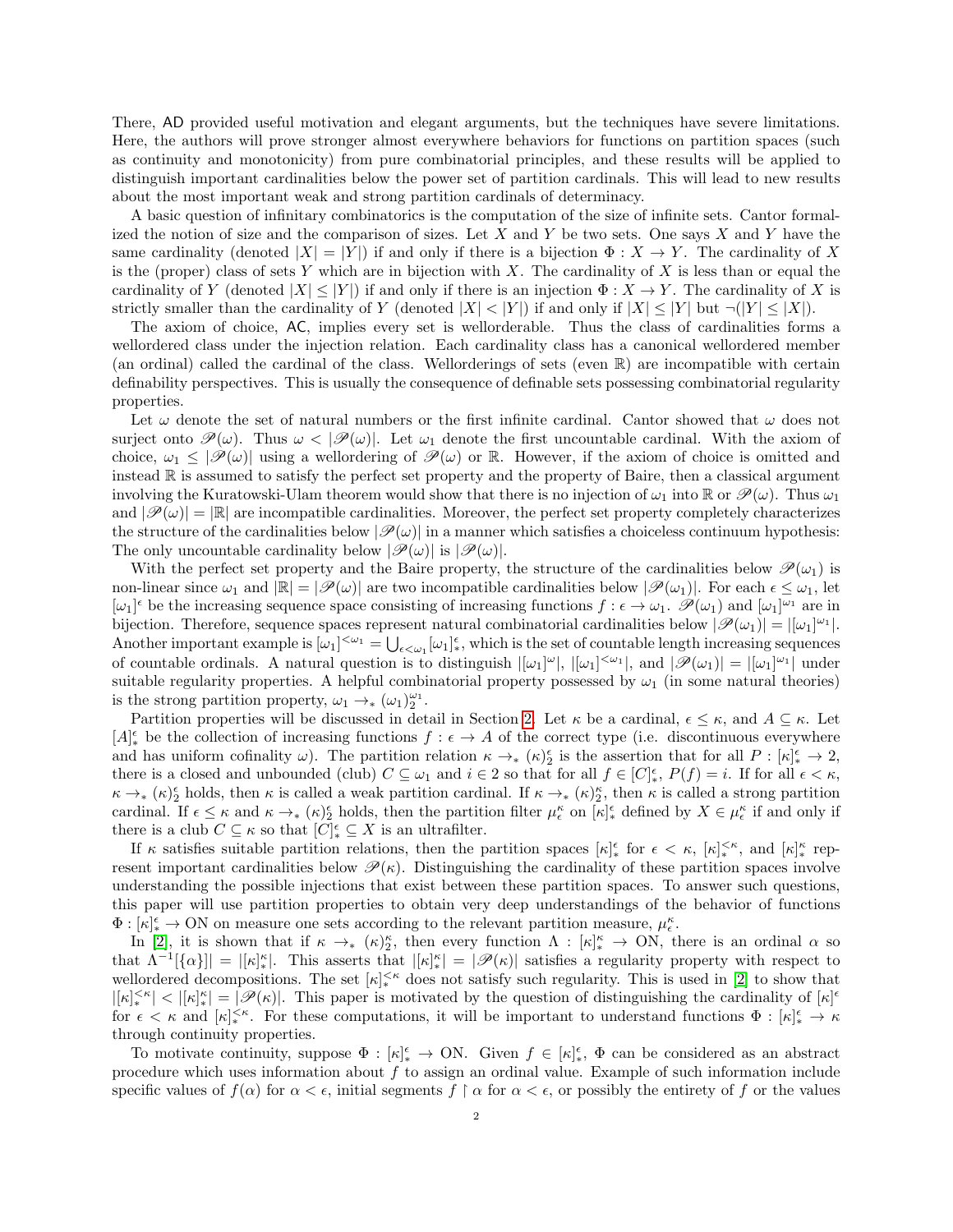There, AD provided useful motivation and elegant arguments, but the techniques have severe limitations. Here, the authors will prove stronger almost everywhere behaviors for functions on partition spaces (such as continuity and monotonicity) from pure combinatorial principles, and these results will be applied to distinguish important cardinalities below the power set of partition cardinals. This will lead to new results about the most important weak and strong partition cardinals of determinacy.

A basic question of infinitary combinatorics is the computation of the size of infinite sets. Cantor formalized the notion of size and the comparison of sizes. Let $X$ and $Y$ be two sets. One says $X$ and $Y$ have the same cardinality (denoted $|X| = |Y|$) if and only if there is a bijection $\Phi : X \to Y$. The cardinality of $X$ is the (proper) class of sets $Y$ which are in bijection with $X$. The cardinality of $X$ is less than or equal the cardinality of $Y$ (denoted $|X| \leq |Y|$) if and only if there is an injection $\Phi : X \to Y$. The cardinality of $X$ is strictly smaller than the cardinality of $Y$ (denoted $|X| < |Y|$) if and only if $|X| \leq |Y|$ but $\neg(|Y| \leq |X|)$.

The axiom of choice, AC, implies every set is wellorderable. Thus the class of cardinalities forms a wellordered class under the injection relation. Each cardinality class has a canonical wellordered member (an ordinal) called the cardinal of the class. Wellorderings of sets (even $\mathbb{R}$) are incompatible with certain definability perspectives. This is usually the consequence of definable sets possessing combinatorial regularity properties.

Let $\omega$ denote the set of natural numbers or the first infinite cardinal. Cantor showed that $\omega$ does not surject onto $\mathscr{P}(\omega)$. Thus $\omega < |\mathscr{P}(\omega)|$. Let $\omega_1$ denote the first uncountable cardinal. With the axiom of choice, $\omega_1 \leq |\mathscr{P}(\omega)|$ using a wellordering of $\mathscr{P}(\omega)$ or $\mathbb{R}$. However, if the axiom of choice is omitted and instead $\mathbb{R}$ is assumed to satisfy the perfect set property and the property of Baire, then a classical argument involving the Kuratowski-Ulam theorem would show that there is no injection of $\omega_1$ into $\mathbb{R}$ or $\mathscr{P}(\omega)$. Thus $\omega_1$ and $|\mathscr{P}(\omega)| = |\mathbb{R}|$ are incompatible cardinalities. Moreover, the perfect set property completely characterizes the structure of the cardinalities below $|\mathscr{P}(\omega)|$ in a manner which satisfies a choiceless continuum hypothesis: The only uncountable cardinality below $|\mathscr{P}(\omega)|$ is $|\mathscr{P}(\omega)|$.

With the perfect set property and the Baire property, the structure of the cardinalities below $\mathscr{P}(\omega_1)$ is non-linear since $\omega_1$ and $|\mathbb{R}| = |\mathscr{P}(\omega)|$ are two incompatible cardinalities below $|\mathscr{P}(\omega_1)|$. For each $\epsilon \leq \omega_1$, let $[\omega_1]^\epsilon$ be the increasing sequence space consisting of increasing functions $f : \epsilon \to \omega_1$. $\mathscr{P}(\omega_1)$ and $[\omega_1]^{\omega_1}$ are in bijection. Therefore, sequence spaces represent natural combinatorial cardinalities below $|\mathscr{P}(\omega_1)| = |[\omega_1]^{\omega_1}|$. Another important example is $[\omega_1]^{<\omega_1} = \bigcup_{\epsilon < \omega_1} [\omega_1]^\epsilon_*$, which is the set of countable length increasing sequences of countable ordinals. A natural question is to distinguish $|[\omega_1]^\omega|$, $|[\omega_1]^{<\omega_1}|$, and $|\mathscr{P}(\omega_1)| = |[\omega_1]^{\omega_1}|$ under suitable regularity properties. A helpful combinatorial property possessed by $\omega_1$ (in some natural theories) is the strong partition property, $\omega_1 \to_* (\omega_1)^{\omega_1}_2$.

Partition properties will be discussed in detail in Section 2. Let $\kappa$ be a cardinal, $\epsilon \leq \kappa$, and $A \subseteq \kappa$. Let $[A]^\epsilon_*$ be the collection of increasing functions $f : \epsilon \to A$ of the correct type (i.e. discontinuous everywhere and has uniform cofinality $\omega$). The partition relation $\kappa \to_* (\kappa)^\epsilon_2$ is the assertion that for all $P : [\kappa]^\epsilon_* \to 2$, there is a closed and unbounded (club) $C \subseteq \omega_1$ and $i \in 2$ so that for all $f \in [C]^\epsilon_*$, $P(f) = i$. If for all $\epsilon < \kappa$, $\kappa \to_* (\kappa)^\epsilon_2$ holds, then $\kappa$ is called a weak partition cardinal. If $\kappa \to_* (\kappa)^\kappa_2$, then $\kappa$ is called a strong partition cardinal. If $\epsilon \leq \kappa$ and $\kappa \to_* (\kappa)^\epsilon_2$ holds, then the partition filter $\mu^\kappa_\epsilon$ on $[\kappa]^\epsilon_*$ defined by $X \in \mu^\kappa_\epsilon$ if and only if there is a club $C \subseteq \kappa$ so that $[C]^\epsilon_* \subseteq X$ is an ultrafilter.

If $\kappa$ satisfies suitable partition relations, then the partition spaces $[\kappa]^\epsilon_*$ for $\epsilon < \kappa$, $[\kappa]^{<\kappa}_*$, and $[\kappa]^\kappa_*$ represent important cardinalities below $\mathscr{P}(\kappa)$. Distinguishing the cardinality of these partition spaces involve understanding the possible injections that exist between these partition spaces. To answer such questions, this paper will use partition properties to obtain very deep understandings of the behavior of functions $\Phi : [\kappa]^\epsilon_* \to \text{ON}$ on measure one sets according to the relevant partition measure, $\mu^\kappa_\epsilon$.

In [2], it is shown that if $\kappa \to_* (\kappa)^\kappa_2$, then every function $\Lambda : [\kappa]^\kappa_* \to \text{ON}$, there is an ordinal $\alpha$ so that $\Lambda^{-1}[\{\alpha\}]| = |[\kappa]^\kappa_*|$. This asserts that $|[\kappa]^\kappa_*| = |\mathscr{P}(\kappa)|$ satisfies a regularity property with respect to wellordered decompositions. The set $[\kappa]^{<\kappa}_*$ does not satisfy such regularity. This is used in [2] to show that $|[\kappa]^{<\kappa}_*| < |[\kappa]^\kappa_*| = |\mathscr{P}(\kappa)|$. This paper is motivated by the question of distinguishing the cardinality of $[\kappa]^\epsilon$ for $\epsilon < \kappa$ and $[\kappa]^{<\kappa}_*$. For these computations, it will be important to understand functions $\Phi : [\kappa]^\epsilon_* \to \kappa$ through continuity properties.

To motivate continuity, suppose $\Phi : [\kappa]^\epsilon_* \to \text{ON}$. Given $f \in [\kappa]^\epsilon_*$, $\Phi$ can be considered as an abstract procedure which uses information about $f$ to assign an ordinal value. Example of such information include specific values of $f(\alpha)$ for $\alpha < \epsilon$, initial segments $f \restriction \alpha$ for $\alpha < \epsilon$, or possibly the entirety of $f$ or the values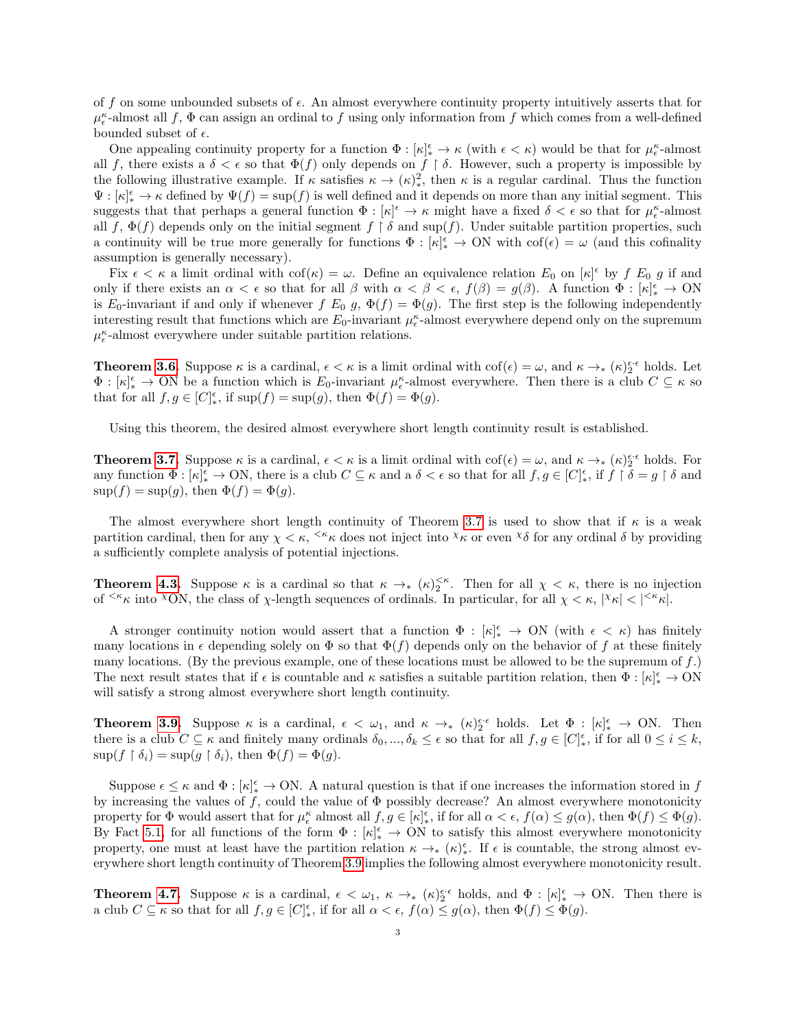of $f$ on some unbounded subsets of $\epsilon$. An almost everywhere continuity property intuitively asserts that for $\mu^\kappa_\epsilon$-almost all $f$, $\Phi$ can assign an ordinal to $f$ using only information from $f$ which comes from a well-defined bounded subset of $\epsilon$.

One appealing continuity property for a function $\Phi : [\kappa]^\epsilon_* \to \kappa$ (with $\epsilon < \kappa$) would be that for $\mu^\kappa_\epsilon$-almost all $f$, there exists a $\delta < \epsilon$ so that $\Phi(f)$ only depends on $f \upharpoonright \delta$. However, such a property is impossible by the following illustrative example. If $\kappa$ satisfies $\kappa \to (\kappa)^2_*$, then $\kappa$ is a regular cardinal. Thus the function $\Psi : [\kappa]^\epsilon_* \to \kappa$ defined by $\Psi(f) = \sup(f)$ is well defined and it depends on more than any initial segment. This suggests that that perhaps a general function $\Phi : [\kappa]^\epsilon \to \kappa$ might have a fixed $\delta < \epsilon$ so that for $\mu^\kappa_\epsilon$-almost all $f$, $\Phi(f)$ depends only on the initial segment $f \upharpoonright \delta$ and $\sup(f)$. Under suitable partition properties, such a continuity will be true more generally for functions $\Phi : [\kappa]^\epsilon_* \to \mathrm{ON}$ with $\mathrm{cof}(\epsilon) = \omega$ (and this cofinality assumption is generally necessary).

Fix $\epsilon < \kappa$ a limit ordinal with $\mathrm{cof}(\kappa) = \omega$. Define an equivalence relation $E_0$ on $[\kappa]^\epsilon$ by $f \; E_0 \; g$ if and only if there exists an $\alpha < \epsilon$ so that for all $\beta$ with $\alpha < \beta < \epsilon$, $f(\beta) = g(\beta)$. A function $\Phi : [\kappa]^\epsilon_* \to \mathrm{ON}$ is $E_0$-invariant if and only if whenever $f \; E_0 \; g$, $\Phi(f) = \Phi(g)$. The first step is the following independently interesting result that functions which are $E_0$-invariant $\mu^\kappa_\epsilon$-almost everywhere depend only on the supremum $\mu^\kappa_\epsilon$-almost everywhere under suitable partition relations.

**Theorem 3.6.** Suppose $\kappa$ is a cardinal, $\epsilon < \kappa$ is a limit ordinal with $\mathrm{cof}(\epsilon) = \omega$, and $\kappa \to_* (\kappa)^{\epsilon \cdot \epsilon}_2$ holds. Let $\Phi : [\kappa]^\epsilon_* \to \mathrm{ON}$ be a function which is $E_0$-invariant $\mu^\kappa_\epsilon$-almost everywhere. Then there is a club $C \subseteq \kappa$ so that for all $f, g \in [C]^\epsilon_*$, if $\sup(f) = \sup(g)$, then $\Phi(f) = \Phi(g)$.

Using this theorem, the desired almost everywhere short length continuity result is established.

**Theorem 3.7.** Suppose $\kappa$ is a cardinal, $\epsilon < \kappa$ is a limit ordinal with $\mathrm{cof}(\epsilon) = \omega$, and $\kappa \to_* (\kappa)^{\epsilon \cdot \epsilon}_2$ holds. For any function $\Phi : [\kappa]^\epsilon_* \to \mathrm{ON}$, there is a club $C \subseteq \kappa$ and a $\delta < \epsilon$ so that for all $f, g \in [C]^\epsilon_*$, if $f \upharpoonright \delta = g \upharpoonright \delta$ and $\sup(f) = \sup(g)$, then $\Phi(f) = \Phi(g)$.

The almost everywhere short length continuity of Theorem 3.7 is used to show that if $\kappa$ is a weak partition cardinal, then for any $\chi < \kappa$, ${}^{<\kappa}\kappa$ does not inject into ${}^{\chi}\kappa$ or even ${}^{\chi}\delta$ for any ordinal $\delta$ by providing a sufficiently complete analysis of potential injections.

**Theorem 4.3.** Suppose $\kappa$ is a cardinal so that $\kappa \to_* (\kappa)^{<\kappa}_2$. Then for all $\chi < \kappa$, there is no injection of ${}^{<\kappa}\kappa$ into ${}^{\chi}\mathrm{ON}$, the class of $\chi$-length sequences of ordinals. In particular, for all $\chi < \kappa$, $|{}^{\chi}\kappa| < |{}^{<\kappa}\kappa|$.

A stronger continuity notion would assert that a function $\Phi : [\kappa]^\epsilon_* \to \mathrm{ON}$ (with $\epsilon < \kappa$) has finitely many locations in $\epsilon$ depending solely on $\Phi$ so that $\Phi(f)$ depends only on the behavior of $f$ at these finitely many locations. (By the previous example, one of these locations must be allowed to be the supremum of $f$.) The next result states that if $\epsilon$ is countable and $\kappa$ satisfies a suitable partition relation, then $\Phi : [\kappa]^\epsilon_* \to \mathrm{ON}$ will satisfy a strong almost everywhere short length continuity.

**Theorem 3.9.** Suppose $\kappa$ is a cardinal, $\epsilon < \omega_1$, and $\kappa \to_* (\kappa)^{\epsilon \cdot \epsilon}_2$ holds. Let $\Phi : [\kappa]^\epsilon_* \to \mathrm{ON}$. Then there is a club $C \subseteq \kappa$ and finitely many ordinals $\delta_0, ..., \delta_k \leq \epsilon$ so that for all $f, g \in [C]^\epsilon_*$, if for all $0 \leq i \leq k$, $\sup(f \upharpoonright \delta_i) = \sup(g \upharpoonright \delta_i)$, then $\Phi(f) = \Phi(g)$.

Suppose $\epsilon \leq \kappa$ and $\Phi : [\kappa]^\epsilon_* \to \mathrm{ON}$. A natural question is that if one increases the information stored in $f$ by increasing the values of $f$, could the value of $\Phi$ possibly decrease? An almost everywhere monotonicity property for $\Phi$ would assert that for $\mu^\kappa_\epsilon$ almost all $f, g \in [\kappa]^\epsilon_*$, if for all $\alpha < \epsilon$, $f(\alpha) \leq g(\alpha)$, then $\Phi(f) \leq \Phi(g)$. By Fact 5.1, for all functions of the form $\Phi : [\kappa]^\epsilon_* \to \mathrm{ON}$ to satisfy this almost everywhere monotonicity property, one must at least have the partition relation $\kappa \to_* (\kappa)^\epsilon_*$. If $\epsilon$ is countable, the strong almost everywhere short length continuity of Theorem 3.9 implies the following almost everywhere monotonicity result.

**Theorem 4.7.** Suppose $\kappa$ is a cardinal, $\epsilon < \omega_1$, $\kappa \to_* (\kappa)^{\epsilon \cdot \epsilon}_2$ holds, and $\Phi : [\kappa]^\epsilon_* \to \mathrm{ON}$. Then there is a club $C \subseteq \kappa$ so that for all $f, g \in [C]^\epsilon_*$, if for all $\alpha < \epsilon$, $f(\alpha) \leq g(\alpha)$, then $\Phi(f) \leq \Phi(g)$.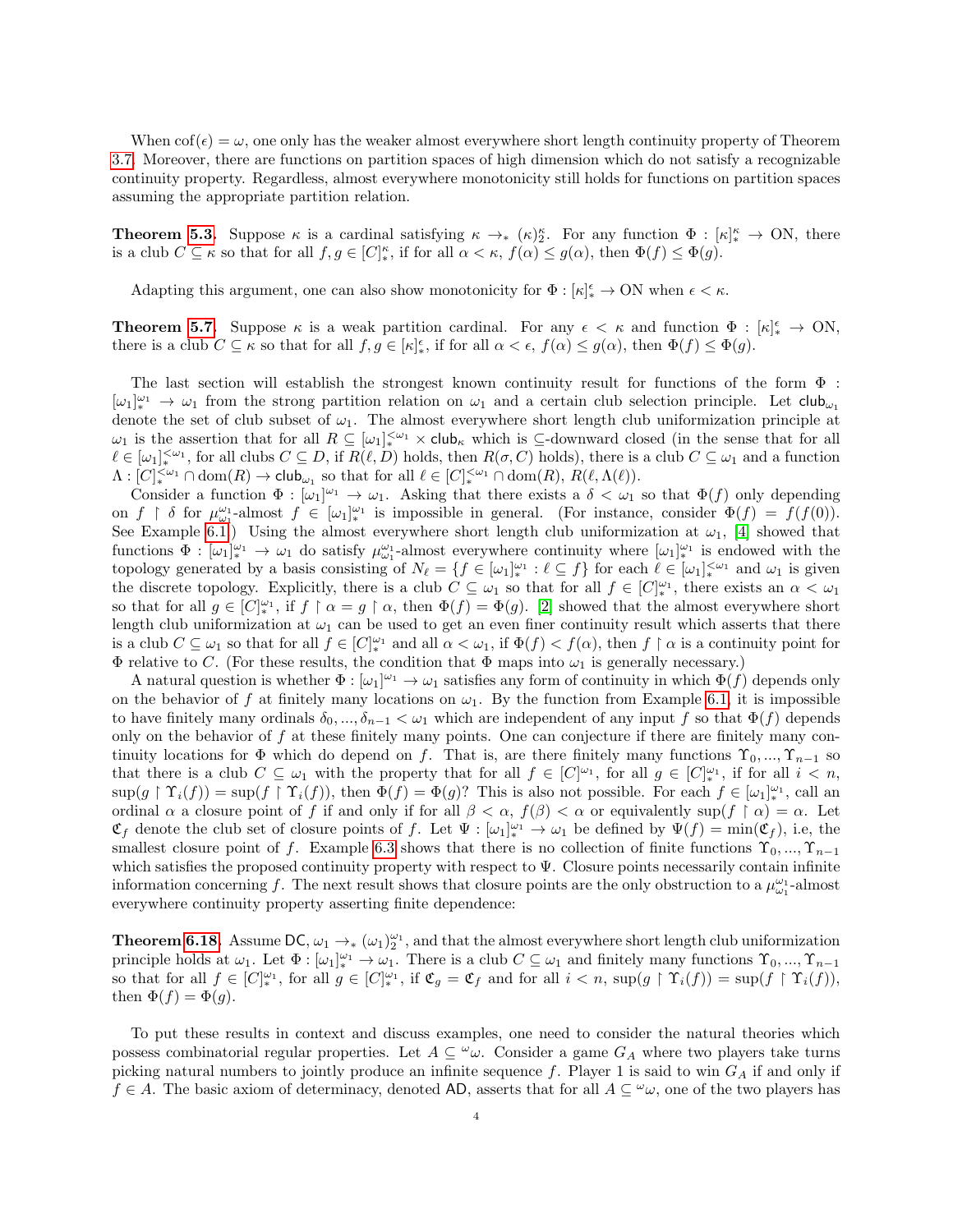When $\text{cof}(\epsilon) = \omega$, one only has the weaker almost everywhere short length continuity property of Theorem 3.7. Moreover, there are functions on partition spaces of high dimension which do not satisfy a recognizable continuity property. Regardless, almost everywhere monotonicity still holds for functions on partition spaces assuming the appropriate partition relation.

**Theorem 5.3.** Suppose $\kappa$ is a cardinal satisfying $\kappa \to_* (\kappa)^\kappa_2$. For any function $\Phi : [\kappa]^\kappa_* \to \text{ON}$, there is a club $C \subseteq \kappa$ so that for all $f, g \in [C]^\kappa_*$, if for all $\alpha < \kappa$, $f(\alpha) \leq g(\alpha)$, then $\Phi(f) \leq \Phi(g)$.

Adapting this argument, one can also show monotonicity for $\Phi : [\kappa]^\epsilon_* \to \text{ON}$ when $\epsilon < \kappa$.

**Theorem 5.7.** Suppose $\kappa$ is a weak partition cardinal. For any $\epsilon < \kappa$ and function $\Phi : [\kappa]^\epsilon_* \to \text{ON}$, there is a club $C \subseteq \kappa$ so that for all $f, g \in [\kappa]^\epsilon_*$, if for all $\alpha < \epsilon$, $f(\alpha) \leq g(\alpha)$, then $\Phi(f) \leq \Phi(g)$.

The last section will establish the strongest known continuity result for functions of the form $\Phi : [\omega_1]^{\omega_1}_* \to \omega_1$ from the strong partition relation on $\omega_1$ and a certain club selection principle. Let $\mathsf{club}_{\omega_1}$ denote the set of club subset of $\omega_1$. The almost everywhere short length club uniformization principle at $\omega_1$ is the assertion that for all $R \subseteq [\omega_1]^{<\omega_1}_* \times \mathsf{club}_\kappa$ which is $\subseteq$-downward closed (in the sense that for all $\ell \in [\omega_1]^{<\omega_1}_*$, for all clubs $C \subseteq D$, if $R(\ell, D)$ holds, then $R(\sigma, C)$ holds), there is a club $C \subseteq \omega_1$ and a function $\Lambda : [C]^{<\omega_1}_* \cap \text{dom}(R) \to \mathsf{club}_{\omega_1}$ so that for all $\ell \in [C]^{<\omega_1}_* \cap \text{dom}(R)$, $R(\ell, \Lambda(\ell))$.

Consider a function $\Phi : [\omega_1]^{\omega_1} \to \omega_1$. Asking that there exists a $\delta < \omega_1$ so that $\Phi(f)$ only depending on $f \restriction \delta$ for $\mu^{\omega_1}_{\omega_1}$-almost $f \in [\omega_1]^{\omega_1}_*$ is impossible in general. (For instance, consider $\Phi(f) = f(f(0))$. See Example 6.1.) Using the almost everywhere short length club uniformization at $\omega_1$, [4] showed that functions $\Phi : [\omega_1]^{\omega_1}_* \to \omega_1$ do satisfy $\mu^{\omega_1}_{\omega_1}$-almost everywhere continuity where $[\omega_1]^{\omega_1}_*$ is endowed with the topology generated by a basis consisting of $N_\ell = \{f \in [\omega_1]^{\omega_1}_* : \ell \subseteq f\}$ for each $\ell \in [\omega_1]^{<\omega_1}_*$ and $\omega_1$ is given the discrete topology. Explicitly, there is a club $C \subseteq \omega_1$ so that for all $f \in [C]^{\omega_1}_*$, there exists an $\alpha < \omega_1$ so that for all $g \in [C]^{\omega_1}_*$, if $f \restriction \alpha = g \restriction \alpha$, then $\Phi(f) = \Phi(g)$. [2] showed that the almost everywhere short length club uniformization at $\omega_1$ can be used to get an even finer continuity result which asserts that there is a club $C \subseteq \omega_1$ so that for all $f \in [C]^{\omega_1}_*$ and all $\alpha < \omega_1$, if $\Phi(f) < f(\alpha)$, then $f \restriction \alpha$ is a continuity point for $\Phi$ relative to $C$. (For these results, the condition that $\Phi$ maps into $\omega_1$ is generally necessary.)

A natural question is whether $\Phi : [\omega_1]^{\omega_1} \to \omega_1$ satisfies any form of continuity in which $\Phi(f)$ depends only on the behavior of $f$ at finitely many locations on $\omega_1$. By the function from Example 6.1, it is impossible to have finitely many ordinals $\delta_0, ..., \delta_{n-1} < \omega_1$ which are independent of any input $f$ so that $\Phi(f)$ depends only on the behavior of $f$ at these finitely many points. One can conjecture if there are finitely many continuity locations for $\Phi$ which do depend on $f$. That is, are there finitely many functions $\Upsilon_0, ..., \Upsilon_{n-1}$ so that there is a club $C \subseteq \omega_1$ with the property that for all $f \in [C]^{\omega_1}$, for all $g \in [C]^{\omega_1}_*$, if for $i < n$, $\sup(g \restriction \Upsilon_i(f)) = \sup(f \restriction \Upsilon_i(f))$, then $\Phi(f) = \Phi(g)$? This is also not possible. For each $f \in [\omega_1]^{\omega_1}_*$, call an ordinal $\alpha$ a closure point of $f$ if and only if for all $\beta < \alpha$, $f(\beta) < \alpha$ or equivalently $\sup(f \restriction \alpha) = \alpha$. Let $\mathfrak{C}_f$ denote the club set of closure points of $f$. Let $\Psi : [\omega_1]^{\omega_1}_* \to \omega_1$ be defined by $\Psi(f) = \min(\mathfrak{C}_f)$, i.e, the smallest closure point of $f$. Example 6.3 shows that there is no collection of finite functions $\Upsilon_0, ..., \Upsilon_{n-1}$ which satisfies the proposed continuity property with respect to $\Psi$. Closure points necessarily contain infinite information concerning $f$. The next result shows that closure points are the only obstruction to a $\mu^{\omega_1}_{\omega_1}$-almost everywhere continuity property asserting finite dependence:

**Theorem 6.18.** Assume $\mathsf{DC}$, $\omega_1 \to_* (\omega_1)^{\omega_1}_2$, and that the almost everywhere short length club uniformization principle holds at $\omega_1$. Let $\Phi : [\omega_1]^{\omega_1}_* \to \omega_1$. There is a club $C \subseteq \omega_1$ and finitely many functions $\Upsilon_0, ..., \Upsilon_{n-1}$ so that for all $f \in [C]^{\omega_1}_*$, for all $g \in [C]^{\omega_1}_*$, if $\mathfrak{C}_g = \mathfrak{C}_f$ and for all $i < n$, $\sup(g \restriction \Upsilon_i(f)) = \sup(f \restriction \Upsilon_i(f))$, then $\Phi(f) = \Phi(g)$.

To put these results in context and discuss examples, one need to consider the natural theories which possess combinatorial regular properties. Let $A \subseteq {}^\omega\omega$. Consider a game $G_A$ where two players take turns picking natural numbers to jointly produce an infinite sequence $f$. Player 1 is said to win $G_A$ if and only if $f \in A$. The basic axiom of determinacy, denoted $\mathsf{AD}$, asserts that for all $A \subseteq {}^\omega\omega$, one of the two players has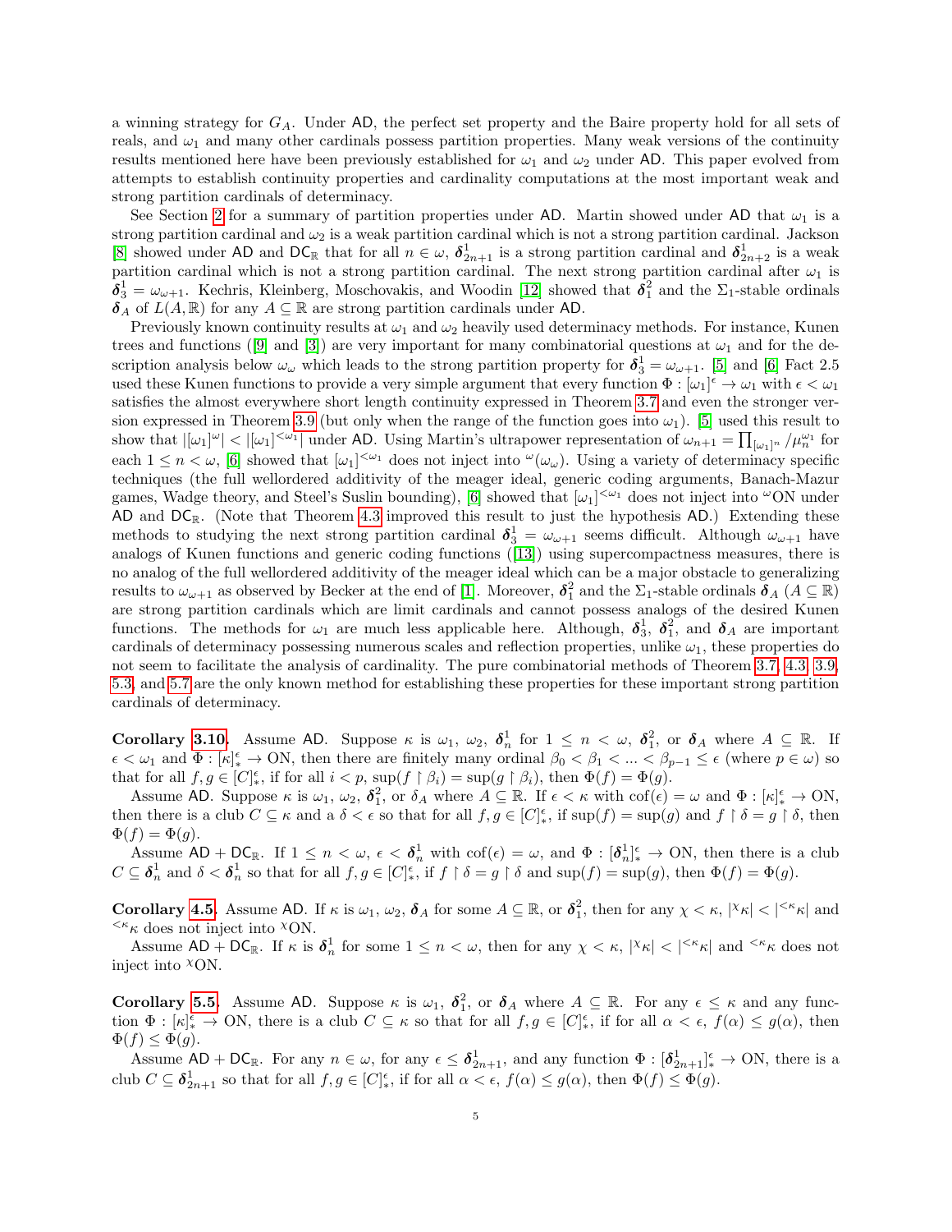a winning strategy for $G_A$. Under $\mathsf{AD}$, the perfect set property and the Baire property hold for all sets of reals, and $\omega_1$ and many other cardinals possess partition properties. Many weak versions of the continuity results mentioned here have been previously established for $\omega_1$ and $\omega_2$ under $\mathsf{AD}$. This paper evolved from attempts to establish continuity properties and cardinality computations at the most important weak and strong partition cardinals of determinacy.

See Section 2 for a summary of partition properties under $\mathsf{AD}$. Martin showed under $\mathsf{AD}$ that $\omega_1$ is a strong partition cardinal and $\omega_2$ is a weak partition cardinal which is not a strong partition cardinal. Jackson [8] showed under $\mathsf{AD}$ and $\mathsf{DC}_{\mathbb{R}}$ that for all $n \in \omega$, $\boldsymbol{\delta}^1_{2n+1}$ is a strong partition cardinal and $\boldsymbol{\delta}^1_{2n+2}$ is a weak partition cardinal which is not a strong partition cardinal. The next strong partition cardinal after $\omega_1$ is $\boldsymbol{\delta}^1_3 = \omega_{\omega+1}$. Kechris, Kleinberg, Moschovakis, and Woodin [12] showed that $\boldsymbol{\delta}^2_1$ and the $\Sigma_1$-stable ordinals $\boldsymbol{\delta}_A$ of $L(A, \mathbb{R})$ for any $A \subseteq \mathbb{R}$ are strong partition cardinals under $\mathsf{AD}$.

Previously known continuity results at $\omega_1$ and $\omega_2$ heavily used determinacy methods. For instance, Kunen trees and functions ([9] and [3]) are very important for many combinatorial questions at $\omega_1$ and for the description analysis below $\omega_\omega$ which leads to the strong partition property for $\boldsymbol{\delta}^1_3 = \omega_{\omega+1}$. [5] and [6] Fact 2.5 used these Kunen functions to provide a very simple argument that every function $\Phi : [\omega_1]^\epsilon \to \omega_1$ with $\epsilon < \omega_1$ satisfies the almost everywhere short length continuity expressed in Theorem 3.7 and even the stronger version expressed in Theorem 3.9 (but only when the range of the function goes into $\omega_1$). [5] used this result to show that $|[\omega_1]^\omega| < |[\omega_1]^{<\omega_1}|$ under $\mathsf{AD}$. Using Martin's ultrapower representation of $\omega_{n+1} = \prod_{[\omega_1]^n} / \mu^{\omega_1}_n$ for each $1 \leq n < \omega$, [6] showed that $[\omega_1]^{<\omega_1}$ does not inject into ${}^\omega(\omega_\omega)$. Using a variety of determinacy specific techniques (the full wellordered additivity of the meager ideal, generic coding arguments, Banach-Mazur games, Wadge theory, and Steel's Suslin bounding), [6] showed that $[\omega_1]^{<\omega_1}$ does not inject into ${}^\omega\mathrm{ON}$ under $\mathsf{AD}$ and $\mathsf{DC}_{\mathbb{R}}$. (Note that Theorem 4.3 improved this result to just the hypothesis $\mathsf{AD}$.) Extending these methods to studying the next strong partition cardinal $\boldsymbol{\delta}^1_3 = \omega_{\omega+1}$ seems difficult. Although $\omega_{\omega+1}$ have analogs of Kunen functions and generic coding functions ([13]) using supercompactness measures, there is no analog of the full wellordered additivity of the meager ideal which can be a major obstacle to generalizing results to $\omega_{\omega+1}$ as observed by Becker at the end of [1]. Moreover, $\boldsymbol{\delta}^2_1$ and the $\Sigma_1$-stable ordinals $\boldsymbol{\delta}_A$ ($A \subseteq \mathbb{R}$) are strong partition cardinals which are limit cardinals and cannot possess analogs of the desired Kunen functions. The methods for $\omega_1$ are much less applicable here. Although, $\boldsymbol{\delta}^1_3$, $\boldsymbol{\delta}^2_1$, and $\boldsymbol{\delta}_A$ are important cardinals of determinacy possessing numerous scales and reflection properties, unlike $\omega_1$, these properties do not seem to facilitate the analysis of cardinality. The pure combinatorial methods of Theorem 3.7, 4.3, 3.9, 5.3, and 5.7 are the only known method for establishing these properties for these important strong partition cardinals of determinacy.

**Corollary 3.10.** Assume $\mathsf{AD}$. Suppose $\kappa$ is $\omega_1$, $\omega_2$, $\boldsymbol{\delta}^1_n$ for $1 \leq n < \omega$, $\boldsymbol{\delta}^2_1$, or $\boldsymbol{\delta}_A$ where $A \subseteq \mathbb{R}$. If $\epsilon < \omega_1$ and $\Phi : [\kappa]^\epsilon_* \to \mathrm{ON}$, then there are finitely many ordinal $\beta_0 < \beta_1 < ... < \beta_{p-1} \leq \epsilon$ (where $p \in \omega$) so that for all $f, g \in [C]^\epsilon_*$, if for all $i < p$, $\sup(f \restriction \beta_i) = \sup(g \restriction \beta_i)$, then $\Phi(f) = \Phi(g)$.

Assume $\mathsf{AD}$. Suppose $\kappa$ is $\omega_1$, $\omega_2$, $\boldsymbol{\delta}^2_1$, or $\delta_A$ where $A \subseteq \mathbb{R}$. If $\epsilon < \kappa$ with $\mathrm{cof}(\epsilon) = \omega$ and $\Phi : [\kappa]^\epsilon_* \to \mathrm{ON}$, then there is a club $C \subseteq \kappa$ and a $\delta < \epsilon$ so that for all $f, g \in [C]^\epsilon_*$, if $\sup(f) = \sup(g)$ and $f \restriction \delta = g \restriction \delta$, then $\Phi(f) = \Phi(g)$.

Assume $\mathsf{AD} + \mathsf{DC}_{\mathbb{R}}$. If $1 \leq n < \omega$, $\epsilon < \boldsymbol{\delta}^1_n$ with $\mathrm{cof}(\epsilon) = \omega$, and $\Phi : [\boldsymbol{\delta}^1_n]^\epsilon_* \to \mathrm{ON}$, then there is a club $C \subseteq \boldsymbol{\delta}^1_n$ and $\delta < \boldsymbol{\delta}^1_n$ so that for all $f, g \in [C]^\epsilon_*$, if $f \restriction \delta = g \restriction \delta$ and $\sup(f) = \sup(g)$, then $\Phi(f) = \Phi(g)$.

**Corollary 4.5.** Assume $\mathsf{AD}$. If $\kappa$ is $\omega_1$, $\omega_2$, $\boldsymbol{\delta}_A$ for some $A \subseteq \mathbb{R}$, or $\boldsymbol{\delta}^2_1$, then for any $\chi < \kappa$, $|{}^\chi\kappa| < |{}^{<\kappa}\kappa|$ and ${}^{<\kappa}\kappa$ does not inject into ${}^\chi\mathrm{ON}$.

Assume $\mathsf{AD} + \mathsf{DC}_{\mathbb{R}}$. If $\kappa$ is $\boldsymbol{\delta}^1_n$ for some $1 \leq n < \omega$, then for any $\chi < \kappa$, $|{}^\chi\kappa| < |{}^{<\kappa}\kappa|$ and ${}^{<\kappa}\kappa$ does not inject into ${}^\chi\mathrm{ON}$.

**Corollary 5.5.** Assume $\mathsf{AD}$. Suppose $\kappa$ is $\omega_1$, $\boldsymbol{\delta}^2_1$, or $\boldsymbol{\delta}_A$ where $A \subseteq \mathbb{R}$. For any $\epsilon \leq \kappa$ and any function $\Phi : [\kappa]^\epsilon_* \to \mathrm{ON}$, there is a club $C \subseteq \kappa$ so that for all $f, g \in [C]^\epsilon_*$, if for all $\alpha < \epsilon$, $f(\alpha) \leq g(\alpha)$, then $\Phi(f) \leq \Phi(g)$.

Assume $\mathsf{AD} + \mathsf{DC}_{\mathbb{R}}$. For any $n \in \omega$, for any $\epsilon \leq \boldsymbol{\delta}^1_{2n+1}$, and any function $\Phi : [\boldsymbol{\delta}^1_{2n+1}]^\epsilon_* \to \mathrm{ON}$, there is a club $C \subseteq \boldsymbol{\delta}^1_{2n+1}$ so that for all $f, g \in [C]^\epsilon_*$, if for all $\alpha < \epsilon$, $f(\alpha) \leq g(\alpha)$, then $\Phi(f) \leq \Phi(g)$.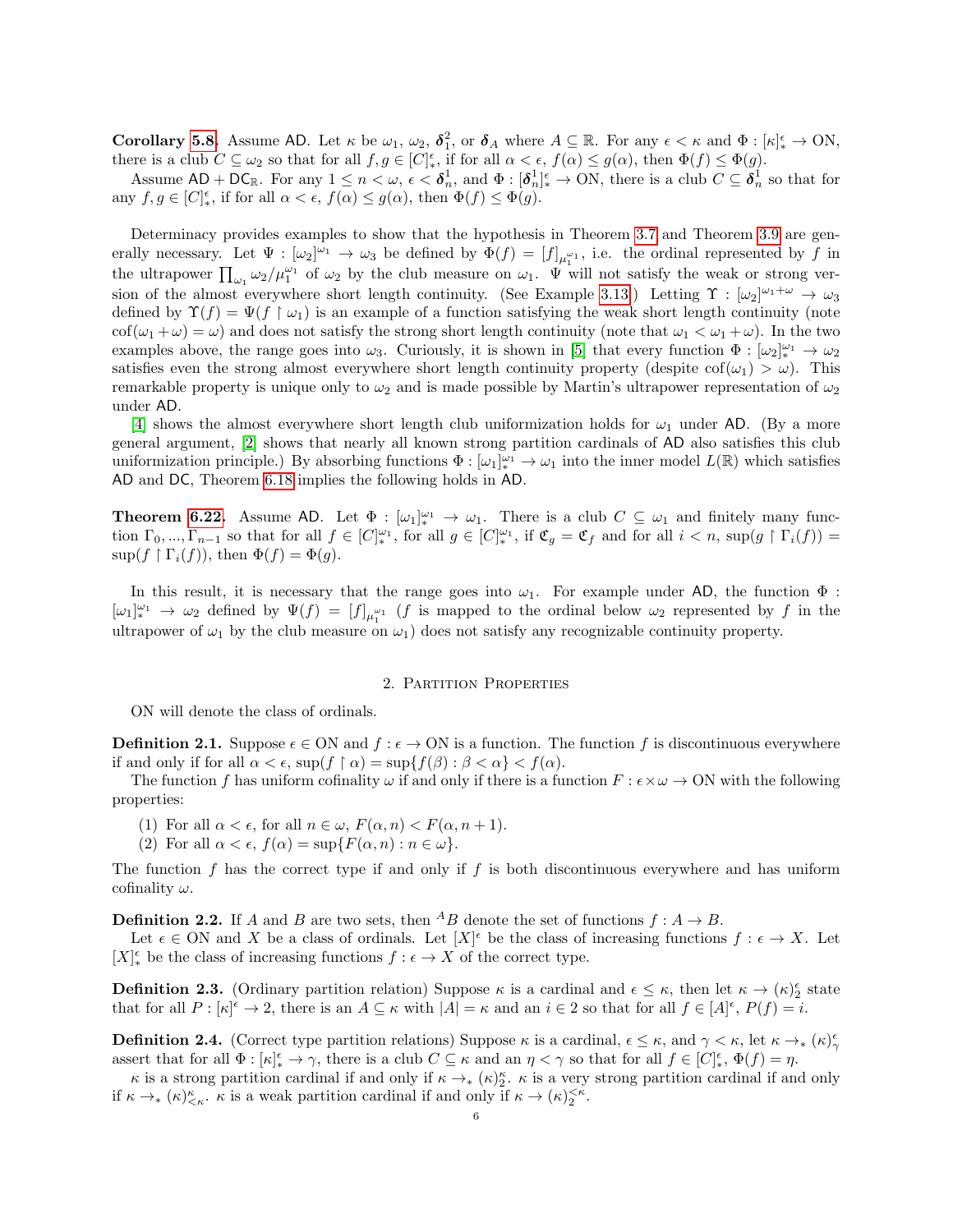**Corollary 5.8.** Assume $\mathsf{AD}$. Let $\kappa$ be $\omega_1$, $\omega_2$, $\boldsymbol{\delta}^2_1$, or $\boldsymbol{\delta}_A$ where $A \subseteq \mathbb{R}$. For any $\epsilon < \kappa$ and $\Phi : [\kappa]^\epsilon_* \to \mathrm{ON}$, there is a club $C \subseteq \omega_2$ so that for all $f, g \in [C]^\epsilon_*$, if for all $\alpha < \epsilon$, $f(\alpha) \leq g(\alpha)$, then $\Phi(f) \leq \Phi(g)$.

Assume $\mathsf{AD} + \mathsf{DC}_\mathbb{R}$. For any $1 \leq n < \omega$, $\epsilon < \boldsymbol{\delta}^1_n$, and $\Phi : [\boldsymbol{\delta}^1_n]^\epsilon_* \to \mathrm{ON}$, there is a club $C \subseteq \boldsymbol{\delta}^1_n$ so that for any $f, g \in [C]^\epsilon_*$, if for all $\alpha < \epsilon$, $f(\alpha) \leq g(\alpha)$, then $\Phi(f) \leq \Phi(g)$.

Determinacy provides examples to show that the hypothesis in Theorem 3.7 and Theorem 3.9 are generally necessary. Let $\Psi : [\omega_2]^{\omega_1} \to \omega_3$ be defined by $\Phi(f) = [f]_{\mu^{\omega_1}_1}$, i.e. the ordinal represented by $f$ in the ultrapower $\prod_{\omega_1} \omega_2 / \mu^{\omega_1}_1$ of $\omega_2$ by the club measure on $\omega_1$. $\Psi$ will not satisfy the weak or strong version of the almost everywhere short length continuity. (See Example 3.13.) Letting $\Upsilon : [\omega_2]^{\omega_1 + \omega} \to \omega_3$ defined by $\Upsilon(f) = \Psi(f \upharpoonright \omega_1)$ is an example of a function satisfying the weak short length continuity (note $\mathrm{cof}(\omega_1 + \omega) = \omega$) and does not satisfy the strong short length continuity (note that $\omega_1 < \omega_1 + \omega$). In the two examples above, the range goes into $\omega_3$. Curiously, it is shown in [5] that every function $\Phi : [\omega_2]^{\omega_1}_* \to \omega_2$ satisfies even the strong almost everywhere short length continuity property (despite $\mathrm{cof}(\omega_1) > \omega$). This remarkable property is unique only to $\omega_2$ and is made possible by Martin's ultrapower representation of $\omega_2$ under $\mathsf{AD}$.

[4] shows the almost everywhere short length club uniformization holds for $\omega_1$ under $\mathsf{AD}$. (By a more general argument, [2] shows that nearly all known strong partition cardinals of $\mathsf{AD}$ also satisfies this club uniformization principle.) By absorbing functions $\Phi : [\omega_1]^{\omega_1}_* \to \omega_1$ into the inner model $L(\mathbb{R})$ which satisfies $\mathsf{AD}$ and $\mathsf{DC}$, Theorem 6.18 implies the following holds in $\mathsf{AD}$.

**Theorem 6.22.** Assume $\mathsf{AD}$. Let $\Phi : [\omega_1]^{\omega_1}_* \to \omega_1$. There is a club $C \subseteq \omega_1$ and finitely many function $\Gamma_0, ..., \Gamma_{n-1}$ so that for all $f \in [C]^{\omega_1}_*$, for all $g \in [C]^{\omega_1}_*$, if $\mathfrak{C}_g = \mathfrak{C}_f$ and for all $i < n$, $\sup(g \upharpoonright \Gamma_i(f)) = \sup(f \upharpoonright \Gamma_i(f))$, then $\Phi(f) = \Phi(g)$.

In this result, it is necessary that the range goes into $\omega_1$. For example under $\mathsf{AD}$, the function $\Phi : [\omega_1]^{\omega_1}_* \to \omega_2$ defined by $\Psi(f) = [f]_{\mu^{\omega_1}_1}$ ($f$ is mapped to the ordinal below $\omega_2$ represented by $f$ in the ultrapower of $\omega_1$ by the club measure on $\omega_1$) does not satisfy any recognizable continuity property.

## 2. Partition Properties

ON will denote the class of ordinals.

**Definition 2.1.** Suppose $\epsilon \in \mathrm{ON}$ and $f : \epsilon \to \mathrm{ON}$ is a function. The function $f$ is discontinuous everywhere if and only if for all $\alpha < \epsilon$, $\sup(f \upharpoonright \alpha) = \sup\{f(\beta) : \beta < \alpha\} < f(\alpha)$.

The function $f$ has uniform cofinality $\omega$ if and only if there is a function $F : \epsilon \times \omega \to \mathrm{ON}$ with the following properties:

(1) For all $\alpha < \epsilon$, for all $n \in \omega$, $F(\alpha, n) < F(\alpha, n+1)$.
(2) For all $\alpha < \epsilon$, $f(\alpha) = \sup\{F(\alpha, n) : n \in \omega\}$.

The function $f$ has the correct type if and only if $f$ is both discontinuous everywhere and has uniform cofinality $\omega$.

**Definition 2.2.** If $A$ and $B$ are two sets, then ${}^AB$ denote the set of functions $f : A \to B$.

Let $\epsilon \in \mathrm{ON}$ and $X$ be a class of ordinals. Let $[X]^\epsilon$ be the class of increasing functions $f : \epsilon \to X$. Let $[X]^\epsilon_*$ be the class of increasing functions $f : \epsilon \to X$ of the correct type.

**Definition 2.3.** (Ordinary partition relation) Suppose $\kappa$ is a cardinal and $\epsilon \leq \kappa$, then let $\kappa \to (\kappa)^\epsilon_2$ state that for all $P : [\kappa]^\epsilon \to 2$, there is an $A \subseteq \kappa$ with $|A| = \kappa$ and an $i \in 2$ so that for all $f \in [A]^\epsilon$, $P(f) = i$.

**Definition 2.4.** (Correct type partition relations) Suppose $\kappa$ is a cardinal, $\epsilon \leq \kappa$, and $\gamma < \kappa$, let $\kappa \to_* (\kappa)^\epsilon_\gamma$ assert that for all $\Phi : [\kappa]^\epsilon_* \to \gamma$, there is a club $C \subseteq \kappa$ and an $\eta < \gamma$ so that for all $f \in [C]^\epsilon_*$, $\Phi(f) = \eta$.

$\kappa$ is a strong partition cardinal if and only if $\kappa \to_* (\kappa)^\kappa_2$. $\kappa$ is a very strong partition cardinal if and only if $\kappa \to_* (\kappa)^\kappa_{<\kappa}$. $\kappa$ is a weak partition cardinal if and only if $\kappa \to (\kappa)^{<\kappa}_2$.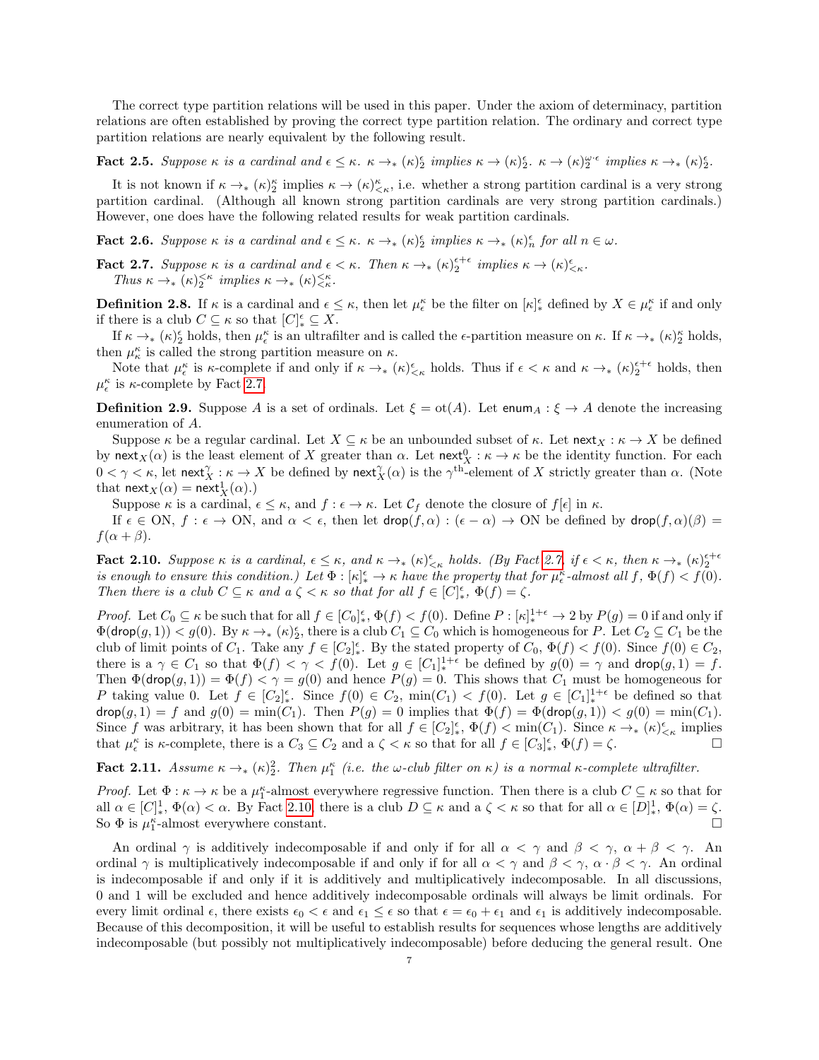The correct type partition relations will be used in this paper. Under the axiom of determinacy, partition relations are often established by proving the correct type partition relation. The ordinary and correct type partition relations are nearly equivalent by the following result.

**Fact 2.5.** *Suppose $\kappa$ is a cardinal and $\epsilon \leq \kappa$. $\kappa \rightarrow_* (\kappa)^\epsilon_2$ implies $\kappa \rightarrow (\kappa)^\epsilon_2$. $\kappa \rightarrow (\kappa)^{\omega \cdot \epsilon}_2$ implies $\kappa \rightarrow_* (\kappa)^\epsilon_2$.*

It is not known if $\kappa \rightarrow_* (\kappa)^\kappa_2$ implies $\kappa \rightarrow (\kappa)^\kappa_{<\kappa}$, i.e. whether a strong partition cardinal is a very strong partition cardinal. (Although all known strong partition cardinals are very strong partition cardinals.) However, one does have the following related results for weak partition cardinals.

**Fact 2.6.** *Suppose $\kappa$ is a cardinal and $\epsilon \leq \kappa$. $\kappa \rightarrow_* (\kappa)^\epsilon_2$ implies $\kappa \rightarrow_* (\kappa)^\epsilon_n$ for all $n \in \omega$.*

**Fact 2.7.** *Suppose $\kappa$ is a cardinal and $\epsilon < \kappa$. Then $\kappa \rightarrow_* (\kappa)^{\epsilon + \epsilon}_2$ implies $\kappa \rightarrow (\kappa)^\epsilon_{<\kappa}$. Thus $\kappa \rightarrow_* (\kappa)^{<\kappa}_2$ implies $\kappa \rightarrow_* (\kappa)^{<\kappa}_{<\kappa}$.*

**Definition 2.8.** If $\kappa$ is a cardinal and $\epsilon \leq \kappa$, then let $\mu^\kappa_\epsilon$ be the filter on $[\kappa]^\epsilon_*$ defined by $X \in \mu^\kappa_\epsilon$ if and only if there is a club $C \subseteq \kappa$ so that $[C]^\epsilon_* \subseteq X$.

If $\kappa \rightarrow_* (\kappa)^\epsilon_2$ holds, then $\mu^\kappa_\epsilon$ is an ultrafilter and is called the $\epsilon$-partition measure on $\kappa$. If $\kappa \rightarrow_* (\kappa)^\kappa_2$ holds, then $\mu^\kappa_\kappa$ is called the strong partition measure on $\kappa$.

Note that $\mu^\kappa_\epsilon$ is $\kappa$-complete if and only if $\kappa \rightarrow_* (\kappa)^\epsilon_{<\kappa}$ holds. Thus if $\epsilon < \kappa$ and $\kappa \rightarrow_* (\kappa)^{\epsilon+\epsilon}_2$ holds, then $\mu^\kappa_\epsilon$ is $\kappa$-complete by Fact 2.7.

**Definition 2.9.** Suppose $A$ is a set of ordinals. Let $\xi = \text{ot}(A)$. Let $\mathsf{enum}_A : \xi \rightarrow A$ denote the increasing enumeration of $A$.

Suppose $\kappa$ be a regular cardinal. Let $X \subseteq \kappa$ be an unbounded subset of $\kappa$. Let $\mathsf{next}_X : \kappa \rightarrow X$ be defined by $\mathsf{next}_X(\alpha)$ is the least element of $X$ greater than $\alpha$. Let $\mathsf{next}^0_X : \kappa \rightarrow \kappa$ be the identity function. For each $0 < \gamma < \kappa$, let $\mathsf{next}^\gamma_X : \kappa \rightarrow X$ be defined by $\mathsf{next}^\gamma_X(\alpha)$ is the $\gamma^{\text{th}}$-element of $X$ strictly greater than $\alpha$. (Note that $\mathsf{next}_X(\alpha) = \mathsf{next}^1_X(\alpha)$.)

Suppose $\kappa$ is a cardinal, $\epsilon \leq \kappa$, and $f : \epsilon \rightarrow \kappa$. Let $\mathcal{C}_f$ denote the closure of $f[\epsilon]$ in $\kappa$.

If $\epsilon \in \text{ON}$, $f : \epsilon \rightarrow \text{ON}$, and $\alpha < \epsilon$, then let $\mathsf{drop}(f, \alpha) : (\epsilon - \alpha) \rightarrow \text{ON}$ be defined by $\mathsf{drop}(f, \alpha)(\beta) = f(\alpha + \beta)$.

**Fact 2.10.** *Suppose $\kappa$ is a cardinal, $\epsilon \leq \kappa$, and $\kappa \rightarrow_* (\kappa)^\epsilon_{<\kappa}$ holds. (By Fact 2.7, if $\epsilon < \kappa$, then $\kappa \rightarrow_* (\kappa)^{\epsilon+\epsilon}_2$ is enough to ensure this condition.) Let $\Phi : [\kappa]^\epsilon_* \rightarrow \kappa$ have the property that for $\mu^\kappa_\epsilon$-almost all $f$, $\Phi(f) < f(0)$. Then there is a club $C \subseteq \kappa$ and a $\zeta < \kappa$ so that for all $f \in [C]^\epsilon_*$, $\Phi(f) = \zeta$.*

*Proof.* Let $C_0 \subseteq \kappa$ be such that for all $f \in [C_0]^\epsilon_*$, $\Phi(f) < f(0)$. Define $P : [\kappa]^{1+\epsilon}_* \rightarrow 2$ by $P(g) = 0$ if and only if $\Phi(\mathsf{drop}(g, 1)) < g(0)$. By $\kappa \rightarrow_* (\kappa)^\epsilon_2$, there is a club $C_1 \subseteq C_0$ which is homogeneous for $P$. Let $C_2 \subseteq C_1$ be the club of limit points of $C_1$. Take any $f \in [C_2]^\epsilon_*$. By the stated property of $C_0$, $\Phi(f) < f(0)$. Since $f(0) \in C_2$, there is a $\gamma \in C_1$ so that $\Phi(f) < \gamma < f(0)$. Let $g \in [C_1]^{1+\epsilon}_*$ be defined by $g(0) = \gamma$ and $\mathsf{drop}(g, 1) = f$. Then $\Phi(\mathsf{drop}(g, 1)) = \Phi(f) < \gamma = g(0)$ and hence $P(g) = 0$. This shows that $C_1$ must be homogeneous for $P$ taking value 0. Let $f \in [C_2]^\epsilon_*$. Since $f(0) \in C_2$, $\min(C_1) < f(0)$. Let $g \in [C_1]^{1+\epsilon}_*$ be defined so that $\mathsf{drop}(g, 1) = f$ and $g(0) = \min(C_1)$. Then $P(g) = 0$ implies that $\Phi(f) = \Phi(\mathsf{drop}(g, 1)) < g(0) = \min(C_1)$. Since $f$ was arbitrary, it has been shown that for all $f \in [C_2]^\epsilon_*$, $\Phi(f) < \min(C_1)$. Since $\kappa \rightarrow_* (\kappa)^\epsilon_{<\kappa}$ implies that $\mu^\kappa_\epsilon$ is $\kappa$-complete, there is a $C_3 \subseteq C_2$ and a $\zeta < \kappa$ so that for all $f \in [C_3]^\epsilon_*$, $\Phi(f) = \zeta$. $\square$

**Fact 2.11.** *Assume $\kappa \rightarrow_* (\kappa)^2_2$. Then $\mu^\kappa_1$ (i.e. the $\omega$-club filter on $\kappa$) is a normal $\kappa$-complete ultrafilter.*

*Proof.* Let $\Phi : \kappa \rightarrow \kappa$ be a $\mu^\kappa_1$-almost everywhere regressive function. Then there is a club $C \subseteq \kappa$ so that for all $\alpha \in [C]^1_*$, $\Phi(\alpha) < \alpha$. By Fact 2.10, there is a club $D \subseteq \kappa$ and a $\zeta < \kappa$ so that for all $\alpha \in [D]^1_*$, $\Phi(\alpha) = \zeta$. So $\Phi$ is $\mu^\kappa_1$-almost everywhere constant. $\square$

An ordinal $\gamma$ is additively indecomposable if and only if for all $\alpha < \gamma$ and $\beta < \gamma$, $\alpha + \beta < \gamma$. An ordinal $\gamma$ is multiplicatively indecomposable if and only if for all $\alpha < \gamma$ and $\beta < \gamma$, $\alpha \cdot \beta < \gamma$. An ordinal is indecomposable if and only if it is additively and multiplicatively indecomposable. In all discussions, 0 and 1 will be excluded and hence additively indecomposable ordinals will always be limit ordinals. For every limit ordinal $\epsilon$, there exists $\epsilon_0 < \epsilon$ and $\epsilon_1 \leq \epsilon$ so that $\epsilon = \epsilon_0 + \epsilon_1$ and $\epsilon_1$ is additively indecomposable. Because of this decomposition, it will be useful to establish results for sequences whose lengths are additively indecomposable (but possibly not multiplicatively indecomposable) before deducing the general result. One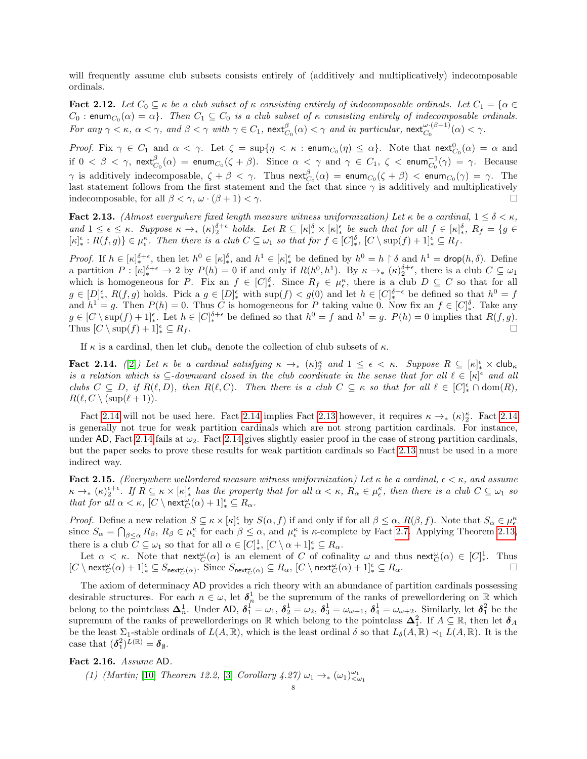will frequently assume club subsets consists entirely of (additively and multiplicatively) indecomposable ordinals.

**Fact 2.12.** *Let $C_0 \subseteq \kappa$ be a club subset of $\kappa$ consisting entirely of indecomposable ordinals. Let $C_1 = \{\alpha \in C_0 : \mathsf{enum}_{C_0}(\alpha) = \alpha\}$. Then $C_1 \subseteq C_0$ is a club subset of $\kappa$ consisting entirely of indecomposable ordinals. For any $\gamma < \kappa$, $\alpha < \gamma$, and $\beta < \gamma$ with $\gamma \in C_1$, $\mathsf{next}^{\beta}_{C_0}(\alpha) < \gamma$ and in particular, $\mathsf{next}^{\omega\cdot(\beta+1)}_{C_0}(\alpha) < \gamma$.*

*Proof.* Fix $\gamma \in C_1$ and $\alpha < \gamma$. Let $\zeta = \sup\{\eta < \kappa : \mathsf{enum}_{C_0}(\eta) \leq \alpha\}$. Note that $\mathsf{next}^{0}_{C_0}(\alpha) = \alpha$ and if $0 < \beta < \gamma$, $\mathsf{next}^{\beta}_{C_0}(\alpha) = \mathsf{enum}_{C_0}(\zeta + \beta)$. Since $\alpha < \gamma$ and $\gamma \in C_1$, $\zeta < \mathsf{enum}^{-1}_{C_0}(\gamma) = \gamma$. Because $\gamma$ is additively indecomposable, $\zeta + \beta < \gamma$. Thus $\mathsf{next}^{\beta}_{C_0}(\alpha) = \mathsf{enum}_{C_0}(\zeta + \beta) < \mathsf{enum}_{C_0}(\gamma) = \gamma$. The last statement follows from the first statement and the fact that since $\gamma$ is additively and multiplicatively indecomposable, for all $\beta < \gamma$, $\omega \cdot (\beta + 1) < \gamma$. ☐

**Fact 2.13.** *(Almost everywhere fixed length measure witness uniformization) Let $\kappa$ be a cardinal, $1 \leq \delta < \kappa$, and $1 \leq \epsilon \leq \kappa$. Suppose $\kappa \rightarrow_* (\kappa)^{\delta+\epsilon}_2$ holds. Let $R \subseteq [\kappa]^{\delta}_* \times [\kappa]^{\epsilon}_*$ be such that for all $f \in [\kappa]^{\delta}_*$, $R_f = \{g \in [\kappa]^{\epsilon}_* : R(f,g)\} \in \mu^{\kappa}_{\epsilon}$. Then there is a club $C \subseteq \omega_1$ so that for $f \in [C]^{\delta}_*$, $[C \setminus \sup(f) + 1]^{\epsilon}_* \subseteq R_f$.*

*Proof.* If $h \in [\kappa]^{\delta+\epsilon}_*$, then let $h^0 \in [\kappa]^{\delta}_*$, and $h^1 \in [\kappa]^{\epsilon}_*$ be defined by $h^0 = h \restriction \delta$ and $h^1 = \mathsf{drop}(h, \delta)$. Define a partition $P : [\kappa]^{\delta+\epsilon}_* \to 2$ by $P(h) = 0$ if and only if $R(h^0, h^1)$. By $\kappa \rightarrow_* (\kappa)^{\delta+\epsilon}_2$, there is a club $C \subseteq \omega_1$ which is homogeneous for $P$. Fix an $f \in [C]^{\delta}_*$. Since $R_f \in \mu^{\kappa}_{\epsilon}$, there is a club $D \subseteq C$ so that for all $g \in [D]^{\epsilon}_*$, $R(f, g)$ holds. Pick a $g \in [D]^{\epsilon}_*$ with $\sup(f) < g(0)$ and let $h \in [C]^{\delta+\epsilon}_*$ be defined so that $h^0 = f$ and $h^1 = g$. Then $P(h) = 0$. Thus $C$ is homogeneous for $P$ taking value 0. Now fix an $f \in [C]^{\delta}_*$. Take any $g \in [C \setminus \sup(f) + 1]^{\epsilon}_*$. Let $h \in [C]^{\delta+\epsilon}_*$ be defined so that $h^0 = f$ and $h^1 = g$. $P(h) = 0$ implies that $R(f, g)$. Thus $[C \setminus \sup(f) + 1]^{\epsilon}_* \subseteq R_f$. ☐

If $\kappa$ is a cardinal, then let $\mathsf{club}_{\kappa}$ denote the collection of club subsets of $\kappa$.

**Fact 2.14.** *([2]) Let $\kappa$ be a cardinal satisfying $\kappa \rightarrow_* (\kappa)^{\kappa}_2$ and $1 \leq \epsilon < \kappa$. Suppose $R \subseteq [\kappa]^{\epsilon}_* \times \mathsf{club}_{\kappa}$ is a relation which is $\subseteq$-downward closed in the club coordinate in the sense that for all $\ell \in [\kappa]^{\epsilon}$ and all clubs $C \subseteq D$, if $R(\ell, D)$, then $R(\ell, C)$. Then there is a club $C \subseteq \kappa$ so that for all $\ell \in [C]^{\epsilon}_* \cap \mathrm{dom}(R)$, $R(\ell, C \setminus (\sup(\ell + 1))$.*

Fact 2.14 will not be used here. Fact 2.14 implies Fact 2.13 however, it requires $\kappa \rightarrow_* (\kappa)^{\kappa}_2$. Fact 2.14 is generally not true for weak partition cardinals which are not strong partition cardinals. For instance, under $\mathsf{AD}$, Fact 2.14 fails at $\omega_2$. Fact 2.14 gives slightly easier proof in the case of strong partition cardinals, but the paper seeks to prove these results for weak partition cardinals so Fact 2.13 must be used in a more indirect way.

**Fact 2.15.** *(Everywhere wellordered measure witness uniformization) Let $\kappa$ be a cardinal, $\epsilon < \kappa$, and assume $\kappa \rightarrow_* (\kappa)^{\epsilon+\epsilon}_2$. If $R \subseteq \kappa \times [\kappa]^{\epsilon}_*$ has the property that for all $\alpha < \kappa$, $R_{\alpha} \in \mu^{\kappa}_{\epsilon}$, then there is a club $C \subseteq \omega_1$ so that for all $\alpha < \kappa$, $[C \setminus \mathsf{next}^{\omega}_{C}(\alpha) + 1]^{\epsilon}_* \subseteq R_{\alpha}$.*

*Proof.* Define a new relation $S \subseteq \kappa \times [\kappa]^{\epsilon}_*$ by $S(\alpha, f)$ if and only if for all $\beta \leq \alpha$, $R(\beta, f)$. Note that $S_{\alpha} \in \mu^{\kappa}_{\epsilon}$ since $S_{\alpha} = \bigcap_{\beta \leq \alpha} R_{\beta}$, $R_{\beta} \in \mu^{\kappa}_{\epsilon}$ for each $\beta \leq \alpha$, and $\mu^{\kappa}_{\epsilon}$ is $\kappa$-complete by Fact 2.7. Applying Theorem 2.13, there is a club $C \subseteq \omega_1$ so that for all $\alpha \in [C]^1_*$, $[C \setminus \alpha + 1]^{\epsilon}_* \subseteq R_{\alpha}$.

Let $\alpha < \kappa$. Note that $\mathsf{next}^{\omega}_{C}(\alpha)$ is an element of $C$ of cofinality $\omega$ and thus $\mathsf{next}^{\omega}_{C}(\alpha) \in [C]^1_*$. Thus $[C \setminus \mathsf{next}^{\omega}_{C}(\alpha) + 1]^{\epsilon}_* \subseteq S_{\mathsf{next}^{\omega}_{C}(\alpha)}$. Since $S_{\mathsf{next}^{\omega}_{C}(\alpha)} \subseteq R_{\alpha}$, $[C \setminus \mathsf{next}^{\omega}_{C}(\alpha) + 1]^{\epsilon}_* \subseteq R_{\alpha}$. ☐

The axiom of determinacy $\mathsf{AD}$ provides a rich theory with an abundance of partition cardinals possessing desirable structures. For each $n \in \omega$, let $\boldsymbol{\delta}^1_n$ be the supremum of the ranks of prewellordering on $\mathbb{R}$ which belong to the pointclass $\boldsymbol{\Delta}^1_n$. Under $\mathsf{AD}$, $\boldsymbol{\delta}^1_1 = \omega_1$, $\boldsymbol{\delta}^1_2 = \omega_2$, $\boldsymbol{\delta}^1_3 = \omega_{\omega+1}$, $\boldsymbol{\delta}^1_4 = \omega_{\omega+2}$. Similarly, let $\boldsymbol{\delta}^2_1$ be the supremum of the ranks of prewellorderings on $\mathbb{R}$ which belong to the pointclass $\boldsymbol{\Delta}^2_1$. If $A \subseteq \mathbb{R}$, then let $\boldsymbol{\delta}_A$ be the least $\Sigma_1$-stable ordinals of $L(A, \mathbb{R})$, which is the least ordinal $\delta$ so that $L_{\delta}(A, \mathbb{R}) \prec_1 L(A, \mathbb{R})$. It is the case that $(\boldsymbol{\delta}^2_1)^{L(\mathbb{R})} = \boldsymbol{\delta}_{\emptyset}$.

**Fact 2.16.** *Assume $\mathsf{AD}$.*

*(1) (Martin; [10] Theorem 12.2, [3] Corollary 4.27) $\omega_1 \rightarrow_* (\omega_1)^{\omega_1}_{<\omega_1}$*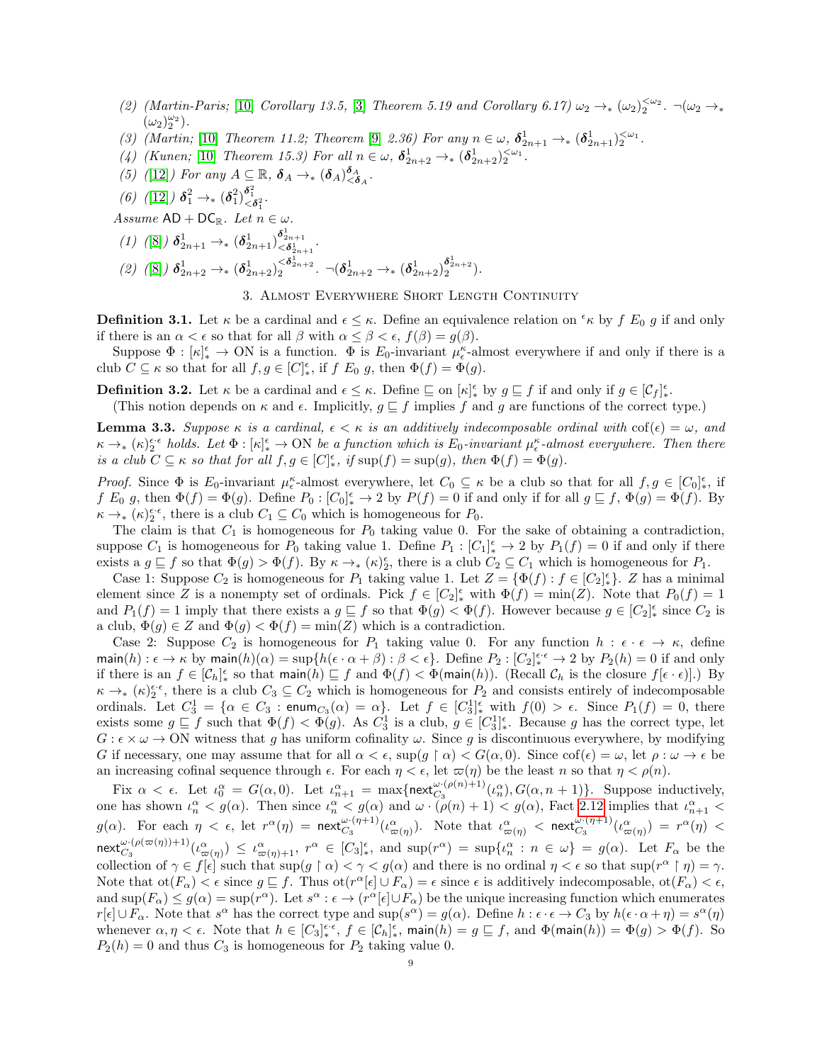(2) *(Martin-Paris; [10] Corollary 13.5, [3] Theorem 5.19 and Corollary 6.17)* $\omega_2 \to_* (\omega_2)_2^{<\omega_2}$. $\neg(\omega_2 \to_* (\omega_2)_2^{\omega_2})$.

(3) *(Martin; [10] Theorem 11.2; Theorem [9] 2.36)* For any $n \in \omega$, $\boldsymbol{\delta}^1_{2n+1} \to_* (\boldsymbol{\delta}^1_{2n+1})_2^{<\omega_1}$.

(4) *(Kunen; [10] Theorem 15.3)* For all $n \in \omega$, $\boldsymbol{\delta}^1_{2n+2} \to_* (\boldsymbol{\delta}^1_{2n+2})_2^{<\omega_1}$.

(5) *([12])* For any $A \subseteq \mathbb{R}$, $\boldsymbol{\delta}_A \to_* (\boldsymbol{\delta}_A)^{\boldsymbol{\delta}_A}_{<\boldsymbol{\delta}_A}$.

(6) *([12])* $\boldsymbol{\delta}^2_1 \to_* (\boldsymbol{\delta}^2_1)^{\boldsymbol{\delta}^2_1}_{<\boldsymbol{\delta}^2_1}$.

*Assume* $\mathsf{AD} + \mathsf{DC}_{\mathbb{R}}$. *Let* $n \in \omega$.

(1) *([8])* $\boldsymbol{\delta}^1_{2n+1} \to_* (\boldsymbol{\delta}^1_{2n+1})^{\boldsymbol{\delta}^1_{2n+1}}_{<\boldsymbol{\delta}^1_{2n+1}}$.

(2) *([8])* $\boldsymbol{\delta}^1_{2n+2} \to_* (\boldsymbol{\delta}^1_{2n+2})_2^{<\boldsymbol{\delta}^1_{2n+2}}$. $\neg(\boldsymbol{\delta}^1_{2n+2} \to_* (\boldsymbol{\delta}^1_{2n+2})_2^{\boldsymbol{\delta}^1_{2n+2}})$.

## 3. Almost Everywhere Short Length Continuity

**Definition 3.1.** Let $\kappa$ be a cardinal and $\epsilon \leq \kappa$. Define an equivalence relation on ${}^{\epsilon}\kappa$ by $f\ E_0\ g$ if and only if there is an $\alpha < \epsilon$ so that for all $\beta$ with $\alpha \leq \beta < \epsilon$, $f(\beta) = g(\beta)$.

Suppose $\Phi : [\kappa]^{\epsilon}_* \to \mathrm{ON}$ is a function. $\Phi$ is $E_0$-invariant $\mu^{\kappa}_{\epsilon}$-almost everywhere if and only if there is a club $C \subseteq \kappa$ so that for all $f, g \in [C]^{\epsilon}_*$, if $f\ E_0\ g$, then $\Phi(f) = \Phi(g)$.

**Definition 3.2.** Let $\kappa$ be a cardinal and $\epsilon \leq \kappa$. Define $\sqsubseteq$ on $[\kappa]^{\epsilon}_*$ by $g \sqsubseteq f$ if and only if $g \in [\mathcal{C}_f]^{\epsilon}_*$.

(This notion depends on $\kappa$ and $\epsilon$. Implicitly, $g \sqsubseteq f$ implies $f$ and $g$ are functions of the correct type.)

**Lemma 3.3.** *Suppose $\kappa$ is a cardinal, $\epsilon < \kappa$ is an additively indecomposable ordinal with $\mathrm{cof}(\epsilon) = \omega$, and $\kappa \to_* (\kappa)_2^{\epsilon\cdot\epsilon}$ holds. Let $\Phi : [\kappa]^{\epsilon}_* \to \mathrm{ON}$ be a function which is $E_0$-invariant $\mu^{\kappa}_{\epsilon}$-almost everywhere. Then there is a club $C \subseteq \kappa$ so that for all $f, g \in [C]^{\epsilon}_*$, if $\sup(f) = \sup(g)$, then $\Phi(f) = \Phi(g)$.*

*Proof.* Since $\Phi$ is $E_0$-invariant $\mu^{\kappa}_{\epsilon}$-almost everywhere, let $C_0 \subseteq \kappa$ be a club so that for all $f, g \in [C_0]^{\epsilon}_*$, if $f\ E_0\ g$, then $\Phi(f) = \Phi(g)$. Define $P_0 : [C_0]^{\epsilon}_* \to 2$ by $P(f) = 0$ if and only if for all $g \sqsubseteq f$, $\Phi(g) = \Phi(f)$. By $\kappa \to_* (\kappa)_2^{\epsilon\cdot\epsilon}$, there is a club $C_1 \subseteq C_0$ which is homogeneous for $P_0$.

The claim is that $C_1$ is homogeneous for $P_0$ taking value 0. For the sake of obtaining a contradiction, suppose $C_1$ is homogeneous for $P_0$ taking value 1. Define $P_1 : [C_1]^{\epsilon}_* \to 2$ by $P_1(f) = 0$ if and only if there exists a $g \sqsubseteq f$ so that $\Phi(g) > \Phi(f)$. By $\kappa \to_* (\kappa)^{\epsilon}_2$, there is a club $C_2 \subseteq C_1$ which is homogeneous for $P_1$.

Case 1: Suppose $C_2$ is homogeneous for $P_1$ taking value 1. Let $Z = \{\Phi(f) : f \in [C_2]^{\epsilon}_*\}$. $Z$ has a minimal element since $Z$ is a nonempty set of ordinals. Pick $f \in [C_2]^{\epsilon}_*$ with $\Phi(f) = \min(Z)$. Note that $P_0(f) = 1$ and $P_1(f) = 1$ imply that there exists a $g \sqsubseteq f$ so that $\Phi(g) < \Phi(f)$. However because $g \in [C_2]^{\epsilon}_*$ since $C_2$ is a club, $\Phi(g) \in Z$ and $\Phi(g) < \Phi(f) = \min(Z)$ which is a contradiction.

Case 2: Suppose $C_2$ is homogeneous for $P_1$ taking value 0. For any function $h : \epsilon\cdot\epsilon \to \kappa$, define $\mathsf{main}(h) : \epsilon \to \kappa$ by $\mathsf{main}(h)(\alpha) = \sup\{h(\epsilon\cdot\alpha + \beta) : \beta < \epsilon\}$. Define $P_2 : [C_2]^{\epsilon\cdot\epsilon}_* \to 2$ by $P_2(h) = 0$ if and only if there is an $f \in [\mathcal{C}_h]^{\epsilon}_*$ so that $\mathsf{main}(h) \sqsubseteq f$ and $\Phi(f) < \Phi(\mathsf{main}(h))$. (Recall $\mathcal{C}_h$ is the closure $f[\epsilon\cdot\epsilon]$.) By $\kappa \to_* (\kappa)_2^{\epsilon\cdot\epsilon}$, there is a club $C_3 \subseteq C_2$ which is homogeneous for $P_2$ and consists entirely of indecomposable ordinals. Let $C_3^1 = \{\alpha \in C_3 : \mathsf{enum}_{C_3}(\alpha) = \alpha\}$. Let $f \in [C_3^1]^{\epsilon}_*$ with $f(0) > \epsilon$. Since $P_1(f) = 0$, there exists some $g \sqsubseteq f$ such that $\Phi(f) < \Phi(g)$. As $C_3^1$ is a club, $g \in [C_3^1]^{\epsilon}_*$. Because $g$ has the correct type, let $G : \epsilon \times \omega \to \mathrm{ON}$ witness that $g$ has uniform cofinality $\omega$. Since $g$ is discontinuous everywhere, by modifying $G$ if necessary, one may assume that for all $\alpha < \epsilon$, $\sup(g \restriction \alpha) < G(\alpha, 0)$. Since $\mathrm{cof}(\epsilon) = \omega$, let $\rho : \omega \to \epsilon$ be an increasing cofinal sequence through $\epsilon$. For each $\eta < \epsilon$, let $\varpi(\eta)$ be the least $n$ so that $\eta < \rho(n)$.

Fix $\alpha < \epsilon$. Let $\iota^{\alpha}_0 = G(\alpha, 0)$. Let $\iota^{\alpha}_{n+1} = \max\{\mathsf{next}^{\omega\cdot(\rho(n)+1)}_{C_3}(\iota^{\alpha}_n), G(\alpha, n+1)\}$. Suppose inductively, one has shown $\iota^{\alpha}_n < g(\alpha)$. Then since $\iota^{\alpha}_n < g(\alpha)$ and $\omega\cdot(\rho(n)+1) < g(\alpha)$, Fact 2.12 implies that $\iota^{\alpha}_{n+1} < g(\alpha)$. For each $\eta < \epsilon$, let $r^{\alpha}(\eta) = \mathsf{next}^{\omega\cdot(\eta+1)}_{C_3}(\iota^{\alpha}_{\varpi(\eta)})$. Note that $\iota^{\alpha}_{\varpi(\eta)} < \mathsf{next}^{\omega\cdot(\eta+1)}_{C_3}(\iota^{\alpha}_{\varpi(\eta)}) = r^{\alpha}(\eta) < \mathsf{next}^{\omega\cdot(\rho(\varpi(\eta))+1)}_{C_3}(\iota^{\alpha}_{\varpi(\eta)}) \leq \iota^{\alpha}_{\varpi(\eta)+1}$, $r^{\alpha} \in [C_3]^{\epsilon}_*$, and $\sup(r^{\alpha}) = \sup\{\iota^{\alpha}_n : n \in \omega\} = g(\alpha)$. Let $F_{\alpha}$ be the collection of $\gamma \in f[\epsilon]$ such that $\sup(g \restriction \alpha) < \gamma < g(\alpha)$ and there is no ordinal $\eta < \epsilon$ so that $\sup(r^{\alpha} \restriction \eta) = \gamma$. Note that $\mathrm{ot}(F_{\alpha}) < \epsilon$ since $g \sqsubseteq f$. Thus $\mathrm{ot}(r^{\alpha}[\epsilon] \cup F_{\alpha}) = \epsilon$ since $\epsilon$ is additively indecomposable, $\mathrm{ot}(F_{\alpha}) < \epsilon$, and $\sup(F_{\alpha}) \leq g(\alpha) = \sup(r^{\alpha})$. Let $s^{\alpha} : \epsilon \to (r^{\alpha}[\epsilon] \cup F_{\alpha})$ be the unique increasing function which enumerates $r[\epsilon] \cup F_{\alpha}$. Note that $s^{\alpha}$ has the correct type and $\sup(s^{\alpha}) = g(\alpha)$. Define $h : \epsilon\cdot\epsilon \to C_3$ by $h(\epsilon\cdot\alpha + \eta) = s^{\alpha}(\eta)$ whenever $\alpha, \eta < \epsilon$. Note that $h \in [C_3]^{\epsilon\cdot\epsilon}_*$, $f \in [\mathcal{C}_h]^{\epsilon}_*$, $\mathsf{main}(h) = g \sqsubseteq f$, and $\Phi(\mathsf{main}(h)) = \Phi(g) > \Phi(f)$. So $P_2(h) = 0$ and thus $C_3$ is homogeneous for $P_2$ taking value 0.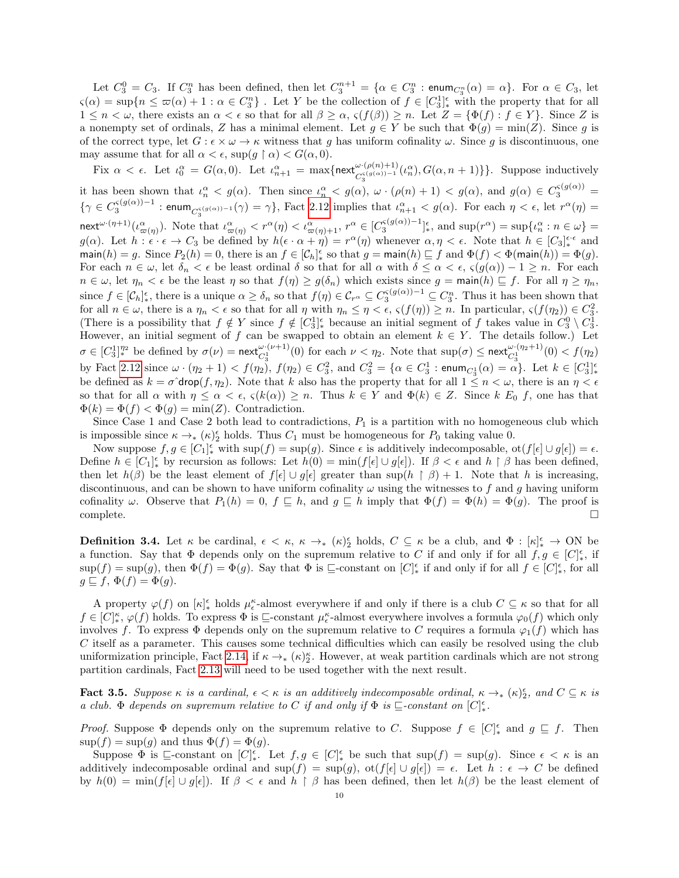Let $C_3^0 = C_3$. If $C_3^n$ has been defined, then let $C_3^{n+1} = \{\alpha \in C_3^n : \mathsf{enum}_{C_3^n}(\alpha) = \alpha\}$. For $\alpha \in C_3$, let $\varsigma(\alpha) = \sup\{n \leq \varpi(\alpha) + 1 : \alpha \in C_3^n\}$ . Let $Y$ be the collection of $f \in [C_3^1]^\epsilon_*$ with the property that for all $1 \leq n < \omega$, there exists an $\alpha < \epsilon$ so that for all $\beta \geq \alpha$, $\varsigma(f(\beta)) \geq n$. Let $Z = \{\Phi(f) : f \in Y\}$. Since $Z$ is a nonempty set of ordinals, $Z$ has a minimal element. Let $g \in Y$ be such that $\Phi(g) = \min(Z)$. Since $g$ is of the correct type, let $G : \epsilon \times \omega \to \kappa$ witness that $g$ has uniform cofinality $\omega$. Since $g$ is discontinuous, one may assume that for all $\alpha < \epsilon$, $\sup(g \restriction \alpha) < G(\alpha, 0)$.

Fix $\alpha < \epsilon$. Let $\iota_0^\alpha = G(\alpha, 0)$. Let $\iota_{n+1}^\alpha = \max\{\mathsf{next}^{\omega\cdot(\rho(n)+1)}_{C_3^{\varsigma(g(\alpha))-1}}(\iota_n^\alpha), G(\alpha, n+1)\}\}$. Suppose inductively it has been shown that $\iota_n^\alpha < g(\alpha)$. Then since $\iota_n^\alpha < g(\alpha)$, $\omega \cdot (\rho(n) + 1) < g(\alpha)$, and $g(\alpha) \in C_3^{\varsigma(g(\alpha))} = \{\gamma \in C_3^{\varsigma(g(\alpha))-1} : \mathsf{enum}_{C_3^{\varsigma(g(\alpha))-1}}(\gamma) = \gamma\}$, Fact 2.12 implies that $\iota_{n+1}^\alpha < g(\alpha)$. For each $\eta < \epsilon$, let $r^\alpha(\eta) = \mathsf{next}^{\omega\cdot(\eta+1)}(\iota^\alpha_{\varpi(\eta)})$. Note that $\iota^\alpha_{\varpi(\eta)} < r^\alpha(\eta) < \iota^\alpha_{\varpi(\eta)+1}$, $r^\alpha \in [C_3^{\varsigma(g(\alpha))-1}]^\epsilon_*$, and $\sup(r^\alpha) = \sup\{\iota_n^\alpha : n \in \omega\} = g(\alpha)$. Let $h : \epsilon \cdot \epsilon \to C_3$ be defined by $h(\epsilon \cdot \alpha + \eta) = r^\alpha(\eta)$ whenever $\alpha, \eta < \epsilon$. Note that $h \in [C_3]^{\epsilon\cdot\epsilon}_*$ and $\mathsf{main}(h) = g$. Since $P_2(h) = 0$, there is an $f \in [\mathcal{C}_h]^\epsilon_*$ so that $g = \mathsf{main}(h) \sqsubseteq f$ and $\Phi(f) < \Phi(\mathsf{main}(h)) = \Phi(g)$. For each $n \in \omega$, let $\delta_n < \epsilon$ be least ordinal $\delta$ so that for all $\alpha$ with $\delta \leq \alpha < \epsilon$, $\varsigma(g(\alpha)) - 1 \geq n$. For each $n \in \omega$, let $\eta_n < \epsilon$ be the least $\eta$ so that $f(\eta) \geq g(\delta_n)$ which exists since $g = \mathsf{main}(h) \sqsubseteq f$. For all $\eta \geq \eta_n$, since $f \in [\mathcal{C}_h]^\epsilon_*$, there is a unique $\alpha \geq \delta_n$ so that $f(\eta) \in \mathcal{C}_{r^\alpha} \subseteq C_3^{\varsigma(g(\alpha))-1} \subseteq C_3^n$. Thus it has been shown that for all $n \in \omega$, there is a $\eta_n < \epsilon$ so that for all $\eta$ with $\eta_n \leq \eta < \epsilon$, $\varsigma(f(\eta)) \geq n$. In particular, $\varsigma(f(\eta_2)) \in C_3^2$. (There is a possibility that $f \notin Y$ since $f \notin [C_3^1]^\epsilon_*$ because an initial segment of $f$ takes value in $C_3^0 \setminus C_3^1$. However, an initial segment of $f$ can be swapped to obtain an element $k \in Y$. The details follow.) Let $\sigma \in [C_3^1]^{\eta_2}_*$ be defined by $\sigma(\nu) = \mathsf{next}^{\omega\cdot(\nu+1)}_{C_3^1}(0)$ for each $\nu < \eta_2$. Note that $\sup(\sigma) \leq \mathsf{next}^{\omega\cdot(\eta_2+1)}_{C_3^1}(0) < f(\eta_2)$ by Fact 2.12 since $\omega \cdot (\eta_2 + 1) < f(\eta_2)$, $f(\eta_2) \in C_3^2$, and $C_3^2 = \{\alpha \in C_3^1 : \mathsf{enum}_{C_3^1}(\alpha) = \alpha\}$. Let $k \in [C_3^1]^\epsilon_*$ be defined as $k = \sigma\hat{\ }\mathsf{drop}(f, \eta_2)$. Note that $k$ also has the property that for all $1 \leq n < \omega$, there is an $\eta < \epsilon$ so that for all $\alpha$ with $\eta \leq \alpha < \epsilon$, $\varsigma(k(\alpha)) \geq n$. Thus $k \in Y$ and $\Phi(k) \in Z$. Since $k\ E_0\ f$, one has that $\Phi(k) = \Phi(f) < \Phi(g) = \min(Z)$. Contradiction.

Since Case 1 and Case 2 both lead to contradictions, $P_1$ is a partition with no homogeneous club which is impossible since $\kappa \to_* (\kappa)^\epsilon_2$ holds. Thus $C_1$ must be homogeneous for $P_0$ taking value 0.

Now suppose $f, g \in [C_1]^\epsilon_*$ with $\sup(f) = \sup(g)$. Since $\epsilon$ is additively indecomposable, $\mathrm{ot}(f[\epsilon] \cup g[\epsilon]) = \epsilon$. Define $h \in [C_1]^\epsilon_*$ by recursion as follows: Let $h(0) = \min(f[\epsilon] \cup g[\epsilon])$. If $\beta < \epsilon$ and $h \restriction \beta$ has been defined, then let $h(\beta)$ be the least element of $f[\epsilon] \cup g[\epsilon]$ greater than $\sup(h \restriction \beta) + 1$. Note that $h$ is increasing, discontinuous, and can be shown to have uniform cofinality $\omega$ using the witnesses to $f$ and $g$ having uniform cofinality $\omega$. Observe that $P_1(h) = 0$, $f \sqsubseteq h$, and $g \sqsubseteq h$ imply that $\Phi(f) = \Phi(h) = \Phi(g)$. The proof is complete. □

**Definition 3.4.** Let $\kappa$ be cardinal, $\epsilon < \kappa$, $\kappa \to_* (\kappa)^\epsilon_2$ holds, $C \subseteq \kappa$ be a club, and $\Phi : [\kappa]^\epsilon_* \to \mathrm{ON}$ be a function. Say that $\Phi$ depends only on the supremum relative to $C$ if and only if for all $f, g \in [C]^\epsilon_*$, if $\sup(f) = \sup(g)$, then $\Phi(f) = \Phi(g)$. Say that $\Phi$ is $\sqsubseteq$-constant on $[C]^\epsilon_*$ if and only if for all $f \in [C]^\epsilon_*$, for all $g \sqsubseteq f$, $\Phi(f) = \Phi(g)$.

A property $\varphi(f)$ on $[\kappa]^\epsilon_*$ holds $\mu^\kappa_\epsilon$-almost everywhere if and only if there is a club $C \subseteq \kappa$ so that for all $f \in [C]^\kappa_*$, $\varphi(f)$ holds. To express $\Phi$ is $\sqsubseteq$-constant $\mu^\kappa_\epsilon$-almost everywhere involves a formula $\varphi_0(f)$ which only involves $f$. To express $\Phi$ depends only on the supremum relative to $C$ requires a formula $\varphi_1(f)$ which has $C$ itself as a parameter. This causes some technical difficulties which can easily be resolved using the club uniformization principle, Fact 2.14, if $\kappa \to_* (\kappa)^\kappa_2$. However, at weak partition cardinals which are not strong partition cardinals, Fact 2.13 will need to be used together with the next result.

**Fact 3.5.** *Suppose $\kappa$ is a cardinal, $\epsilon < \kappa$ is an additively indecomposable ordinal, $\kappa \to_* (\kappa)^\epsilon_2$, and $C \subseteq \kappa$ is a club. $\Phi$ depends on supremum relative to $C$ if and only if $\Phi$ is $\sqsubseteq$-constant on $[C]^\epsilon_*$.*

*Proof.* Suppose $\Phi$ depends only on the supremum relative to $C$. Suppose $f \in [C]^\epsilon_*$ and $g \sqsubseteq f$. Then $\sup(f) = \sup(g)$ and thus $\Phi(f) = \Phi(g)$.

Suppose $\Phi$ is $\sqsubseteq$-constant on $[C]^\epsilon_*$. Let $f, g \in [C]^\epsilon_*$ be such that $\sup(f) = \sup(g)$. Since $\epsilon < \kappa$ is an additively indecomposable ordinal and $\sup(f) = \sup(g)$, $\mathrm{ot}(f[\epsilon] \cup g[\epsilon]) = \epsilon$. Let $h : \epsilon \to C$ be defined by $h(0) = \min(f[\epsilon] \cup g[\epsilon])$. If $\beta < \epsilon$ and $h \restriction \beta$ has been defined, then let $h(\beta)$ be the least element of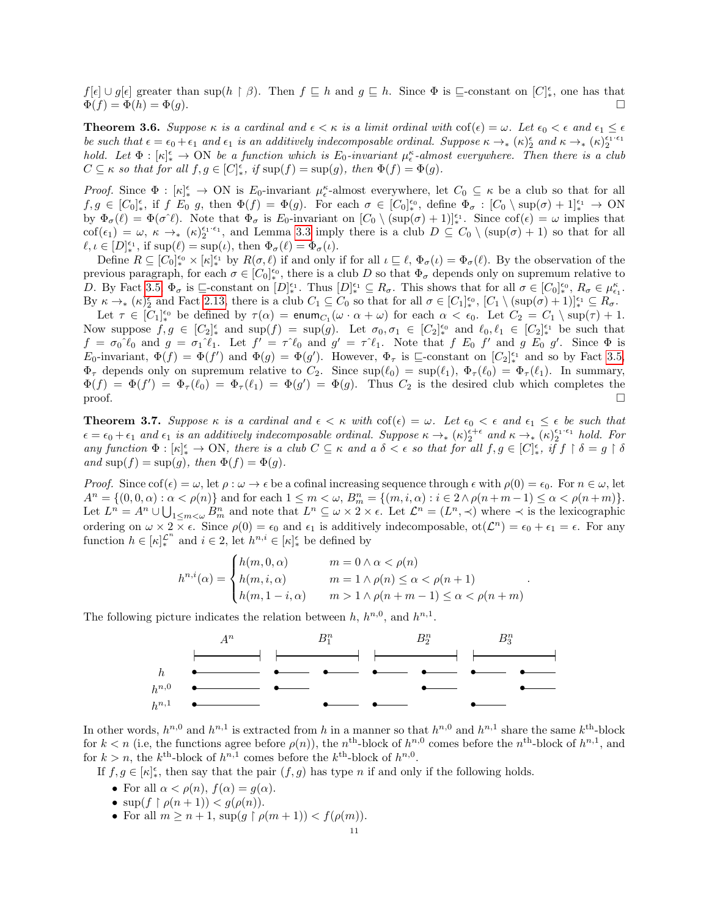$f[\epsilon] \cup g[\epsilon]$ greater than $\sup(h \upharpoonright \beta)$. Then $f \sqsubseteq h$ and $g \sqsubseteq h$. Since $\Phi$ is $\sqsubseteq$-constant on $[C]^\epsilon_*$, one has that $\Phi(f) = \Phi(h) = \Phi(g)$. ☐

**Theorem 3.6.** *Suppose $\kappa$ is a cardinal and $\epsilon < \kappa$ is a limit ordinal with $\mathrm{cof}(\epsilon) = \omega$. Let $\epsilon_0 < \epsilon$ and $\epsilon_1 \leq \epsilon$ be such that $\epsilon = \epsilon_0 + \epsilon_1$ and $\epsilon_1$ is an additively indecomposable ordinal. Suppose $\kappa \to_* (\kappa)^\epsilon_2$ and $\kappa \to_* (\kappa)^{\epsilon_1 \cdot \epsilon_1}_2$ hold. Let $\Phi : [\kappa]^\epsilon_* \to \mathrm{ON}$ be a function which is $E_0$-invariant $\mu^\kappa_\epsilon$-almost everywhere. Then there is a club $C \subseteq \kappa$ so that for all $f, g \in [C]^\epsilon_*$, if $\sup(f) = \sup(g)$, then $\Phi(f) = \Phi(g)$.*

*Proof.* Since $\Phi : [\kappa]^\epsilon_* \to \mathrm{ON}$ is $E_0$-invariant $\mu^\kappa_\epsilon$-almost everywhere, let $C_0 \subseteq \kappa$ be a club so that for all $f, g \in [C_0]^\epsilon_*$, if $f \; E_0 \; g$, then $\Phi(f) = \Phi(g)$. For each $\sigma \in [C_0]^{\epsilon_0}_*$, define $\Phi_\sigma : [C_0 \setminus \sup(\sigma) + 1]^{\epsilon_1}_* \to \mathrm{ON}$ by $\Phi_\sigma(\ell) = \Phi(\sigma\hat{\ }\ell)$. Note that $\Phi_\sigma$ is $E_0$-invariant on $[C_0 \setminus (\sup(\sigma) + 1)]^{\epsilon_1}_*$. Since $\mathrm{cof}(\epsilon) = \omega$ implies that $\mathrm{cof}(\epsilon_1) = \omega$, $\kappa \to_* (\kappa)^{\epsilon_1 \cdot \epsilon_1}_2$, and Lemma 3.3 imply there is a club $D \subseteq C_0 \setminus (\sup(\sigma) + 1)$ so that for all $\ell, \iota \in [D]^{\epsilon_1}_*$, if $\sup(\ell) = \sup(\iota)$, then $\Phi_\sigma(\ell) = \Phi_\sigma(\iota)$.

Define $R \subseteq [C_0]^{\epsilon_0}_* \times [\kappa]^{\epsilon_1}_*$ by $R(\sigma, \ell)$ if and only if for all $\iota \sqsubseteq \ell$, $\Phi_\sigma(\iota) = \Phi_\sigma(\ell)$. By the observation of the previous paragraph, for each $\sigma \in [C_0]^{\epsilon_0}_*$, there is a club $D$ so that $\Phi_\sigma$ depends only on supremum relative to $D$. By Fact 3.5, $\Phi_\sigma$ is $\sqsubseteq$-constant on $[D]^{\epsilon_1}_*$. Thus $[D]^{\epsilon_1}_* \subseteq R_\sigma$. This shows that for all $\sigma \in [C_0]^{\epsilon_0}_*$, $R_\sigma \in \mu^\kappa_{\epsilon_1}$. By $\kappa \to_* (\kappa)^\epsilon_2$ and Fact 2.13, there is a club $C_1 \subseteq C_0$ so that for all $\sigma \in [C_1]^{\epsilon_0}_*$, $[C_1 \setminus (\sup(\sigma) + 1)]^{\epsilon_1}_* \subseteq R_\sigma$.

Let $\tau \in [C_1]^{\epsilon_0}_*$ be defined by $\tau(\alpha) = \mathsf{enum}_{C_1}(\omega \cdot \alpha + \omega)$ for each $\alpha < \epsilon_0$. Let $C_2 = C_1 \setminus \sup(\tau) + 1$. Now suppose $f, g \in [C_2]^\epsilon_*$ and $\sup(f) = \sup(g)$. Let $\sigma_0, \sigma_1 \in [C_2]^{\epsilon_0}_*$ and $\ell_0, \ell_1 \in [C_2]^{\epsilon_1}_*$ be such that $f = \sigma_0\hat{\ }\ell_0$ and $g = \sigma_1\hat{\ }\ell_1$. Let $f' = \tau\hat{\ }\ell_0$ and $g' = \tau\hat{\ }\ell_1$. Note that $f \; E_0 \; f'$ and $g \; E_0 \; g'$. Since $\Phi$ is $E_0$-invariant, $\Phi(f) = \Phi(f')$ and $\Phi(g) = \Phi(g')$. However, $\Phi_\tau$ is $\sqsubseteq$-constant on $[C_2]^{\epsilon_1}_*$ and so by Fact 3.5, $\Phi_\tau$ depends only on supremum relative to $C_2$. Since $\sup(\ell_0) = \sup(\ell_1)$, $\Phi_\tau(\ell_0) = \Phi_\tau(\ell_1)$. In summary, $\Phi(f) = \Phi(f') = \Phi_\tau(\ell_0) = \Phi_\tau(\ell_1) = \Phi(g') = \Phi(g)$. Thus $C_2$ is the desired club which completes the proof. ☐

**Theorem 3.7.** *Suppose $\kappa$ is a cardinal and $\epsilon < \kappa$ with $\mathrm{cof}(\epsilon) = \omega$. Let $\epsilon_0 < \epsilon$ and $\epsilon_1 \leq \epsilon$ be such that $\epsilon = \epsilon_0 + \epsilon_1$ and $\epsilon_1$ is an additively indecomposable ordinal. Suppose $\kappa \to_* (\kappa)^{\epsilon+\epsilon}_2$ and $\kappa \to_* (\kappa)^{\epsilon_1 \cdot \epsilon_1}_2$ hold. For any function $\Phi : [\kappa]^\epsilon_* \to \mathrm{ON}$, there is a club $C \subseteq \kappa$ and a $\delta < \epsilon$ so that for all $f, g \in [C]^\epsilon_*$, if $f \upharpoonright \delta = g \upharpoonright \delta$ and $\sup(f) = \sup(g)$, then $\Phi(f) = \Phi(g)$.*

*Proof.* Since $\mathrm{cof}(\epsilon) = \omega$, let $\rho : \omega \to \epsilon$ be a cofinal increasing sequence through $\epsilon$ with $\rho(0) = \epsilon_0$. For $n \in \omega$, let $A^n = \{(0, 0, \alpha) : \alpha < \rho(n)\}$ and for each $1 \leq m < \omega$, $B^n_m = \{(m, i, \alpha) : i \in 2 \wedge \rho(n + m - 1) \leq \alpha < \rho(n + m)\}$. Let $L^n = A^n \cup \bigcup_{1 \leq m < \omega} B^n_m$ and note that $L^n \subseteq \omega \times 2 \times \epsilon$. Let $\mathcal{L}^n = (L^n, \prec)$ where $\prec$ is the lexicographic ordering on $\omega \times 2 \times \epsilon$. Since $\rho(0) = \epsilon_0$ and $\epsilon_1$ is additively indecomposable, $\mathrm{ot}(\mathcal{L}^n) = \epsilon_0 + \epsilon_1 = \epsilon$. For any function $h \in [\kappa]^{\mathcal{L}^n}_*$ and $i \in 2$, let $h^{n,i} \in [\kappa]^\epsilon_*$ be defined by

$$h^{n,i}(\alpha) = \begin{cases} h(m, 0, \alpha) & m = 0 \wedge \alpha < \rho(n) \\ h(m, i, \alpha) & m = 1 \wedge \rho(n) \leq \alpha < \rho(n+1) \\ h(m, 1-i, \alpha) & m > 1 \wedge \rho(n + m - 1) \leq \alpha < \rho(n + m) \end{cases}.$$

The following picture indicates the relation between $h$, $h^{n,0}$, and $h^{n,1}$.

In other words, $h^{n,0}$ and $h^{n,1}$ is extracted from $h$ in a manner so that $h^{n,0}$ and $h^{n,1}$ share the same $k^{\text{th}}$-block for $k < n$ (i.e, the functions agree before $\rho(n)$), the $n^{\text{th}}$-block of $h^{n,0}$ comes before the $n^{\text{th}}$-block of $h^{n,1}$, and for $k > n$, the $k^{\text{th}}$-block of $h^{n,1}$ comes before the $k^{\text{th}}$-block of $h^{n,0}$.

If $f, g \in [\kappa]^\epsilon_*$, then say that the pair $(f, g)$ has type $n$ if and only if the following holds.

- For all $\alpha < \rho(n)$, $f(\alpha) = g(\alpha)$.
- $\sup(f \upharpoonright \rho(n + 1)) < g(\rho(n))$.
- For all $m \geq n + 1$, $\sup(g \upharpoonright \rho(m + 1)) < f(\rho(m))$.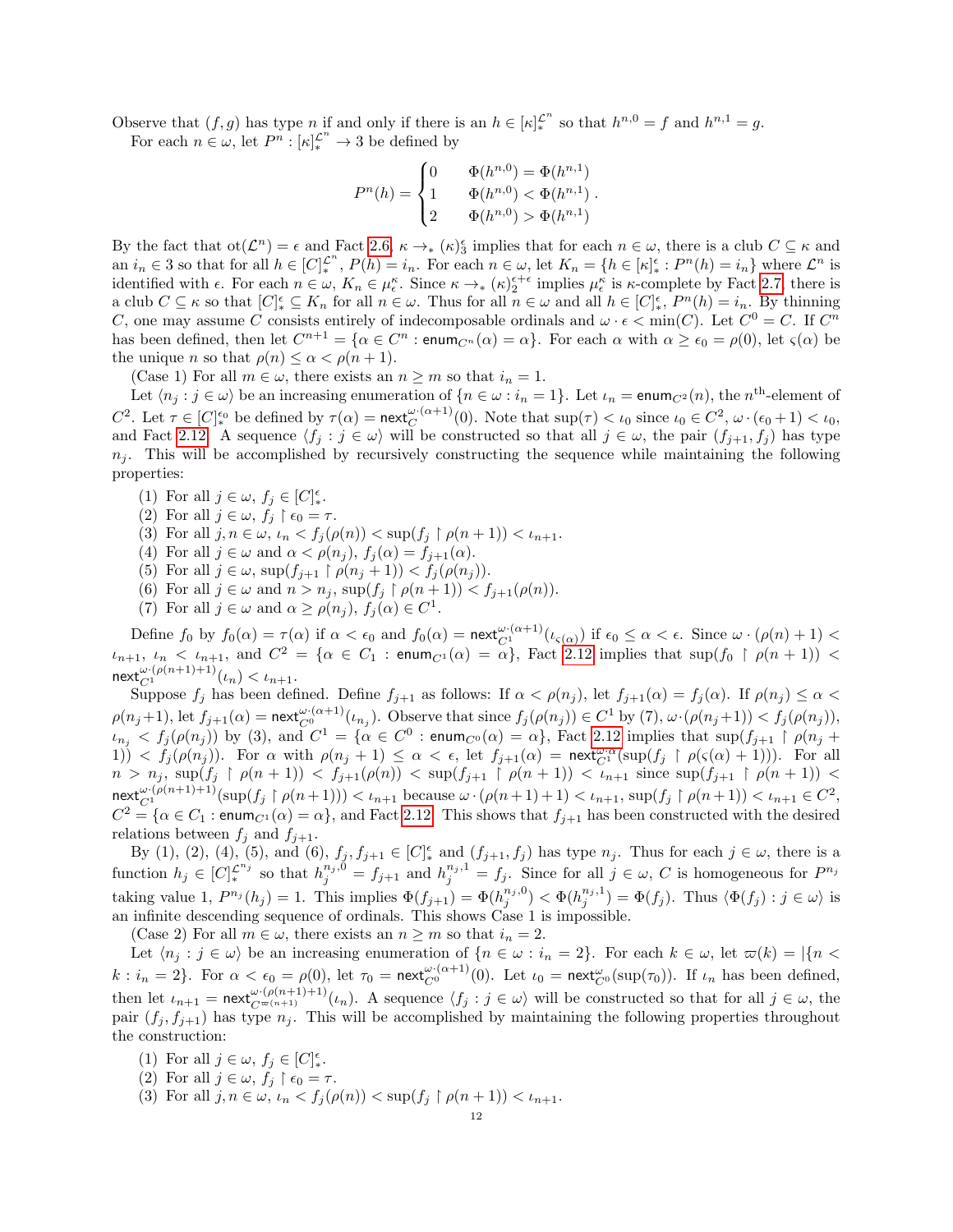Observe that $(f,g)$ has type $n$ if and only if there is an $h \in [\kappa]^{\mathcal{L}^n}_*$ so that $h^{n,0} = f$ and $h^{n,1} = g$.

For each $n \in \omega$, let $P^n : [\kappa]^{\mathcal{L}^n}_* \to 3$ be defined by

$$P^n(h) = \begin{cases} 0 & \Phi(h^{n,0}) = \Phi(h^{n,1}) \\ 1 & \Phi(h^{n,0}) < \Phi(h^{n,1}) \\ 2 & \Phi(h^{n,0}) > \Phi(h^{n,1}) \end{cases}.$$

By the fact that $\mathrm{ot}(\mathcal{L}^n) = \epsilon$ and Fact 2.6, $\kappa \to_* (\kappa)^\epsilon_3$ implies that for each $n \in \omega$, there is a club $C \subseteq \kappa$ and an $i_n \in 3$ so that for all $h \in [C]^{\mathcal{L}^n}_*$, $P(h) = i_n$. For each $n \in \omega$, let $K_n = \{h \in [\kappa]^\epsilon_* : P^n(h) = i_n\}$ where $\mathcal{L}^n$ is identified with $\epsilon$. For each $n \in \omega$, $K_n \in \mu^\kappa_\epsilon$. Since $\kappa \to_* (\kappa)^{\epsilon+\epsilon}_2$ implies $\mu^\kappa_\epsilon$ is $\kappa$-complete by Fact 2.7, there is a club $C \subseteq \kappa$ so that $[C]^\epsilon_* \subseteq K_n$ for all $n \in \omega$. Thus for all $n \in \omega$ and all $h \in [C]^\epsilon_*$, $P^n(h) = i_n$. By thinning $C$, one may assume $C$ consists entirely of indecomposable ordinals and $\omega \cdot \epsilon < \min(C)$. Let $C^0 = C$. If $C^n$ has been defined, then let $C^{n+1} = \{\alpha \in C^n : \mathsf{enum}_{C^n}(\alpha) = \alpha\}$. For each $\alpha$ with $\alpha \geq \epsilon_0 = \rho(0)$, let $\varsigma(\alpha)$ be the unique $n$ so that $\rho(n) \leq \alpha < \rho(n+1)$.

(Case 1) For all $m \in \omega$, there exists an $n \geq m$ so that $i_n = 1$.

Let $\langle n_j : j \in \omega\rangle$ be an increasing enumeration of $\{n \in \omega : i_n = 1\}$. Let $\iota_n = \mathsf{enum}_{C^2}(n)$, the $n^{\text{th}}$-element of $C^2$. Let $\tau \in [C]^{\epsilon_0}_*$ be defined by $\tau(\alpha) = \mathsf{next}^{\omega\cdot(\alpha+1)}_C(0)$. Note that $\sup(\tau) < \iota_0$ since $\iota_0 \in C^2$, $\omega \cdot (\epsilon_0 + 1) < \iota_0$, and Fact 2.12. A sequence $\langle f_j : j \in \omega\rangle$ will be constructed so that all $j \in \omega$, the pair $(f_{j+1}, f_j)$ has type $n_j$. This will be accomplished by recursively constructing the sequence while maintaining the following properties:

1. For all $j \in \omega$, $f_j \in [C]^\epsilon_*$.
2. For all $j \in \omega$, $f_j \upharpoonright \epsilon_0 = \tau$.
3. For all $j, n \in \omega$, $\iota_n < f_j(\rho(n)) < \sup(f_j \upharpoonright \rho(n+1)) < \iota_{n+1}$.
4. For all $j \in \omega$ and $\alpha < \rho(n_j)$, $f_j(\alpha) = f_{j+1}(\alpha)$.
5. For all $j \in \omega$, $\sup(f_{j+1} \upharpoonright \rho(n_j + 1)) < f_j(\rho(n_j))$.
6. For all $j \in \omega$ and $n > n_j$, $\sup(f_j \upharpoonright \rho(n+1)) < f_{j+1}(\rho(n))$.
7. For all $j \in \omega$ and $\alpha \geq \rho(n_j)$, $f_j(\alpha) \in C^1$.

Define $f_0$ by $f_0(\alpha) = \tau(\alpha)$ if $\alpha < \epsilon_0$ and $f_0(\alpha) = \mathsf{next}^{\omega\cdot(\alpha+1)}_{C^1}(\iota_{\varsigma(\alpha)})$ if $\epsilon_0 \leq \alpha < \epsilon$. Since $\omega \cdot (\rho(n)+1) < \iota_{n+1}$, $\iota_n < \iota_{n+1}$, and $C^2 = \{\alpha \in C_1 : \mathsf{enum}_{C^1}(\alpha) = \alpha\}$, Fact 2.12 implies that $\sup(f_0 \upharpoonright \rho(n+1)) < \mathsf{next}^{\omega\cdot(\rho(n+1)+1)}_{C^1}(\iota_n) < \iota_{n+1}$.

Suppose $f_j$ has been defined. Define $f_{j+1}$ as follows: If $\alpha < \rho(n_j)$, let $f_{j+1}(\alpha) = f_j(\alpha)$. If $\rho(n_j) \leq \alpha < \rho(n_j+1)$, let $f_{j+1}(\alpha) = \mathsf{next}^{\omega\cdot(\alpha+1)}_{C^0}(\iota_{n_j})$. Observe that since $f_j(\rho(n_j)) \in C^1$ by (7), $\omega\cdot(\rho(n_j+1)) < f_j(\rho(n_j))$, $\iota_{n_j} < f_j(\rho(n_j))$ by (3), and $C^1 = \{\alpha \in C^0 : \mathsf{enum}_{C^0}(\alpha) = \alpha\}$, Fact 2.12 implies that $\sup(f_{j+1} \upharpoonright \rho(n_j + 1)) < f_j(\rho(n_j))$. For $\alpha$ with $\rho(n_j+1) \leq \alpha < \epsilon$, let $f_{j+1}(\alpha) = \mathsf{next}^{\omega\cdot\alpha}_{C^1}(\sup(f_j \upharpoonright \rho(\varsigma(\alpha)+1)))$. For all $n > n_j$, $\sup(f_j \upharpoonright \rho(n+1)) < f_{j+1}(\rho(n)) < \sup(f_{j+1} \upharpoonright \rho(n+1)) < \iota_{n+1}$ since $\sup(f_{j+1} \upharpoonright \rho(n+1)) < \mathsf{next}^{\omega\cdot(\rho(n+1)+1)}_{C^1}(\sup(f_j \upharpoonright \rho(n+1))) < \iota_{n+1}$ because $\omega\cdot(\rho(n+1)+1) < \iota_{n+1}$, $\sup(f_j \upharpoonright \rho(n+1)) < \iota_{n+1} \in C^2$, $C^2 = \{\alpha \in C_1 : \mathsf{enum}_{C^1}(\alpha) = \alpha\}$, and Fact 2.12. This shows that $f_{j+1}$ has been constructed with the desired relations between $f_j$ and $f_{j+1}$.

By (1), (2), (4), (5), and (6), $f_j, f_{j+1} \in [C]^\epsilon_*$ and $(f_{j+1}, f_j)$ has type $n_j$. Thus for each $j \in \omega$, there is a function $h_j \in [C]^{\mathcal{L}^{n_j}}_*$ so that $h_j^{n_j,0} = f_{j+1}$ and $h_j^{n_j,1} = f_j$. Since for all $j \in \omega$, $C$ is homogeneous for $P^{n_j}$ taking value 1, $P^{n_j}(h_j) = 1$. This implies $\Phi(f_{j+1}) = \Phi(h_j^{n_j,0}) < \Phi(h_j^{n_j,1}) = \Phi(f_j)$. Thus $\langle \Phi(f_j) : j \in \omega\rangle$ is an infinite descending sequence of ordinals. This shows Case 1 is impossible.

(Case 2) For all $m \in \omega$, there exists an $n \geq m$ so that $i_n = 2$.

Let $\langle n_j : j \in \omega\rangle$ be an increasing enumeration of $\{n \in \omega : i_n = 2\}$. For each $k \in \omega$, let $\varpi(k) = |\{n < k : i_n = 2\}$. For $\alpha < \epsilon_0 = \rho(0)$, let $\tau_0 = \mathsf{next}^{\omega\cdot(\alpha+1)}_{C^0}(0)$. Let $\iota_0 = \mathsf{next}^{\omega}_{C^0}(\sup(\tau_0))$. If $\iota_n$ has been defined, then let $\iota_{n+1} = \mathsf{next}^{\omega\cdot(\rho(n+1)+1)}_{C^{\varpi(n+1)}}(\iota_n)$. A sequence $\langle f_j : j \in \omega\rangle$ will be constructed so that for all $j \in \omega$, the pair $(f_j, f_{j+1})$ has type $n_j$. This will be accomplished by maintaining the following properties throughout the construction:

1. For all $j \in \omega$, $f_j \in [C]^\epsilon_*$.
2. For all $j \in \omega$, $f_j \upharpoonright \epsilon_0 = \tau$.
3. For all $j, n \in \omega$, $\iota_n < f_j(\rho(n)) < \sup(f_j \upharpoonright \rho(n+1)) < \iota_{n+1}$.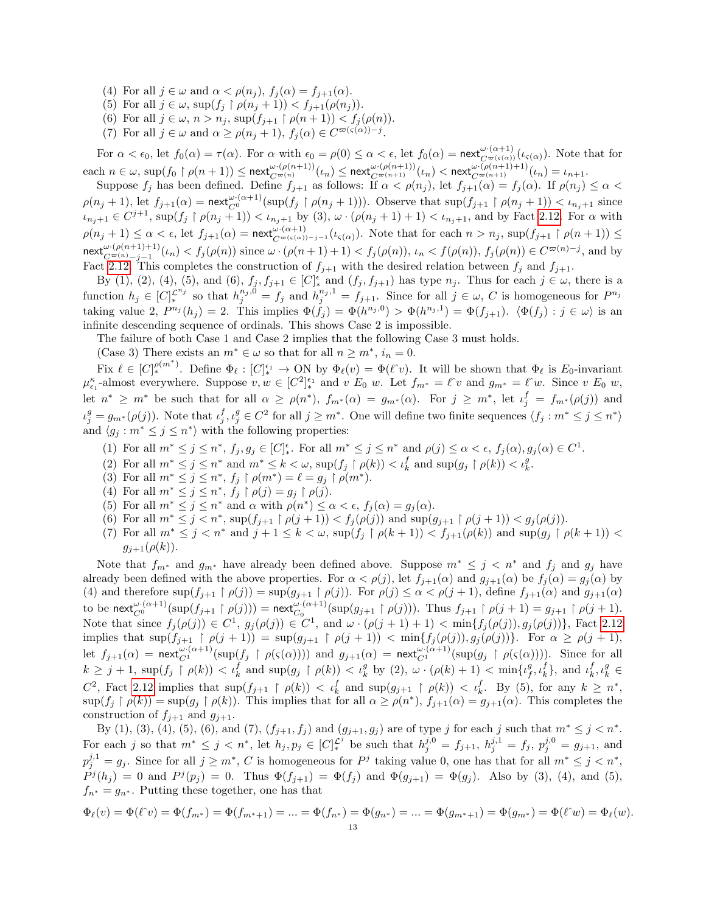(4) For all $j \in \omega$ and $\alpha < \rho(n_j)$, $f_j(\alpha) = f_{j+1}(\alpha)$.
(5) For all $j \in \omega$, $\sup(f_j \upharpoonright \rho(n_j + 1)) < f_{j+1}(\rho(n_j))$.
(6) For all $j \in \omega$, $n > n_j$, $\sup(f_{j+1} \upharpoonright \rho(n + 1)) < f_j(\rho(n))$.
(7) For all $j \in \omega$ and $\alpha \geq \rho(n_j + 1)$, $f_j(\alpha) \in C^{\varpi(\varsigma(\alpha))-j}$.

For $\alpha < \epsilon_0$, let $f_0(\alpha) = \tau(\alpha)$. For $\alpha$ with $\epsilon_0 = \rho(0) \leq \alpha < \epsilon$, let $f_0(\alpha) = \mathsf{next}^{\omega\cdot(\alpha+1)}_{C^{\varpi(\varsigma(\alpha))}}(\iota_{\varsigma(\alpha)})$. Note that for each $n \in \omega$, $\sup(f_0 \upharpoonright \rho(n+1)) \leq \mathsf{next}^{\omega\cdot(\rho(n+1))}_{C^{\varpi(n)}}(\iota_n) \leq \mathsf{next}^{\omega\cdot(\rho(n+1))}_{C^{\varpi(n+1)}}(\iota_n) < \mathsf{next}^{\omega\cdot(\rho(n+1)+1)}_{C^{\varpi(n+1)}}(\iota_n) = \iota_{n+1}$.

Suppose $f_j$ has been defined. Define $f_{j+1}$ as follows: If $\alpha < \rho(n_j)$, let $f_{j+1}(\alpha) = f_j(\alpha)$. If $\rho(n_j) \leq \alpha < \rho(n_j + 1)$, let $f_{j+1}(\alpha) = \mathsf{next}^{\omega\cdot(\alpha+1)}_{C^0}(\sup(f_j \upharpoonright \rho(n_j + 1)))$. Observe that $\sup(f_{j+1} \upharpoonright \rho(n_j + 1)) < \iota_{n_j+1}$ since $\iota_{n_j+1} \in C^{j+1}$, $\sup(f_j \upharpoonright \rho(n_j + 1)) < \iota_{n_j+1}$ by (3), $\omega \cdot (\rho(n_j + 1) + 1) < \iota_{n_j+1}$, and by Fact 2.12. For $\alpha$ with $\rho(n_j + 1) \leq \alpha < \epsilon$, let $f_{j+1}(\alpha) = \mathsf{next}^{\omega\cdot(\alpha+1)}_{C^{\varpi(\varsigma(\alpha))-j-1}}(\iota_{\varsigma(\alpha)})$. Note that for each $n > n_j$, $\sup(f_{j+1} \upharpoonright \rho(n + 1)) \leq \mathsf{next}^{\omega\cdot(\rho(n+1)+1)}_{C^{\varpi(n)}-j-1}(\iota_n) < f_j(\rho(n))$ since $\omega \cdot (\rho(n + 1) + 1) < f_j(\rho(n))$, $\iota_n < f(\rho(n))$, $f_j(\rho(n)) \in C^{\varpi(n)-j}$, and by Fact 2.12. This completes the construction of $f_{j+1}$ with the desired relation between $f_j$ and $f_{j+1}$.

By (1), (2), (4), (5), and (6), $f_j, f_{j+1} \in [C]^{\epsilon}_*$ and $(f_j, f_{j+1})$ has type $n_j$. Thus for each $j \in \omega$, there is a function $h_j \in [C]^{\mathcal{L}^{n_j}}_*$ so that $h^{n_j,0}_j = f_j$ and $h^{n_j,1}_j = f_{j+1}$. Since for all $j \in \omega$, $C$ is homogeneous for $P^{n_j}$ taking value 2, $P^{n_j}(h_j) = 2$. This implies $\Phi(f_j) = \Phi(h^{n_j,0}) > \Phi(h^{n_j,1}) = \Phi(f_{j+1})$. $\langle \Phi(f_j) : j \in \omega\rangle$ is an infinite descending sequence of ordinals. This shows Case 2 is impossible.

The failure of both Case 1 and Case 2 implies that the following Case 3 must holds.

(Case 3) There exists an $m^* \in \omega$ so that for all $n \geq m^*$, $i_n = 0$.

Fix $\ell \in [C]^{\rho(m^*)}_*$. Define $\Phi_\ell : [C]^{\epsilon_1}_* \to \mathrm{ON}$ by $\Phi_\ell(v) = \Phi(\ell\hat{\ }v)$. It will be shown that $\Phi_\ell$ is $E_0$-invariant $\mu^\kappa_{\epsilon_1}$-almost everywhere. Suppose $v, w \in [C^2]^{\epsilon_1}_*$ and $v\ E_0\ w$. Let $f_{m^*} = \ell\hat{\ }v$ and $g_{m^*} = \ell\hat{\ }w$. Since $v\ E_0\ w$, let $n^* \geq m^*$ be such that for all $\alpha \geq \rho(n^*)$, $f_{m^*}(\alpha) = g_{m^*}(\alpha)$. For $j \geq m^*$, let $\iota^f_j = f_{m^*}(\rho(j))$ and $\iota^g_j = g_{m^*}(\rho(j))$. Note that $\iota^f_j, \iota^g_j \in C^2$ for all $j \geq m^*$. One will define two finite sequences $\langle f_j : m^* \leq j \leq n^*\rangle$ and $\langle g_j : m^* \leq j \leq n^*\rangle$ with the following properties:

(1) For all $m^* \leq j \leq n^*$, $f_j, g_j \in [C]^{\epsilon}_*$. For all $m^* \leq j \leq n^*$ and $\rho(j) \leq \alpha < \epsilon$, $f_j(\alpha), g_j(\alpha) \in C^1$.
(2) For all $m^* \leq j \leq n^*$ and $m^* \leq k < \omega$, $\sup(f_j \upharpoonright \rho(k)) < \iota^f_k$ and $\sup(g_j \upharpoonright \rho(k)) < \iota^g_k$.
(3) For all $m^* \leq j \leq n^*$, $f_j \upharpoonright \rho(m^*) = \ell = g_j \upharpoonright \rho(m^*)$.
(4) For all $m^* \leq j \leq n^*$, $f_j \upharpoonright \rho(j) = g_j \upharpoonright \rho(j)$.
(5) For all $m^* \leq j \leq n^*$ and $\alpha$ with $\rho(n^*) \leq \alpha < \epsilon$, $f_j(\alpha) = g_j(\alpha)$.
(6) For all $m^* \leq j < n^*$, $\sup(f_{j+1} \upharpoonright \rho(j + 1)) < f_j(\rho(j))$ and $\sup(g_{j+1} \upharpoonright \rho(j + 1)) < g_j(\rho(j))$.
(7) For all $m^* \leq j < n^*$ and $j + 1 \leq k < \omega$, $\sup(f_j \upharpoonright \rho(k + 1)) < f_{j+1}(\rho(k))$ and $\sup(g_j \upharpoonright \rho(k + 1)) < g_{j+1}(\rho(k))$.

Note that $f_{m^*}$ and $g_{m^*}$ have already been defined above. Suppose $m^* \leq j < n^*$ and $f_j$ and $g_j$ have already been defined with the above properties. For $\alpha < \rho(j)$, let $f_{j+1}(\alpha)$ and $g_{j+1}(\alpha)$ be $f_j(\alpha) = g_j(\alpha)$ by (4) and therefore $\sup(f_{j+1} \upharpoonright \rho(j)) = \sup(g_{j+1} \upharpoonright \rho(j))$. For $\rho(j) \leq \alpha < \rho(j + 1)$, define $f_{j+1}(\alpha)$ and $g_{j+1}(\alpha)$ to be $\mathsf{next}^{\omega\cdot(\alpha+1)}_{C^0}(\sup(f_{j+1} \upharpoonright \rho(j))) = \mathsf{next}^{\omega\cdot(\alpha+1)}_{C_0}(\sup(g_{j+1} \upharpoonright \rho(j)))$. Thus $f_{j+1} \upharpoonright \rho(j + 1) = g_{j+1} \upharpoonright \rho(j + 1)$. Note that since $f_j(\rho(j)) \in C^1$, $g_j(\rho(j)) \in C^1$, and $\omega \cdot (\rho(j + 1) + 1) < \min\{f_j(\rho(j)), g_j(\rho(j))\}$, Fact 2.12 implies that $\sup(f_{j+1} \upharpoonright \rho(j + 1)) = \sup(g_{j+1} \upharpoonright \rho(j + 1)) < \min\{f_j(\rho(j)), g_j(\rho(j))\}$. For $\alpha \geq \rho(j + 1)$, let $f_{j+1}(\alpha) = \mathsf{next}^{\omega\cdot(\alpha+1)}_{C^1}(\sup(f_j \upharpoonright \rho(\varsigma(\alpha))))$ and $g_{j+1}(\alpha) = \mathsf{next}^{\omega\cdot(\alpha+1)}_{C^1}(\sup(g_j \upharpoonright \rho(\varsigma(\alpha))))$. Since for all $k \geq j + 1$, $\sup(f_j \upharpoonright \rho(k)) < \iota^f_k$ and $\sup(g_j \upharpoonright \rho(k)) < \iota^g_k$ by (2), $\omega \cdot (\rho(k) + 1) < \min\{\iota^g_f, \iota^f_k\}$, and $\iota^f_k, \iota^g_k \in C^2$, Fact 2.12 implies that $\sup(f_{j+1} \upharpoonright \rho(k)) < \iota^f_k$ and $\sup(g_{j+1} \upharpoonright \rho(k)) < \iota^f_k$. By (5), for any $k \geq n^*$, $\sup(f_j \upharpoonright \rho(k)) = \sup(g_j \upharpoonright \rho(k))$. This implies that for all $\alpha \geq \rho(n^*)$, $f_{j+1}(\alpha) = g_{j+1}(\alpha)$. This completes the construction of $f_{j+1}$ and $g_{j+1}$.

By (1), (3), (4), (5), (6), and (7), $(f_{j+1}, f_j)$ and $(g_{j+1}, g_j)$ are of type $j$ for each $j$ such that $m^* \leq j < n^*$. For each $j$ so that $m^* \leq j < n^*$, let $h_j, p_j \in [C]^{\mathcal{L}^j}_*$ be such that $h^{j,0}_j = f_{j+1}$, $h^{j,1}_j = f_j$, $p^{j,0}_j = g_{j+1}$, and $p^{j,1}_j = g_j$. Since for all $j \geq m^*$, $C$ is homogeneous for $P^j$ taking value 0, one has that for all $m^* \leq j < n^*$, $P^j(h_j) = 0$ and $P^j(p_j) = 0$. Thus $\Phi(f_{j+1}) = \Phi(f_j)$ and $\Phi(g_{j+1}) = \Phi(g_j)$. Also by (3), (4), and (5), $f_{n^*} = g_{n^*}$. Putting these together, one has that

$$\Phi_\ell(v) = \Phi(\ell\hat{\ }v) = \Phi(f_{m^*}) = \Phi(f_{m^*+1}) = ... = \Phi(f_{n^*}) = \Phi(g_{n^*}) = ... = \Phi(g_{m^*+1}) = \Phi(g_{m^*}) = \Phi(\ell\hat{\ }w) = \Phi_\ell(w).$$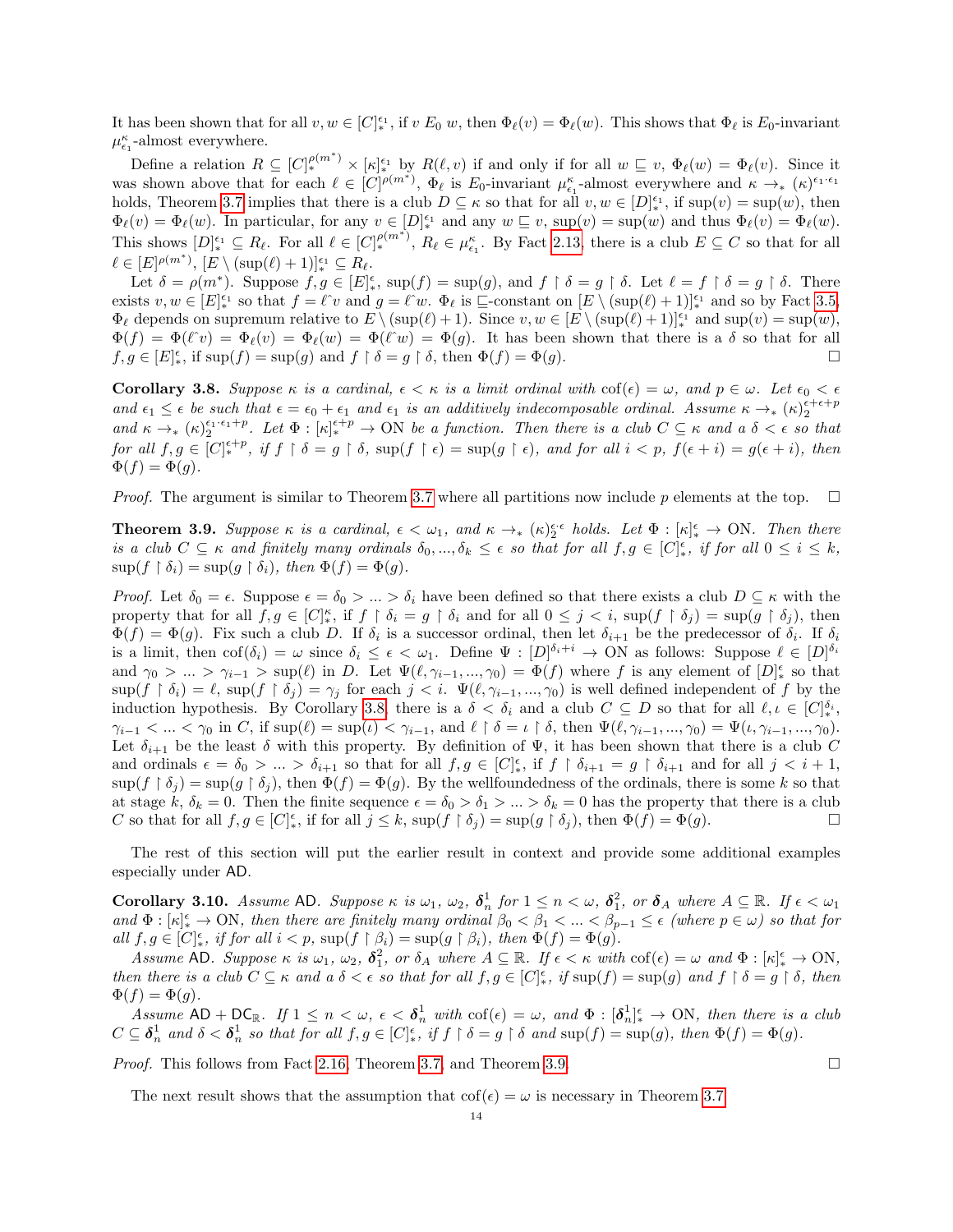It has been shown that for all $v, w \in [C]^{\epsilon_1}_*$, if $v \; E_0 \; w$, then $\Phi_\ell(v) = \Phi_\ell(w)$. This shows that $\Phi_\ell$ is $E_0$-invariant $\mu^\kappa_{\epsilon_1}$-almost everywhere.

Define a relation $R \subseteq [C]^{\rho(m^*)}_* \times [\kappa]^{\epsilon_1}_*$ by $R(\ell, v)$ if and only if for all $w \sqsubseteq v$, $\Phi_\ell(w) = \Phi_\ell(v)$. Since it was shown above that for each $\ell \in [C]^{\rho(m^*)}$, $\Phi_\ell$ is $E_0$-invariant $\mu^\kappa_{\epsilon_1}$-almost everywhere and $\kappa \to_* (\kappa)^{\epsilon_1 \cdot \epsilon_1}_2$ holds, Theorem 3.7 implies that there is a club $D \subseteq \kappa$ so that for all $v, w \in [D]^{\epsilon_1}_*$, if $\sup(v) = \sup(w)$, then $\Phi_\ell(v) = \Phi_\ell(w)$. In particular, for any $v \in [D]^{\epsilon_1}_*$ and any $w \sqsubseteq v$, $\sup(v) = \sup(w)$ and thus $\Phi_\ell(v) = \Phi_\ell(w)$. This shows $[D]^{\epsilon_1}_* \subseteq R_\ell$. For all $\ell \in [C]^{\rho(m^*)}_*$, $R_\ell \in \mu^\kappa_{\epsilon_1}$. By Fact 2.13, there is a club $E \subseteq C$ so that for all $\ell \in [E]^{\rho(m^*)}$, $[E \setminus (\sup(\ell)+1)]^{\epsilon_1}_* \subseteq R_\ell$.

Let $\delta = \rho(m^*)$. Suppose $f, g \in [E]^\epsilon_*$, $\sup(f) = \sup(g)$, and $f \restriction \delta = g \restriction \delta$. Let $\ell = f \restriction \delta = g \restriction \delta$. There exists $v, w \in [E]^{\epsilon_1}_*$ so that $f = \ell \hat{\ } v$ and $g = \ell \hat{\ } w$. $\Phi_\ell$ is $\sqsubseteq$-constant on $[E \setminus (\sup(\ell)+1)]^{\epsilon_1}_*$ and so by Fact 3.5, $\Phi_\ell$ depends on supremum relative to $E \setminus (\sup(\ell)+1)$. Since $v, w \in [E \setminus (\sup(\ell)+1)]^{\epsilon_1}_*$ and $\sup(v) = \sup(w)$, $\Phi(f) = \Phi(\ell \hat{\ } v) = \Phi_\ell(v) = \Phi_\ell(w) = \Phi(\ell \hat{\ } w) = \Phi(g)$. It has been shown that there is a $\delta$ so that for all $f, g \in [E]^\epsilon_*$, if $\sup(f) = \sup(g)$ and $f \restriction \delta = g \restriction \delta$, then $\Phi(f) = \Phi(g)$. $\square$

**Corollary 3.8.** *Suppose $\kappa$ is a cardinal, $\epsilon < \kappa$ is a limit ordinal with $\operatorname{cof}(\epsilon) = \omega$, and $p \in \omega$. Let $\epsilon_0 < \epsilon$ and $\epsilon_1 \leq \epsilon$ be such that $\epsilon = \epsilon_0 + \epsilon_1$ and $\epsilon_1$ is an additively indecomposable ordinal. Assume $\kappa \to_* (\kappa)^{\epsilon + \epsilon + p}_2$ and $\kappa \to_* (\kappa)^{\epsilon_1 \cdot \epsilon_1 + p}_2$. Let $\Phi : [\kappa]^{\epsilon + p}_* \to \mathrm{ON}$ be a function. Then there is a club $C \subseteq \kappa$ and a $\delta < \epsilon$ so that for all $f, g \in [C]^{\epsilon + p}_*$, if $f \restriction \delta = g \restriction \delta$, $\sup(f \restriction \epsilon) = \sup(g \restriction \epsilon)$, and for all $i < p$, $f(\epsilon + i) = g(\epsilon + i)$, then $\Phi(f) = \Phi(g)$.*

*Proof.* The argument is similar to Theorem 3.7 where all partitions now include $p$ elements at the top. $\square$

**Theorem 3.9.** *Suppose $\kappa$ is a cardinal, $\epsilon < \omega_1$, and $\kappa \to_* (\kappa)^{\epsilon \cdot \epsilon}_2$ holds. Let $\Phi : [\kappa]^\epsilon_* \to \mathrm{ON}$. Then there is a club $C \subseteq \kappa$ and finitely many ordinals $\delta_0, ..., \delta_k \leq \epsilon$ so that for all $f, g \in [C]^\epsilon_*$, if for all $0 \leq i \leq k$, $\sup(f \restriction \delta_i) = \sup(g \restriction \delta_i)$, then $\Phi(f) = \Phi(g)$.*

*Proof.* Let $\delta_0 = \epsilon$. Suppose $\epsilon = \delta_0 > ... > \delta_i$ have been defined so that there exists a club $D \subseteq \kappa$ with the property that for all $f, g \in [C]^\kappa_*$, if $f \restriction \delta_i = g \restriction \delta_i$ and for all $0 \leq j < i$, $\sup(f \restriction \delta_j) = \sup(g \restriction \delta_j)$, then $\Phi(f) = \Phi(g)$. Fix such a club $D$. If $\delta_i$ is a successor ordinal, then let $\delta_{i+1}$ be the predecessor of $\delta_i$. If $\delta_i$ is a limit, then $\operatorname{cof}(\delta_i) = \omega$ since $\delta_i \leq \epsilon < \omega_1$. Define $\Psi : [D]^{\delta_i + i} \to \mathrm{ON}$ as follows: Suppose $\ell \in [D]^{\delta_i}$ and $\gamma_0 > ... > \gamma_{i-1} > \sup(\ell)$ in $D$. Let $\Psi(\ell, \gamma_{i-1}, ..., \gamma_0) = \Phi(f)$ where $f$ is any element of $[D]^\epsilon_*$ so that $\sup(f \restriction \delta_i) = \ell$, $\sup(f \restriction \delta_j) = \gamma_j$ for each $j < i$. $\Psi(\ell, \gamma_{i-1}, ..., \gamma_0)$ is well defined independent of $f$ by the induction hypothesis. By Corollary 3.8, there is a $\delta < \delta_i$ and a club $C \subseteq D$ so that for all $\ell, \iota \in [C]^{\delta_i}_*$, $\gamma_{i-1} < ... < \gamma_0$ in $C$, if $\sup(\ell) = \sup(\iota) < \gamma_{i-1}$, and $\ell \restriction \delta = \iota \restriction \delta$, then $\Psi(\ell, \gamma_{i-1}, ..., \gamma_0) = \Psi(\iota, \gamma_{i-1}, ..., \gamma_0)$. Let $\delta_{i+1}$ be the least $\delta$ with this property. By definition of $\Psi$, it has been shown that there is a club $C$ and ordinals $\epsilon = \delta_0 > ... > \delta_{i+1}$ so that for all $f, g \in [C]^\epsilon_*$, if $f \restriction \delta_{i+1} = g \restriction \delta_{i+1}$ and for all $j < i+1$, $\sup(f \restriction \delta_j) = \sup(g \restriction \delta_j)$, then $\Phi(f) = \Phi(g)$. By the wellfoundedness of the ordinals, there is some $k$ so that at stage $k$, $\delta_k = 0$. Then the finite sequence $\epsilon = \delta_0 > \delta_1 > ... > \delta_k = 0$ has the property that there is a club $C$ so that for all $f, g \in [C]^\epsilon_*$, if for all $j \leq k$, $\sup(f \restriction \delta_j) = \sup(g \restriction \delta_j)$, then $\Phi(f) = \Phi(g)$. $\square$

The rest of this section will put the earlier result in context and provide some additional examples especially under $\mathsf{AD}$.

**Corollary 3.10.** *Assume $\mathsf{AD}$. Suppose $\kappa$ is $\omega_1$, $\omega_2$, $\boldsymbol{\delta}^1_n$ for $1 \leq n < \omega$, $\boldsymbol{\delta}^2_1$, or $\boldsymbol{\delta}_A$ where $A \subseteq \mathbb{R}$. If $\epsilon < \omega_1$ and $\Phi : [\kappa]^\epsilon_* \to \mathrm{ON}$, then there are finitely many ordinal $\beta_0 < \beta_1 < ... < \beta_{p-1} \leq \epsilon$ (where $p \in \omega$) so that for all $f, g \in [C]^\epsilon_*$, if for all $i < p$, $\sup(f \restriction \beta_i) = \sup(g \restriction \beta_i)$, then $\Phi(f) = \Phi(g)$.*

*Assume $\mathsf{AD}$. Suppose $\kappa$ is $\omega_1$, $\omega_2$, $\boldsymbol{\delta}^2_1$, or $\delta_A$ where $A \subseteq \mathbb{R}$. If $\epsilon < \kappa$ with $\operatorname{cof}(\epsilon) = \omega$ and $\Phi : [\kappa]^\epsilon_* \to \mathrm{ON}$, then there is a club $C \subseteq \kappa$ and a $\delta < \epsilon$ so that for all $f, g \in [C]^\epsilon_*$, if $\sup(f) = \sup(g)$ and $f \restriction \delta = g \restriction \delta$, then $\Phi(f) = \Phi(g)$.*

*Assume $\mathsf{AD} + \mathsf{DC}_\mathbb{R}$. If $1 \leq n < \omega$, $\epsilon < \boldsymbol{\delta}^1_n$ with $\operatorname{cof}(\epsilon) = \omega$, and $\Phi : [\boldsymbol{\delta}^1_n]^\epsilon_* \to \mathrm{ON}$, then there is a club $C \subseteq \boldsymbol{\delta}^1_n$ and $\delta < \boldsymbol{\delta}^1_n$ so that for all $f, g \in [C]^\epsilon_*$, if $f \restriction \delta = g \restriction \delta$ and $\sup(f) = \sup(g)$, then $\Phi(f) = \Phi(g)$.*

*Proof.* This follows from Fact 2.16, Theorem 3.7, and Theorem 3.9. $\square$

The next result shows that the assumption that $\operatorname{cof}(\epsilon) = \omega$ is necessary in Theorem 3.7.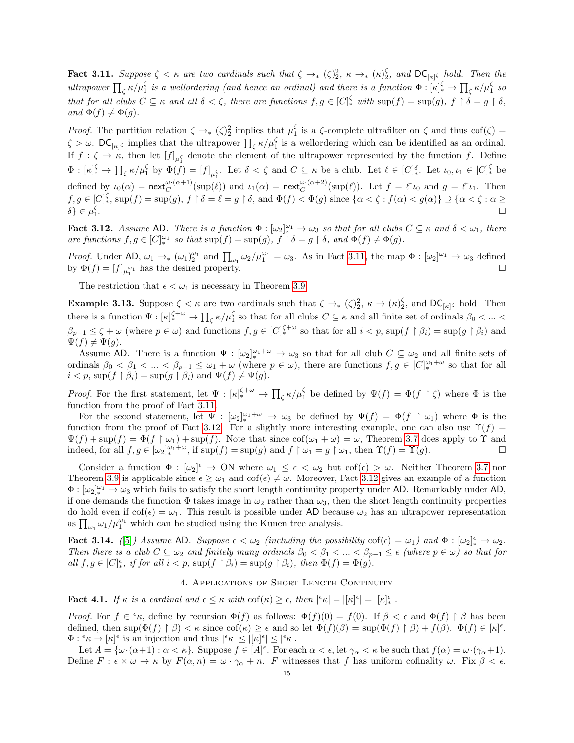**Fact 3.11.** *Suppose $\zeta < \kappa$ are two cardinals such that $\zeta \to_* (\zeta)^2_2$, $\kappa \to_* (\kappa)^\zeta_2$, and $\mathsf{DC}_{[\kappa]^\zeta}$ hold. Then the ultrapower $\prod_\zeta \kappa/\mu^\zeta_1$ is a wellordering (and hence an ordinal) and there is a function $\Phi : [\kappa]^\zeta_* \to \prod_\zeta \kappa/\mu^\zeta_1$ so that for all clubs $C \subseteq \kappa$ and all $\delta < \zeta$, there are functions $f, g \in [C]^\zeta_*$ with $\sup(f) = \sup(g)$, $f \restriction \delta = g \restriction \delta$, and $\Phi(f) \neq \Phi(g)$.*

*Proof.* The partition relation $\zeta \to_* (\zeta)^2_2$ implies that $\mu^\zeta_1$ is a $\zeta$-complete ultrafilter on $\zeta$ and thus $\mathrm{cof}(\zeta) = \zeta > \omega$. $\mathsf{DC}_{[\kappa]^\zeta}$ implies that the ultrapower $\prod_\zeta \kappa/\mu^\zeta_1$ is a wellordering which can be identified as an ordinal. If $f : \zeta \to \kappa$, then let $[f]_{\mu^\zeta_1}$ denote the element of the ultrapower represented by the function $f$. Define $\Phi : [\kappa]^\zeta_* \to \prod_\zeta \kappa/\mu^\zeta_1$ by $\Phi(f) = [f]_{\mu^\zeta_1}$. Let $\delta < \zeta$ and $C \subseteq \kappa$ be a club. Let $\ell \in [C]^\delta_*$. Let $\iota_0, \iota_1 \in [C]^\zeta_*$ be defined by $\iota_0(\alpha) = \mathsf{next}^{\omega\cdot(\alpha+1)}_C(\sup(\ell))$ and $\iota_1(\alpha) = \mathsf{next}^{\omega\cdot(\alpha+2)}_C(\sup(\ell))$. Let $f = \ell\hat{\ }\iota_0$ and $g = \ell\hat{\ }\iota_1$. Then $f, g \in [C]^\zeta_*$, $\sup(f) = \sup(g)$, $f \restriction \delta = \ell = g \restriction \delta$, and $\Phi(f) < \Phi(g)$ since $\{\alpha < \zeta : f(\alpha) < g(\alpha)\} \supseteq \{\alpha < \zeta : \alpha \geq \delta\} \in \mu^\zeta_1$. ☐

**Fact 3.12.** *Assume $\mathsf{AD}$. There is a function $\Phi : [\omega_2]^{\omega_1}_* \to \omega_3$ so that for all clubs $C \subseteq \kappa$ and $\delta < \omega_1$, there are functions $f, g \in [C]^{\omega_1}_*$ so that $\sup(f) = \sup(g)$, $f \restriction \delta = g \restriction \delta$, and $\Phi(f) \neq \Phi(g)$.*

*Proof.* Under $\mathsf{AD}$, $\omega_1 \to_* (\omega_1)^{\omega_1}_2$ and $\prod_{\omega_1} \omega_2/\mu^{\omega_1}_1 = \omega_3$. As in Fact 3.11, the map $\Phi : [\omega_2]^{\omega_1} \to \omega_3$ defined by $\Phi(f) = [f]_{\mu^{\omega_1}_1}$ has the desired property. ☐

The restriction that $\epsilon < \omega_1$ is necessary in Theorem 3.9.

**Example 3.13.** Suppose $\zeta < \kappa$ are two cardinals such that $\zeta \to_* (\zeta)^2_2$, $\kappa \to (\kappa)^\zeta_2$, and $\mathsf{DC}_{[\kappa]^\zeta}$ hold. Then there is a function $\Psi : [\kappa]^{\zeta+\omega}_* \to \prod_\zeta \kappa/\mu^\zeta_1$ so that for all clubs $C \subseteq \kappa$ and all finite set of ordinals $\beta_0 < ... < \beta_{p-1} \leq \zeta + \omega$ (where $p \in \omega$) and functions $f, g \in [C]^{\zeta+\omega}_*$ so that for all $i < p$, $\sup(f \restriction \beta_i) = \sup(g \restriction \beta_i)$ and $\Psi(f) \neq \Psi(g)$.

Assume $\mathsf{AD}$. There is a function $\Psi : [\omega_2]^{\omega_1+\omega}_* \to \omega_3$ so that for all club $C \subseteq \omega_2$ and all finite sets of ordinals $\beta_0 < \beta_1 < ... < \beta_{p-1} \leq \omega_1 + \omega$ (where $p \in \omega$), there are functions $f, g \in [C]^{\omega_1+\omega}_*$ so that for all $i < p$, $\sup(f \restriction \beta_i) = \sup(g \restriction \beta_i)$ and $\Psi(f) \neq \Psi(g)$.

*Proof.* For the first statement, let $\Psi : [\kappa]^{\zeta+\omega}_* \to \prod_\zeta \kappa/\mu^\zeta_1$ be defined by $\Psi(f) = \Phi(f \restriction \zeta)$ where $\Phi$ is the function from the proof of Fact 3.11.

For the second statement, let $\Psi : [\omega_2]^{\omega_1+\omega}_* \to \omega_3$ be defined by $\Psi(f) = \Phi(f \restriction \omega_1)$ where $\Phi$ is the function from the proof of Fact 3.12. For a slightly more interesting example, one can also use $\Upsilon(f) = \Psi(f) + \sup(f) = \Phi(f \restriction \omega_1) + \sup(f)$. Note that since $\mathrm{cof}(\omega_1 + \omega) = \omega$, Theorem 3.7 does apply to $\Upsilon$ and indeed, for all $f, g \in [\omega_2]^{\omega_1+\omega}_*$, if $\sup(f) = \sup(g)$ and $f \restriction \omega_1 = g \restriction \omega_1$, then $\Upsilon(f) = \Upsilon(g)$. ☐

Consider a function $\Phi : [\omega_2]^\epsilon \to \mathrm{ON}$ where $\omega_1 \leq \epsilon < \omega_2$ but $\mathrm{cof}(\epsilon) > \omega$. Neither Theorem 3.7 nor Theorem 3.9 is applicable since $\epsilon \geq \omega_1$ and $\mathrm{cof}(\epsilon) \neq \omega$. Moreover, Fact 3.12 gives an example of a function $\Phi : [\omega_2]^{\omega_1}_* \to \omega_3$ which fails to satisfy the short length continuity property under $\mathsf{AD}$. Remarkably under $\mathsf{AD}$, if one demands the function $\Phi$ takes image in $\omega_2$ rather than $\omega_3$, then the short length continuity properties do hold even if $\mathrm{cof}(\epsilon) = \omega_1$. This result is possible under $\mathsf{AD}$ because $\omega_2$ has an ultrapower representation as $\prod_{\omega_1} \omega_1/\mu^{\omega_1}_1$ which can be studied using the Kunen tree analysis.

**Fact 3.14.** *([5]) Assume $\mathsf{AD}$. Suppose $\epsilon < \omega_2$ (including the possibility $\mathrm{cof}(\epsilon) = \omega_1$) and $\Phi : [\omega_2]^\epsilon_* \to \omega_2$. Then there is a club $C \subseteq \omega_2$ and finitely many ordinals $\beta_0 < \beta_1 < ... < \beta_{p-1} \leq \epsilon$ (where $p \in \omega$) so that for all $f, g \in [C]^\epsilon_*$, if for all $i < p$, $\sup(f \restriction \beta_i) = \sup(g \restriction \beta_i)$, then $\Phi(f) = \Phi(g)$.*

## 4. Applications of Short Length Continuity

**Fact 4.1.** *If $\kappa$ is a cardinal and $\epsilon \leq \kappa$ with $\mathrm{cof}(\kappa) \geq \epsilon$, then $|{}^\epsilon\kappa| = |[\kappa]^\epsilon| = |[\kappa]^\epsilon_*|$.*

*Proof.* For $f \in {}^\epsilon\kappa$, define by recursion $\Phi(f)$ as follows: $\Phi(f)(0) = f(0)$. If $\beta < \epsilon$ and $\Phi(f) \restriction \beta$ has been defined, then $\sup(\Phi(f) \restriction \beta) < \kappa$ since $\mathrm{cof}(\kappa) \geq \epsilon$ and so let $\Phi(f)(\beta) = \sup(\Phi(f) \restriction \beta) + f(\beta)$. $\Phi(f) \in [\kappa]^\epsilon$. $\Phi : {}^\epsilon\kappa \to [\kappa]^\epsilon$ is an injection and thus $|{}^\epsilon\kappa| \leq |[\kappa]^\epsilon| \leq |{}^\epsilon\kappa|$.

Let $A = \{\omega \cdot (\alpha + 1) : \alpha < \kappa\}$. Suppose $f \in [A]^\epsilon$. For each $\alpha < \epsilon$, let $\gamma_\alpha < \kappa$ be such that $f(\alpha) = \omega \cdot (\gamma_\alpha + 1)$. Define $F : \epsilon \times \omega \to \kappa$ by $F(\alpha, n) = \omega \cdot \gamma_\alpha + n$. $F$ witnesses that $f$ has uniform cofinality $\omega$. Fix $\beta < \epsilon$.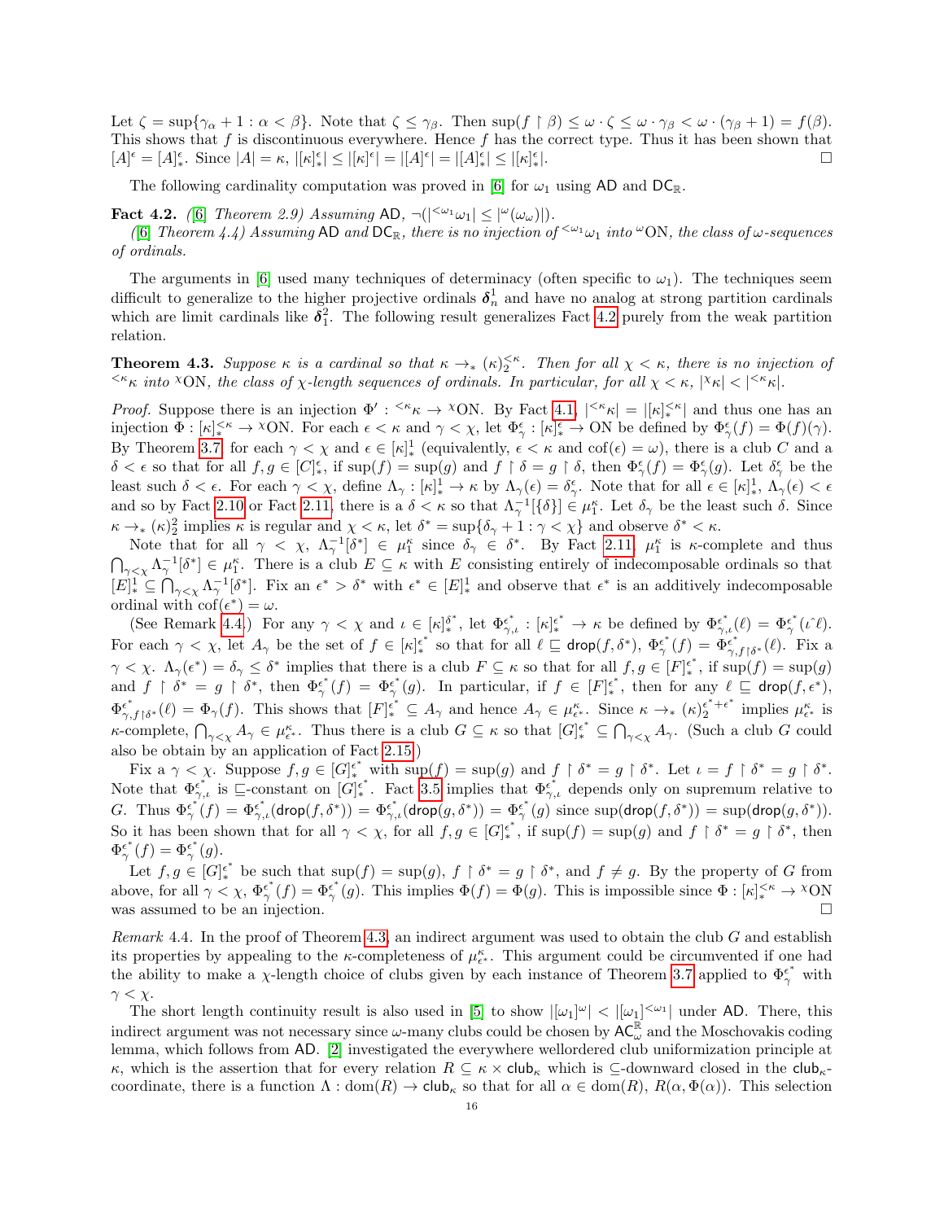Let $\zeta = \sup\{\gamma_\alpha + 1 : \alpha < \beta\}$. Note that $\zeta \leq \gamma_\beta$. Then $\sup(f \upharpoonright \beta) \leq \omega \cdot \zeta \leq \omega \cdot \gamma_\beta < \omega \cdot (\gamma_\beta + 1) = f(\beta)$. This shows that $f$ is discontinuous everywhere. Hence $f$ has the correct type. Thus it has been shown that $[A]^\epsilon = [A]^\epsilon_*$. Since $|A| = \kappa$, $|[\kappa]^\epsilon_*| \leq |[\kappa]^\epsilon| = |[A]^\epsilon| = |[A]^\epsilon_*| \leq |[\kappa]^\epsilon_*|$. □

The following cardinality computation was proved in [6] for $\omega_1$ using $\mathsf{AD}$ and $\mathsf{DC}_\mathbb{R}$.

**Fact 4.2.** *([6] Theorem 2.9) Assuming* $\mathsf{AD}$, $\neg(|{}^{<\omega_1}\omega_1| \leq |{}^{\omega}(\omega_\omega)|)$.
*([6] Theorem 4.4) Assuming* $\mathsf{AD}$ *and* $\mathsf{DC}_\mathbb{R}$*, there is no injection of* ${}^{<\omega_1}\omega_1$ *into* ${}^{\omega}\mathrm{ON}$*, the class of* $\omega$*-sequences of ordinals.*

The arguments in [6] used many techniques of determinacy (often specific to $\omega_1$). The techniques seem difficult to generalize to the higher projective ordinals $\boldsymbol{\delta}^1_n$ and have no analog at strong partition cardinals which are limit cardinals like $\boldsymbol{\delta}^2_1$. The following result generalizes Fact 4.2 purely from the weak partition relation.

**Theorem 4.3.** *Suppose* $\kappa$ *is a cardinal so that* $\kappa \to_* (\kappa)^{<\kappa}_2$*. Then for all* $\chi < \kappa$*, there is no injection of* ${}^{<\kappa}\kappa$ *into* ${}^{\chi}\mathrm{ON}$*, the class of* $\chi$*-length sequences of ordinals. In particular, for all* $\chi < \kappa$*,* $|{}^{\chi}\kappa| < |{}^{<\kappa}\kappa|$*.*

*Proof.* Suppose there is an injection $\Phi' : {}^{<\kappa}\kappa \to {}^{\chi}\mathrm{ON}$. By Fact 4.1, $|{}^{<\kappa}\kappa| = |[\kappa]^{<\kappa}_*|$ and thus one has an injection $\Phi : [\kappa]^{<\kappa}_* \to {}^{\chi}\mathrm{ON}$. For each $\epsilon < \kappa$ and $\gamma < \chi$, let $\Phi^\epsilon_\gamma : [\kappa]^\epsilon_* \to \mathrm{ON}$ be defined by $\Phi^\epsilon_\gamma(f) = \Phi(f)(\gamma)$. By Theorem 3.7, for each $\gamma < \chi$ and $\epsilon \in [\kappa]^1_*$ (equivalently, $\epsilon < \kappa$ and $\mathrm{cof}(\epsilon) = \omega$), there is a club $C$ and a $\delta < \epsilon$ so that for all $f, g \in [C]^\epsilon_*$, if $\sup(f) = \sup(g)$ and $f \upharpoonright \delta = g \upharpoonright \delta$, then $\Phi^\epsilon_\gamma(f) = \Phi^\epsilon_\gamma(g)$. Let $\delta^\epsilon_\gamma$ be the least such $\delta < \epsilon$. For each $\gamma < \chi$, define $\Lambda_\gamma : [\kappa]^1_* \to \kappa$ by $\Lambda_\gamma(\epsilon) = \delta^\epsilon_\gamma$. Note that for all $\epsilon \in [\kappa]^1_*$, $\Lambda_\gamma(\epsilon) < \epsilon$ and so by Fact 2.10 or Fact 2.11, there is a $\delta < \kappa$ so that $\Lambda_\gamma^{-1}[\{\delta\}] \in \mu^\kappa_1$. Let $\delta_\gamma$ be the least such $\delta$. Since $\kappa \to_* (\kappa)^2_2$ implies $\kappa$ is regular and $\chi < \kappa$, let $\delta^* = \sup\{\delta_\gamma + 1 : \gamma < \chi\}$ and observe $\delta^* < \kappa$.

Note that for all $\gamma < \chi$, $\Lambda_\gamma^{-1}[\delta^*] \in \mu^\kappa_1$ since $\delta_\gamma \in \delta^*$. By Fact 2.11, $\mu^\kappa_1$ is $\kappa$-complete and thus $\bigcap_{\gamma<\chi} \Lambda_\gamma^{-1}[\delta^*] \in \mu^\kappa_1$. There is a club $E \subseteq \kappa$ with $E$ consisting entirely of indecomposable ordinals so that $[E]^1_* \subseteq \bigcap_{\gamma<\chi} \Lambda_\gamma^{-1}[\delta^*]$. Fix an $\epsilon^* > \delta^*$ with $\epsilon^* \in [E]^1_*$ and observe that $\epsilon^*$ is an additively indecomposable ordinal with $\mathrm{cof}(\epsilon^*) = \omega$.

(See Remark 4.4.) For any $\gamma < \chi$ and $\iota \in [\kappa]^{\delta^*}_*$, let $\Phi^{\epsilon^*}_{\gamma,\iota} : [\kappa]^{\epsilon^*}_* \to \kappa$ be defined by $\Phi^{\epsilon^*}_{\gamma,\iota}(\ell) = \Phi^{\epsilon^*}_\gamma(\iota\hat{\ }\ell)$. For each $\gamma < \chi$, let $A_\gamma$ be the set of $f \in [\kappa]^{\epsilon^*}_*$ so that for all $\ell \sqsubseteq \mathsf{drop}(f, \delta^*)$, $\Phi^{\epsilon^*}_\gamma(f) = \Phi^{\epsilon^*}_{\gamma, f\upharpoonright\delta^*}(\ell)$. Fix a $\gamma < \chi$. $\Lambda_\gamma(\epsilon^*) = \delta_\gamma \leq \delta^*$ implies that there is a club $F \subseteq \kappa$ so that for all $f, g \in [F]^{\epsilon^*}_*$, if $\sup(f) = \sup(g)$ and $f \upharpoonright \delta^* = g \upharpoonright \delta^*$, then $\Phi^{\epsilon^*}_\gamma(f) = \Phi^{\epsilon^*}_\gamma(g)$. In particular, if $f \in [F]^{\epsilon^*}_*$, then for any $\ell \sqsubseteq \mathsf{drop}(f, \epsilon^*)$, $\Phi^{\epsilon^*}_{\gamma, f\upharpoonright\delta^*}(\ell) = \Phi_\gamma(f)$. This shows that $[F]^{\epsilon^*}_* \subseteq A_\gamma$ and hence $A_\gamma \in \mu^\kappa_{\epsilon^*}$. Since $\kappa \to_* (\kappa)^{\epsilon^*+\epsilon^*}_2$ implies $\mu^\kappa_{\epsilon^*}$ is $\kappa$-complete, $\bigcap_{\gamma<\chi} A_\gamma \in \mu^\kappa_{\epsilon^*}$. Thus there is a club $G \subseteq \kappa$ so that $[G]^{\epsilon^*}_* \subseteq \bigcap_{\gamma<\chi} A_\gamma$. (Such a club $G$ could also be obtain by an application of Fact 2.15.)

Fix a $\gamma < \chi$. Suppose $f, g \in [G]^{\epsilon^*}_*$ with $\sup(f) = \sup(g)$ and $f \upharpoonright \delta^* = g \upharpoonright \delta^*$. Let $\iota = f \upharpoonright \delta^* = g \upharpoonright \delta^*$. Note that $\Phi^{\epsilon^*}_{\gamma,\iota}$ is $\sqsubseteq$-constant on $[G]^{\epsilon^*}_*$. Fact 3.5 implies that $\Phi^{\epsilon^*}_{\gamma,\iota}$ depends only on supremum relative to $G$. Thus $\Phi^{\epsilon^*}_\gamma(f) = \Phi^{\epsilon^*}_{\gamma,\iota}(\mathsf{drop}(f, \delta^*)) = \Phi^{\epsilon^*}_{\gamma,\iota}(\mathsf{drop}(g, \delta^*)) = \Phi^{\epsilon^*}_\gamma(g)$ since $\sup(\mathsf{drop}(f, \delta^*)) = \sup(\mathsf{drop}(g, \delta^*))$. So it has been shown that for all $\gamma < \chi$, for all $f, g \in [G]^{\epsilon^*}_*$, if $\sup(f) = \sup(g)$ and $f \upharpoonright \delta^* = g \upharpoonright \delta^*$, then $\Phi^{\epsilon^*}_\gamma(f) = \Phi^{\epsilon^*}_\gamma(g)$.

Let $f, g \in [G]^{\epsilon^*}_*$ be such that $\sup(f) = \sup(g)$, $f \upharpoonright \delta^* = g \upharpoonright \delta^*$, and $f \neq g$. By the property of $G$ from above, for all $\gamma < \chi$, $\Phi^{\epsilon^*}_\gamma(f) = \Phi^{\epsilon^*}_\gamma(g)$. This implies $\Phi(f) = \Phi(g)$. This is impossible since $\Phi : [\kappa]^{<\kappa}_* \to {}^{\chi}\mathrm{ON}$ was assumed to be an injection. □

*Remark* 4.4. In the proof of Theorem 4.3, an indirect argument was used to obtain the club $G$ and establish its properties by appealing to the $\kappa$-completeness of $\mu^\kappa_{\epsilon^*}$. This argument could be circumvented if one had the ability to make a $\chi$-length choice of clubs given by each instance of Theorem 3.7 applied to $\Phi^{\epsilon^*}_\gamma$ with $\gamma < \chi$.

The short length continuity result is also used in [5] to show $|[\omega_1]^\omega| < |[\omega_1]^{<\omega_1}|$ under $\mathsf{AD}$. There, this indirect argument was not necessary since $\omega$-many clubs could be chosen by $\mathsf{AC}^\mathbb{R}_\omega$ and the Moschovakis coding lemma, which follows from $\mathsf{AD}$. [2] investigated the everywhere wellordered club uniformization principle at $\kappa$, which is the assertion that for every relation $R \subseteq \kappa \times \mathsf{club}_\kappa$ which is $\subseteq$-downward closed in the $\mathsf{club}_\kappa$-coordinate, there is a function $\Lambda : \mathrm{dom}(R) \to \mathsf{club}_\kappa$ so that for all $\alpha \in \mathrm{dom}(R)$, $R(\alpha, \Phi(\alpha))$. This selection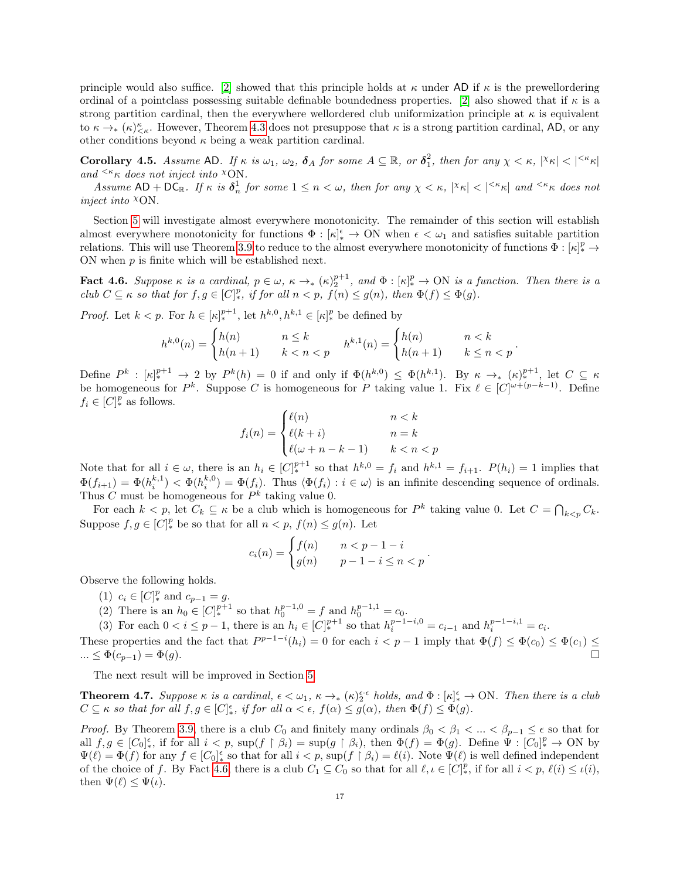principle would also suffice. [2] showed that this principle holds at $\kappa$ under $\mathsf{AD}$ if $\kappa$ is the prewellordering ordinal of a pointclass possessing suitable definable boundedness properties. [2] also showed that if $\kappa$ is a strong partition cardinal, then the everywhere wellordered club uniformization principle at $\kappa$ is equivalent to $\kappa \to_* (\kappa)^{\kappa}_{<\kappa}$. However, Theorem 4.3 does not presuppose that $\kappa$ is a strong partition cardinal, $\mathsf{AD}$, or any other conditions beyond $\kappa$ being a weak partition cardinal.

**Corollary 4.5.** *Assume* $\mathsf{AD}$*. If* $\kappa$ *is* $\omega_1$*,* $\omega_2$*,* $\boldsymbol{\delta}_A$ *for some* $A \subseteq \mathbb{R}$*, or* $\boldsymbol{\delta}^2_1$*, then for any* $\chi < \kappa$*,* $|{}^{\chi}\kappa| < |{}^{<\kappa}\kappa|$ *and* ${}^{<\kappa}\kappa$ *does not inject into* ${}^{\chi}\mathrm{ON}$*.*

*Assume* $\mathsf{AD} + \mathsf{DC}_{\mathbb{R}}$*. If* $\kappa$ *is* $\boldsymbol{\delta}^1_n$ *for some* $1 \leq n < \omega$*, then for any* $\chi < \kappa$*,* $|{}^{\chi}\kappa| < |{}^{<\kappa}\kappa|$ *and* ${}^{<\kappa}\kappa$ *does not inject into* ${}^{\chi}\mathrm{ON}$*.*

Section 5 will investigate almost everywhere monotonicity. The remainder of this section will establish almost everywhere monotonicity for functions $\Phi : [\kappa]^{\epsilon}_* \to \mathrm{ON}$ when $\epsilon < \omega_1$ and satisfies suitable partition relations. This will use Theorem 3.9 to reduce to the almost everywhere monotonicity of functions $\Phi : [\kappa]^p_* \to \mathrm{ON}$ when $p$ is finite which will be established next.

**Fact 4.6.** *Suppose* $\kappa$ *is a cardinal,* $p \in \omega$*,* $\kappa \to_* (\kappa)^{p+1}_2$*, and* $\Phi : [\kappa]^p_* \to \mathrm{ON}$ *is a function. Then there is a club* $C \subseteq \kappa$ *so that for* $f, g \in [C]^p_*$*, if for all* $n < p$*,* $f(n) \leq g(n)$*, then* $\Phi(f) \leq \Phi(g)$*.*

*Proof.* Let $k < p$. For $h \in [\kappa]^{p+1}_*$, let $h^{k,0}, h^{k,1} \in [\kappa]^p_*$ be defined by

$$h^{k,0}(n) = \begin{cases} h(n) & n \leq k \\ h(n+1) & k < n < p \end{cases} \qquad h^{k,1}(n) = \begin{cases} h(n) & n < k \\ h(n+1) & k \leq n < p \end{cases}.$$

Define $P^k : [\kappa]^{p+1}_* \to 2$ by $P^k(h) = 0$ if and only if $\Phi(h^{k,0}) \leq \Phi(h^{k,1})$. By $\kappa \to_* (\kappa)^{p+1}_*$, let $C \subseteq \kappa$ be homogeneous for $P^k$. Suppose $C$ is homogeneous for $P$ taking value 1. Fix $\ell \in [C]^{\omega+(p-k-1)}$. Define $f_i \in [C]^p_*$ as follows.

$$f_i(n) = \begin{cases} \ell(n) & n < k \\ \ell(k+i) & n = k \\ \ell(\omega + n - k - 1) & k < n < p \end{cases}$$

Note that for all $i \in \omega$, there is an $h_i \in [C]^{p+1}_*$ so that $h^{k,0} = f_i$ and $h^{k,1} = f_{i+1}$. $P(h_i) = 1$ implies that $\Phi(f_{i+1}) = \Phi(h^{k,1}_i) < \Phi(h^{k,0}_i) = \Phi(f_i)$. Thus $\langle \Phi(f_i) : i \in \omega \rangle$ is an infinite descending sequence of ordinals. Thus $C$ must be homogeneous for $P^k$ taking value 0.

For each $k < p$, let $C_k \subseteq \kappa$ be a club which is homogeneous for $P^k$ taking value 0. Let $C = \bigcap_{k<p} C_k$. Suppose $f, g \in [C]^p_*$ be so that for all $n < p$, $f(n) \leq g(n)$. Let

$$c_i(n) = \begin{cases} f(n) & n < p - 1 - i \\ g(n) & p - 1 - i \leq n < p \end{cases}.$$

Observe the following holds.

(1) $c_i \in [C]^p_*$ and $c_{p-1} = g$.
(2) There is an $h_0 \in [C]^{p+1}_*$ so that $h^{p-1,0}_0 = f$ and $h^{p-1,1}_0 = c_0$.
(3) For each $0 < i \leq p-1$, there is an $h_i \in [C]^{p+1}_*$ so that $h^{p-1-i,0}_i = c_{i-1}$ and $h^{p-1-i,1}_i = c_i$.

These properties and the fact that $P^{p-1-i}(h_i) = 0$ for each $i < p-1$ imply that $\Phi(f) \leq \Phi(c_0) \leq \Phi(c_1) \leq \ldots \leq \Phi(c_{p-1}) = \Phi(g)$. $\square$

The next result will be improved in Section 5.

**Theorem 4.7.** *Suppose* $\kappa$ *is a cardinal,* $\epsilon < \omega_1$*,* $\kappa \to_* (\kappa)^{\epsilon \cdot \epsilon}_2$ *holds, and* $\Phi : [\kappa]^{\epsilon}_* \to \mathrm{ON}$*. Then there is a club* $C \subseteq \kappa$ *so that for all* $f, g \in [C]^{\epsilon}_*$*, if for all* $\alpha < \epsilon$*,* $f(\alpha) \leq g(\alpha)$*, then* $\Phi(f) \leq \Phi(g)$*.*

*Proof.* By Theorem 3.9, there is a club $C_0$ and finitely many ordinals $\beta_0 < \beta_1 < \ldots < \beta_{p-1} \leq \epsilon$ so that for all $f, g \in [C_0]^{\epsilon}_*$, if for all $i < p$, $\sup(f \upharpoonright \beta_i) = \sup(g \upharpoonright \beta_i)$, then $\Phi(f) = \Phi(g)$. Define $\Psi : [C_0]^p_* \to \mathrm{ON}$ by $\Psi(\ell) = \Phi(f)$ for any $f \in [C_0]^{\epsilon}_*$ so that for all $i < p$, $\sup(f \upharpoonright \beta_i) = \ell(i)$. Note $\Psi(\ell)$ is well defined independent of the choice of $f$. By Fact 4.6, there is a club $C_1 \subseteq C_0$ so that for all $\ell, \iota \in [C]^p_*$, if for all $i < p$, $\ell(i) \leq \iota(i)$, then $\Psi(\ell) \leq \Psi(\iota)$.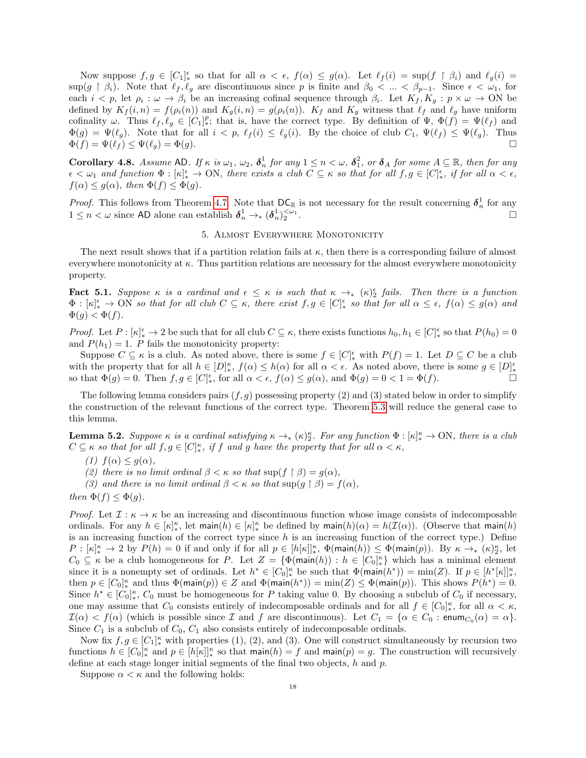Now suppose $f, g \in [C_1]^\epsilon_*$ so that for all $\alpha < \epsilon$, $f(\alpha) \leq g(\alpha)$. Let $\ell_f(i) = \sup(f \restriction \beta_i)$ and $\ell_g(i) = \sup(g \restriction \beta_i)$. Note that $\ell_f, \ell_g$ are discontinuous since $p$ is finite and $\beta_0 < ... < \beta_{p-1}$. Since $\epsilon < \omega_1$, for each $i < p$, let $\rho_i : \omega \to \beta_i$ be an increasing cofinal sequence through $\beta_i$. Let $K_f, K_g : p \times \omega \to \mathrm{ON}$ be defined by $K_f(i,n) = f(\rho_i(n))$ and $K_g(i,n) = g(\rho_i(n))$. $K_f$ and $K_g$ witness that $\ell_f$ and $\ell_g$ have uniform cofinality $\omega$. Thus $\ell_f, \ell_g \in [C_1]^p_*$; that is, have the correct type. By definition of $\Psi$, $\Phi(f) = \Psi(\ell_f)$ and $\Phi(g) = \Psi(\ell_g)$. Note that for all $i < p$, $\ell_f(i) \leq \ell_g(i)$. By the choice of club $C_1$, $\Psi(\ell_f) \leq \Psi(\ell_g)$. Thus $\Phi(f) = \Psi(\ell_f) \leq \Psi(\ell_g) = \Phi(g)$. □

**Corollary 4.8.** *Assume* $\mathsf{AD}$*. If* $\kappa$ *is* $\omega_1$*,* $\omega_2$*,* $\boldsymbol{\delta}^1_n$ *for any* $1 \leq n < \omega$*,* $\boldsymbol{\delta}^2_1$*, or* $\boldsymbol{\delta}_A$ *for some* $A \subseteq \mathbb{R}$*, then for any* $\epsilon < \omega_1$ *and function* $\Phi : [\kappa]^\epsilon_* \to \mathrm{ON}$*, there exists a club* $C \subseteq \kappa$ *so that for all* $f, g \in [C]^\epsilon_*$*, if for all* $\alpha < \epsilon$*,* $f(\alpha) \leq g(\alpha)$*, then* $\Phi(f) \leq \Phi(g)$*.*

*Proof.* This follows from Theorem 4.7. Note that $\mathsf{DC}_\mathbb{R}$ is not necessary for the result concerning $\boldsymbol{\delta}^1_n$ for any $1 \leq n < \omega$ since $\mathsf{AD}$ alone can establish $\boldsymbol{\delta}^1_n \to_* (\boldsymbol{\delta}^1_n)^{<\omega_1}_2$. □

## 5. Almost Everywhere Monotonicity

The next result shows that if a partition relation fails at $\kappa$, then there is a corresponding failure of almost everywhere monotonicity at $\kappa$. Thus partition relations are necessary for the almost everywhere monotonicity property.

**Fact 5.1.** *Suppose* $\kappa$ *is a cardinal and* $\epsilon \leq \kappa$ *is such that* $\kappa \to_* (\kappa)^\epsilon_2$ *fails. Then there is a function* $\Phi : [\kappa]^\epsilon_* \to \mathrm{ON}$ *so that for all club* $C \subseteq \kappa$*, there exist* $f, g \in [C]^\epsilon_*$ *so that for all* $\alpha \leq \epsilon$*,* $f(\alpha) \leq g(\alpha)$ *and* $\Phi(g) < \Phi(f)$*.*

*Proof.* Let $P : [\kappa]^\epsilon_* \to 2$ be such that for all club $C \subseteq \kappa$, there exists functions $h_0, h_1 \in [C]^\epsilon_*$ so that $P(h_0) = 0$ and $P(h_1) = 1$. $P$ fails the monotonicity property:

Suppose $C \subseteq \kappa$ is a club. As noted above, there is some $f \in [C]^\epsilon_*$ with $P(f) = 1$. Let $D \subseteq C$ be a club with the property that for all $h \in [D]^\kappa_*$, $f(\alpha) \leq h(\alpha)$ for all $\alpha < \epsilon$. As noted above, there is some $g \in [D]^\epsilon_*$ so that $\Phi(g) = 0$. Then $f, g \in [C]^\epsilon_*$, for all $\alpha < \epsilon$, $f(\alpha) \leq g(\alpha)$, and $\Phi(g) = 0 < 1 = \Phi(f)$. □

The following lemma considers pairs $(f, g)$ possessing property (2) and (3) stated below in order to simplify the construction of the relevant functions of the correct type. Theorem 5.3 will reduce the general case to this lemma.

**Lemma 5.2.** *Suppose* $\kappa$ *is a cardinal satisfying* $\kappa \to_* (\kappa)^\kappa_2$*. For any function* $\Phi : [\kappa]^\kappa_* \to \mathrm{ON}$*, there is a club* $C \subseteq \kappa$ *so that for all* $f, g \in [C]^\kappa_*$*, if* $f$ *and* $g$ *have the property that for all* $\alpha < \kappa$*,*

*(1)* $f(\alpha) \leq g(\alpha)$*,*
*(2) there is no limit ordinal* $\beta < \kappa$ *so that* $\sup(f \restriction \beta) = g(\alpha)$*,*
*(3) and there is no limit ordinal* $\beta < \kappa$ *so that* $\sup(g \restriction \beta) = f(\alpha)$*,*

*then* $\Phi(f) \leq \Phi(g)$*.*

*Proof.* Let $\mathcal{I} : \kappa \to \kappa$ be an increasing and discontinuous function whose image consists of indecomposable ordinals. For any $h \in [\kappa]^\kappa_*$, let $\mathsf{main}(h) \in [\kappa]^\kappa_*$ be defined by $\mathsf{main}(h)(\alpha) = h(\mathcal{I}(\alpha))$. (Observe that $\mathsf{main}(h)$ is an increasing function of the correct type since $h$ is an increasing function of the correct type.) Define $P : [\kappa]^\kappa_* \to 2$ by $P(h) = 0$ if and only if for all $p \in [h[\kappa]]^\kappa_*$, $\Phi(\mathsf{main}(h)) \leq \Phi(\mathsf{main}(p))$. By $\kappa \to_* (\kappa)^\kappa_2$, let $C_0 \subseteq \kappa$ be a club homogeneous for $P$. Let $Z = \{\Phi(\mathsf{main}(h)) : h \in [C_0]^\kappa_*\}$ which has a minimal element since it is a nonempty set of ordinals. Let $h^* \in [C_0]^\kappa_*$ be such that $\Phi(\mathsf{main}(h^*)) = \min(Z)$. If $p \in [h^*[\kappa]]^\kappa_*$, then $p \in [C_0]^\kappa_*$ and thus $\Phi(\mathsf{main}(p)) \in Z$ and $\Phi(\mathsf{main}(h^*)) = \min(Z) \leq \Phi(\mathsf{main}(p))$. This shows $P(h^*) = 0$. Since $h^* \in [C_0]^\kappa_*$, $C_0$ must be homogeneous for $P$ taking value 0. By choosing a subclub of $C_0$ if necessary, one may assume that $C_0$ consists entirely of indecomposable ordinals and for all $f \in [C_0]^\kappa_*$, for all $\alpha < \kappa$, $\mathcal{I}(\alpha) < f(\alpha)$ (which is possible since $\mathcal{I}$ and $f$ are discontinuous). Let $C_1 = \{\alpha \in C_0 : \mathsf{enum}_{C_0}(\alpha) = \alpha\}$. Since $C_1$ is a subclub of $C_0$, $C_1$ also consists entirely of indecomposable ordinals.

Now fix $f, g \in [C_1]^\kappa_*$ with properties (1), (2), and (3). One will construct simultaneously by recursion two functions $h \in [C_0]^\kappa_*$ and $p \in [h[\kappa]]^\kappa_*$ so that $\mathsf{main}(h) = f$ and $\mathsf{main}(p) = g$. The construction will recursively define at each stage longer initial segments of the final two objects, $h$ and $p$.

Suppose $\alpha < \kappa$ and the following holds: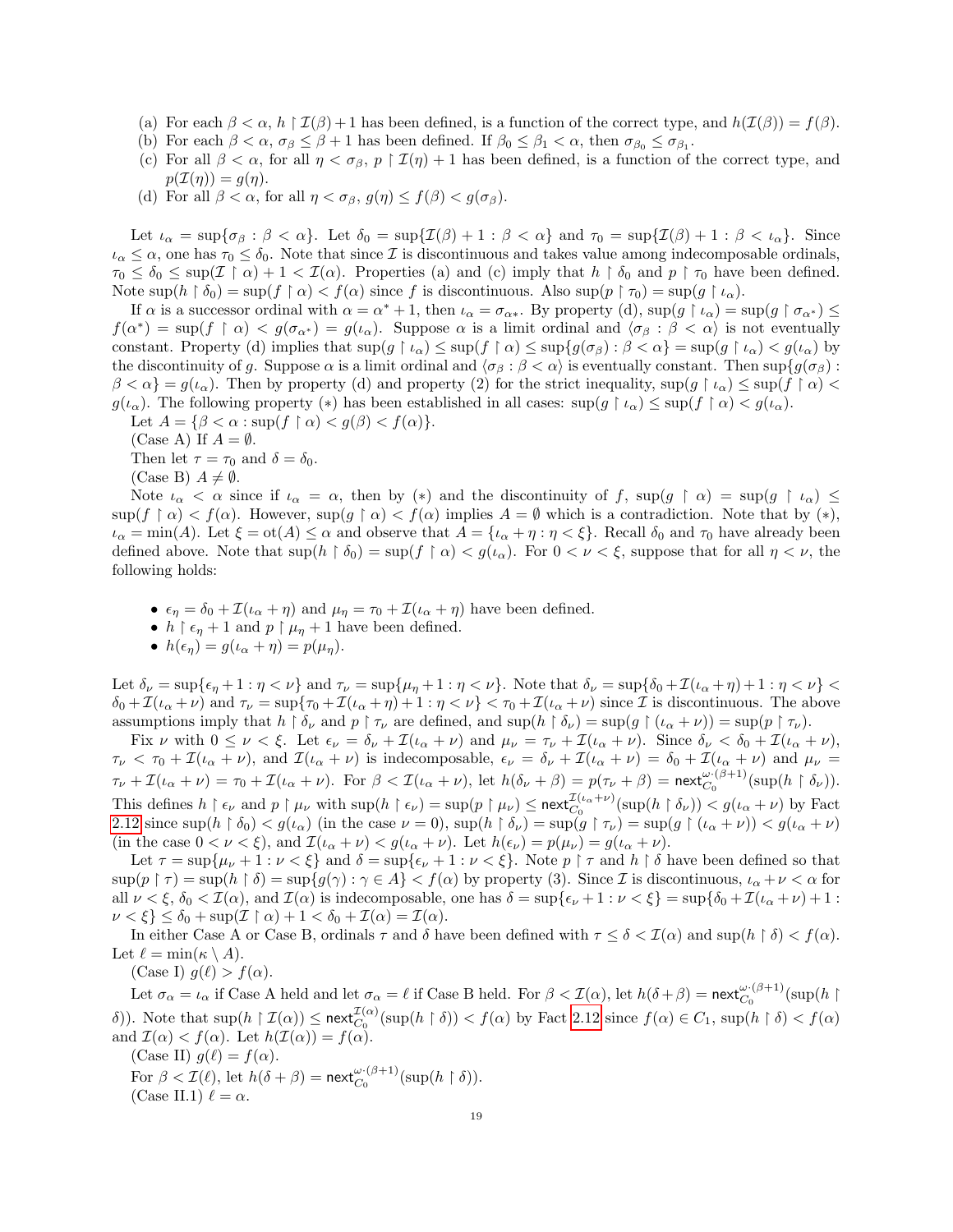(a) For each $\beta < \alpha$, $h \upharpoonright \mathcal{I}(\beta)+1$ has been defined, is a function of the correct type, and $h(\mathcal{I}(\beta)) = f(\beta)$.
(b) For each $\beta < \alpha$, $\sigma_\beta \leq \beta + 1$ has been defined. If $\beta_0 \leq \beta_1 < \alpha$, then $\sigma_{\beta_0} \leq \sigma_{\beta_1}$.
(c) For all $\beta < \alpha$, for all $\eta < \sigma_\beta$, $p \upharpoonright \mathcal{I}(\eta) + 1$ has been defined, is a function of the correct type, and $p(\mathcal{I}(\eta)) = g(\eta)$.
(d) For all $\beta < \alpha$, for all $\eta < \sigma_\beta$, $g(\eta) \leq f(\beta) < g(\sigma_\beta)$.

Let $\iota_\alpha = \sup\{\sigma_\beta : \beta < \alpha\}$. Let $\delta_0 = \sup\{\mathcal{I}(\beta) + 1 : \beta < \alpha\}$ and $\tau_0 = \sup\{\mathcal{I}(\beta) + 1 : \beta < \iota_\alpha\}$. Since $\iota_\alpha \leq \alpha$, one has $\tau_0 \leq \delta_0$. Note that since $\mathcal{I}$ is discontinuous and takes value among indecomposable ordinals, $\tau_0 \leq \delta_0 \leq \sup(\mathcal{I} \upharpoonright \alpha) + 1 < \mathcal{I}(\alpha)$. Properties (a) and (c) imply that $h \upharpoonright \delta_0$ and $p \upharpoonright \tau_0$ have been defined. Note $\sup(h \upharpoonright \delta_0) = \sup(f \upharpoonright \alpha) < f(\alpha)$ since $f$ is discontinuous. Also $\sup(p \upharpoonright \tau_0) = \sup(g \upharpoonright \iota_\alpha)$.

If $\alpha$ is a successor ordinal with $\alpha = \alpha^* + 1$, then $\iota_\alpha = \sigma_{\alpha^*}$. By property (d), $\sup(g \upharpoonright \iota_\alpha) = \sup(g \upharpoonright \sigma_{\alpha^*}) \leq f(\alpha^*) = \sup(f \upharpoonright \alpha) < g(\sigma_{\alpha^*}) = g(\iota_\alpha)$. Suppose $\alpha$ is a limit ordinal and $\langle \sigma_\beta : \beta < \alpha\rangle$ is not eventually constant. Property (d) implies that $\sup(g \upharpoonright \iota_\alpha) \leq \sup(f \upharpoonright \alpha) \leq \sup\{g(\sigma_\beta) : \beta < \alpha\} = \sup(g \upharpoonright \iota_\alpha) < g(\iota_\alpha)$ by the discontinuity of $g$. Suppose $\alpha$ is a limit ordinal and $\langle \sigma_\beta : \beta < \alpha\rangle$ is eventually constant. Then $\sup\{g(\sigma_\beta) : \beta < \alpha\} = g(\iota_\alpha)$. Then by property (d) and property (2) for the strict inequality, $\sup(g \upharpoonright \iota_\alpha) \leq \sup(f \upharpoonright \alpha) < g(\iota_\alpha)$. The following property $(*)$ has been established in all cases: $\sup(g \upharpoonright \iota_\alpha) \leq \sup(f \upharpoonright \alpha) < g(\iota_\alpha)$.

Let $A = \{\beta < \alpha : \sup(f \upharpoonright \alpha) < g(\beta) < f(\alpha)\}$.

(Case A) If $A = \emptyset$.

Then let $\tau = \tau_0$ and $\delta = \delta_0$.

(Case B) $A \neq \emptyset$.

Note $\iota_\alpha < \alpha$ since if $\iota_\alpha = \alpha$, then by $(*)$ and the discontinuity of $f$, $\sup(g \upharpoonright \alpha) = \sup(g \upharpoonright \iota_\alpha) \leq \sup(f \upharpoonright \alpha) < f(\alpha)$. However, $\sup(g \upharpoonright \alpha) < f(\alpha)$ implies $A = \emptyset$ which is a contradiction. Note that by $(*)$, $\iota_\alpha = \min(A)$. Let $\xi = \mathrm{ot}(A) \leq \alpha$ and observe that $A = \{\iota_\alpha + \eta : \eta < \xi\}$. Recall $\delta_0$ and $\tau_0$ have already been defined above. Note that $\sup(h \upharpoonright \delta_0) = \sup(f \upharpoonright \alpha) < g(\iota_\alpha)$. For $0 < \nu < \xi$, suppose that for all $\eta < \nu$, the following holds:

- $\epsilon_\eta = \delta_0 + \mathcal{I}(\iota_\alpha + \eta)$ and $\mu_\eta = \tau_0 + \mathcal{I}(\iota_\alpha + \eta)$ have been defined.
- $h \upharpoonright \epsilon_\eta + 1$ and $p \upharpoonright \mu_\eta + 1$ have been defined.
- $h(\epsilon_\eta) = g(\iota_\alpha + \eta) = p(\mu_\eta)$.

Let $\delta_\nu = \sup\{\epsilon_\eta + 1 : \eta < \nu\}$ and $\tau_\nu = \sup\{\mu_\eta + 1 : \eta < \nu\}$. Note that $\delta_\nu = \sup\{\delta_0 + \mathcal{I}(\iota_\alpha + \eta) + 1 : \eta < \nu\} < \delta_0 + \mathcal{I}(\iota_\alpha + \nu)$ and $\tau_\nu = \sup\{\tau_0 + \mathcal{I}(\iota_\alpha + \eta) + 1 : \eta < \nu\} < \tau_0 + \mathcal{I}(\iota_\alpha + \nu)$ since $\mathcal{I}$ is discontinuous. The above assumptions imply that $h \upharpoonright \delta_\nu$ and $p \upharpoonright \tau_\nu$ are defined, and $\sup(h \upharpoonright \delta_\nu) = \sup(g \upharpoonright (\iota_\alpha + \nu)) = \sup(p \upharpoonright \tau_\nu)$.

Fix $\nu$ with $0 \leq \nu < \xi$. Let $\epsilon_\nu = \delta_\nu + \mathcal{I}(\iota_\alpha + \nu)$ and $\mu_\nu = \tau_\nu + \mathcal{I}(\iota_\alpha + \nu)$. Since $\delta_\nu < \delta_0 + \mathcal{I}(\iota_\alpha + \nu)$, $\tau_\nu < \tau_0 + \mathcal{I}(\iota_\alpha + \nu)$, and $\mathcal{I}(\iota_\alpha + \nu)$ is indecomposable, $\epsilon_\nu = \delta_\nu + \mathcal{I}(\iota_\alpha + \nu) = \delta_0 + \mathcal{I}(\iota_\alpha + \nu)$ and $\mu_\nu = \tau_\nu + \mathcal{I}(\iota_\alpha + \nu) = \tau_0 + \mathcal{I}(\iota_\alpha + \nu)$. For $\beta < \mathcal{I}(\iota_\alpha + \nu)$, let $h(\delta_\nu + \beta) = p(\tau_\nu + \beta) = \mathsf{next}_{C_0}^{\omega\cdot(\beta+1)}(\sup(h \upharpoonright \delta_\nu))$. This defines $h \upharpoonright \epsilon_\nu$ and $p \upharpoonright \mu_\nu$ with $\sup(h \upharpoonright \epsilon_\nu) = \sup(p \upharpoonright \mu_\nu) \leq \mathsf{next}_{C_0}^{\mathcal{I}(\iota_\alpha+\nu)}(\sup(h \upharpoonright \delta_\nu)) < g(\iota_\alpha + \nu)$ by Fact 2.12 since $\sup(h \upharpoonright \delta_0) < g(\iota_\alpha)$ (in the case $\nu = 0$), $\sup(h \upharpoonright \delta_\nu) = \sup(g \upharpoonright \tau_\nu) = \sup(g \upharpoonright (\iota_\alpha + \nu)) < g(\iota_\alpha + \nu)$ (in the case $0 < \nu < \xi$), and $\mathcal{I}(\iota_\alpha + \nu) < g(\iota_\alpha + \nu)$. Let $h(\epsilon_\nu) = p(\mu_\nu) = g(\iota_\alpha + \nu)$.

Let $\tau = \sup\{\mu_\nu + 1 : \nu < \xi\}$ and $\delta = \sup\{\epsilon_\nu + 1 : \nu < \xi\}$. Note $p \upharpoonright \tau$ and $h \upharpoonright \delta$ have been defined so that $\sup(p \upharpoonright \tau) = \sup(h \upharpoonright \delta) = \sup\{g(\gamma) : \gamma \in A\} < f(\alpha)$ by property (3). Since $\mathcal{I}$ is discontinuous, $\iota_\alpha + \nu < \alpha$ for all $\nu < \xi$, $\delta_0 < \mathcal{I}(\alpha)$, and $\mathcal{I}(\alpha)$ is indecomposable, one has $\delta = \sup\{\epsilon_\nu + 1 : \nu < \xi\} = \sup\{\delta_0 + \mathcal{I}(\iota_\alpha + \nu) + 1 : \nu < \xi\} \leq \delta_0 + \sup(\mathcal{I} \upharpoonright \alpha) + 1 < \delta_0 + \mathcal{I}(\alpha) = \mathcal{I}(\alpha)$.

In either Case A or Case B, ordinals $\tau$ and $\delta$ have been defined with $\tau \leq \delta < \mathcal{I}(\alpha)$ and $\sup(h \upharpoonright \delta) < f(\alpha)$. Let $\ell = \min(\kappa \setminus A)$.

(Case I) $g(\ell) > f(\alpha)$.

Let $\sigma_\alpha = \iota_\alpha$ if Case A held and let $\sigma_\alpha = \ell$ if Case B held. For $\beta < \mathcal{I}(\alpha)$, let $h(\delta + \beta) = \mathsf{next}_{C_0}^{\omega\cdot(\beta+1)}(\sup(h \upharpoonright \delta))$. Note that $\sup(h \upharpoonright \mathcal{I}(\alpha)) \leq \mathsf{next}_{C_0}^{\mathcal{I}(\alpha)}(\sup(h \upharpoonright \delta)) < f(\alpha)$ by Fact 2.12 since $f(\alpha) \in C_1$, $\sup(h \upharpoonright \delta) < f(\alpha)$ and $\mathcal{I}(\alpha) < f(\alpha)$. Let $h(\mathcal{I}(\alpha)) = f(\alpha)$.

(Case II) $g(\ell) = f(\alpha)$.

For $\beta < \mathcal{I}(\ell)$, let $h(\delta + \beta) = \mathsf{next}_{C_0}^{\omega\cdot(\beta+1)}(\sup(h \upharpoonright \delta))$.

(Case II.1) $\ell = \alpha$.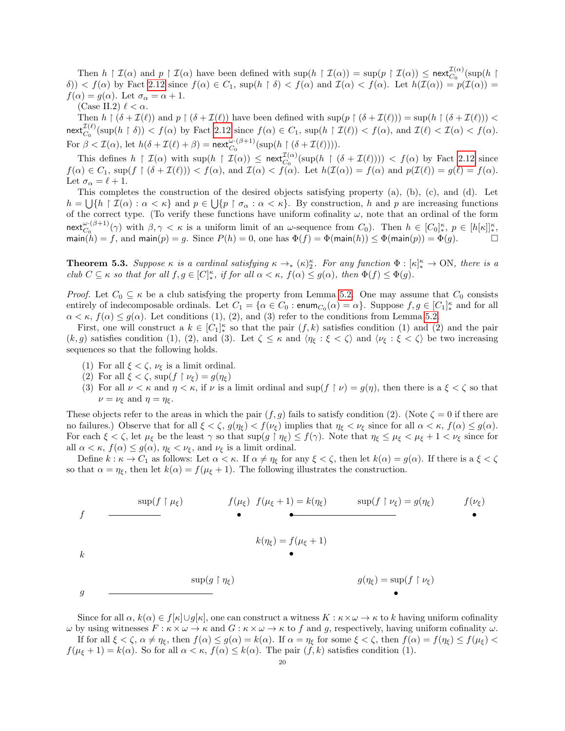Then $h \restriction \mathcal{I}(\alpha)$ and $p \restriction \mathcal{I}(\alpha)$ have been defined with $\sup(h \restriction \mathcal{I}(\alpha)) = \sup(p \restriction \mathcal{I}(\alpha)) \leq \mathsf{next}_{C_0}^{\mathcal{I}(\alpha)}(\sup(h \restriction \delta)) < f(\alpha)$ by Fact 2.12 since $f(\alpha) \in C_1$, $\sup(h \restriction \delta) < f(\alpha)$ and $\mathcal{I}(\alpha) < f(\alpha)$. Let $h(\mathcal{I}(\alpha)) = p(\mathcal{I}(\alpha)) = f(\alpha) = g(\alpha)$. Let $\sigma_\alpha = \alpha + 1$.

(Case II.2) $\ell < \alpha$.

Then $h \restriction (\delta + \mathcal{I}(\ell))$ and $p \restriction (\delta + \mathcal{I}(\ell))$ have been defined with $\sup(p \restriction (\delta + \mathcal{I}(\ell))) = \sup(h \restriction (\delta + \mathcal{I}(\ell))) < \mathsf{next}_{C_0}^{\mathcal{I}(\ell)}(\sup(h \restriction \delta)) < f(\alpha)$ by Fact 2.12 since $f(\alpha) \in C_1$, $\sup(h \restriction \mathcal{I}(\ell)) < f(\alpha)$, and $\mathcal{I}(\ell) < \mathcal{I}(\alpha) < f(\alpha)$. For $\beta < \mathcal{I}(\alpha)$, let $h(\delta + \mathcal{I}(\ell) + \beta) = \mathsf{next}_{C_0}^{\omega \cdot (\beta+1)}(\sup(h \restriction (\delta + \mathcal{I}(\ell))))$.

This defines $h \restriction \mathcal{I}(\alpha)$ with $\sup(h \restriction \mathcal{I}(\alpha)) \leq \mathsf{next}_{C_0}^{\mathcal{I}(\alpha)}(\sup(h \restriction (\delta + \mathcal{I}(\ell)))) < f(\alpha)$ by Fact 2.12 since $f(\alpha) \in C_1$, $\sup(f \restriction (\delta + \mathcal{I}(\ell))) < f(\alpha)$, and $\mathcal{I}(\alpha) < f(\alpha)$. Let $h(\mathcal{I}(\alpha)) = f(\alpha)$ and $p(\mathcal{I}(\ell)) = g(\ell) = f(\alpha)$. Let $\sigma_\alpha = \ell + 1$.

This completes the construction of the desired objects satisfying property (a), (b), (c), and (d). Let $h = \bigcup\{h \restriction \mathcal{I}(\alpha) : \alpha < \kappa\}$ and $p \in \bigcup\{p \restriction \sigma_\alpha : \alpha < \kappa\}$. By construction, $h$ and $p$ are increasing functions of the correct type. (To verify these functions have uniform cofinality $\omega$, note that an ordinal of the form $\mathsf{next}_{C_0}^{\omega \cdot (\beta+1)}(\gamma)$ with $\beta, \gamma < \kappa$ is a uniform limit of an $\omega$-sequence from $C_0$). Then $h \in [C_0]^\kappa_*$, $p \in [h[\kappa]]^\kappa_*$, $\mathsf{main}(h) = f$, and $\mathsf{main}(p) = g$. Since $P(h) = 0$, one has $\Phi(f) = \Phi(\mathsf{main}(h)) \leq \Phi(\mathsf{main}(p)) = \Phi(g)$. $\square$

**Theorem 5.3.** *Suppose $\kappa$ is a cardinal satisfying $\kappa \to_* (\kappa)^\kappa_2$. For any function $\Phi : [\kappa]^\kappa_* \to \mathrm{ON}$, there is a club $C \subseteq \kappa$ so that for all $f, g \in [C]^\kappa_*$, if for all $\alpha < \kappa$, $f(\alpha) \leq g(\alpha)$, then $\Phi(f) \leq \Phi(g)$.*

*Proof.* Let $C_0 \subseteq \kappa$ be a club satisfying the property from Lemma 5.2. One may assume that $C_0$ consists entirely of indecomposable ordinals. Let $C_1 = \{\alpha \in C_0 : \mathsf{enum}_{C_0}(\alpha) = \alpha\}$. Suppose $f, g \in [C_1]^\kappa_*$ and for all $\alpha < \kappa$, $f(\alpha) \leq g(\alpha)$. Let conditions (1), (2), and (3) refer to the conditions from Lemma 5.2.

First, one will construct a $k \in [C_1]^\kappa_*$ so that the pair $(f, k)$ satisfies condition (1) and (2) and the pair $(k, g)$ satisfies condition (1), (2), and (3). Let $\zeta \leq \kappa$ and $\langle \eta_\xi : \xi < \zeta \rangle$ and $\langle \nu_\xi : \xi < \zeta \rangle$ be two increasing sequences so that the following holds.

1. For all $\xi < \zeta$, $\nu_\xi$ is a limit ordinal.
2. For all $\xi < \zeta$, $\sup(f \restriction \nu_\xi) = g(\eta_\xi)$
3. For all $\nu < \kappa$ and $\eta < \kappa$, if $\nu$ is a limit ordinal and $\sup(f \restriction \nu) = g(\eta)$, then there is a $\xi < \zeta$ so that $\nu = \nu_\xi$ and $\eta = \eta_\xi$.

These objects refer to the areas in which the pair $(f, g)$ fails to satisfy condition (2). (Note $\zeta = 0$ if there are no failures.) Observe that for all $\xi < \zeta$, $g(\eta_\xi) < f(\nu_\xi)$ implies that $\eta_\xi < \nu_\xi$ since for all $\alpha < \kappa$, $f(\alpha) \leq g(\alpha)$. For each $\xi < \zeta$, let $\mu_\xi$ be the least $\gamma$ so that $\sup(g \restriction \eta_\xi) \leq f(\gamma)$. Note that $\eta_\xi \leq \mu_\xi < \mu_\xi + 1 < \nu_\xi$ since for all $\alpha < \kappa$, $f(\alpha) \leq g(\alpha)$, $\eta_\xi < \nu_\xi$, and $\nu_\xi$ is a limit ordinal.

Define $k : \kappa \to C_1$ as follows: Let $\alpha < \kappa$. If $\alpha \neq \eta_\xi$ for any $\xi < \zeta$, then let $k(\alpha) = g(\alpha)$. If there is a $\xi < \zeta$ so that $\alpha = \eta_\xi$, then let $k(\alpha) = f(\mu_\xi + 1)$. The following illustrates the construction.

| | | | | | |
|---|---|---|---|---|---|
| $f$ | $\sup(f \restriction \mu_\xi)$ | $f(\mu_\xi)$ | $f(\mu_\xi + 1) = k(\eta_\xi)$ | $\sup(f \restriction \nu_\xi) = g(\eta_\xi)$ | $f(\nu_\xi)$ |
| $k$ | | | $k(\eta_\xi) = f(\mu_\xi + 1)$ | | |
| $g$ | $\sup(g \restriction \eta_\xi)$ | | | $g(\eta_\xi) = \sup(f \restriction \nu_\xi)$ | |

Since for all $\alpha$, $k(\alpha) \in f[\kappa] \cup g[\kappa]$, one can construct a witness $K : \kappa \times \omega \to \kappa$ to $k$ having uniform cofinality $\omega$ by using witnesses $F : \kappa \times \omega \to \kappa$ and $G : \kappa \times \omega \to \kappa$ to $f$ and $g$, respectively, having uniform cofinality $\omega$.

If for all $\xi < \zeta$, $\alpha \neq \eta_\xi$, then $f(\alpha) \leq g(\alpha) = k(\alpha)$. If $\alpha = \eta_\xi$ for some $\xi < \zeta$, then $f(\alpha) = f(\eta_\xi) \leq f(\mu_\xi) < f(\mu_\xi + 1) = k(\alpha)$. So for all $\alpha < \kappa$, $f(\alpha) \leq k(\alpha)$. The pair $(f, k)$ satisfies condition (1).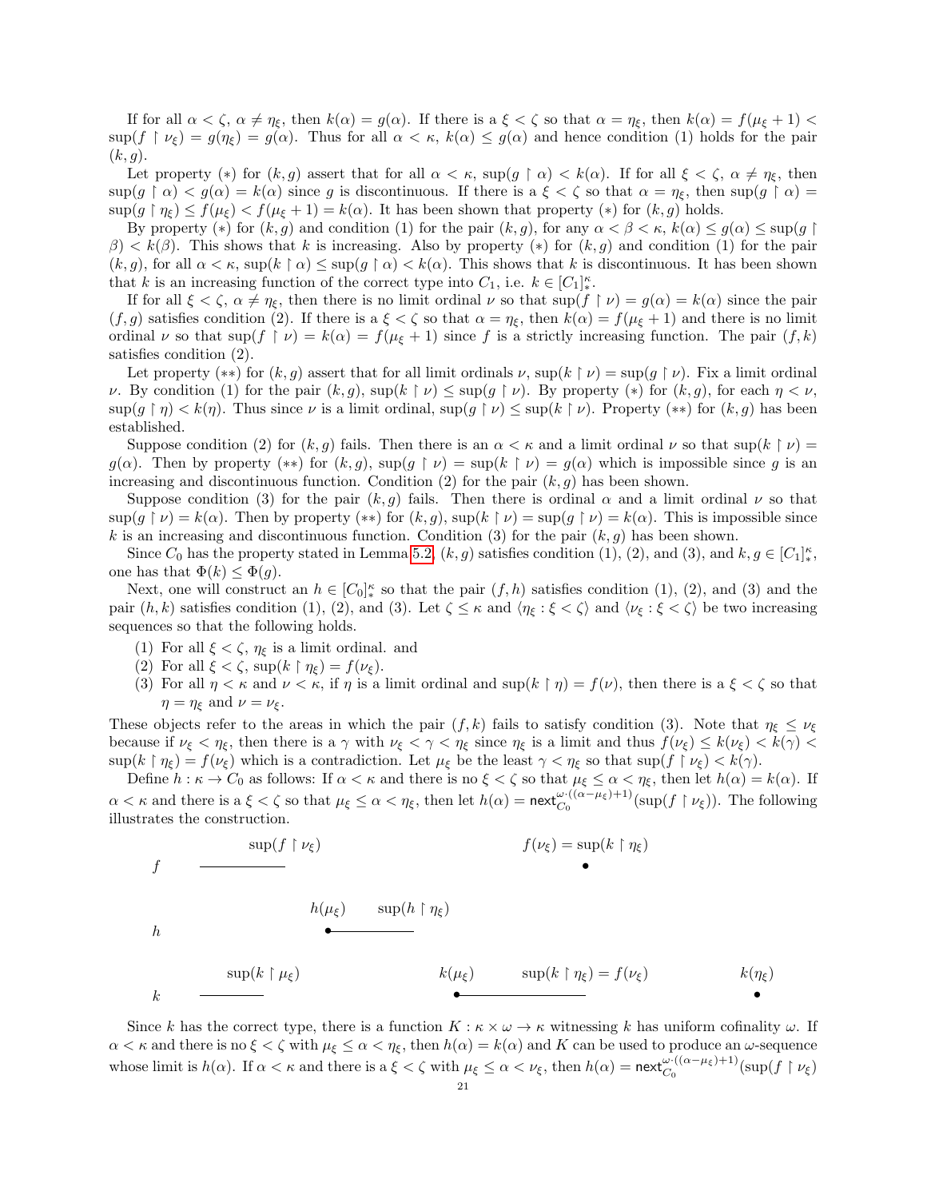If for all $\alpha < \zeta$, $\alpha \neq \eta_\xi$, then $k(\alpha) = g(\alpha)$. If there is a $\xi < \zeta$ so that $\alpha = \eta_\xi$, then $k(\alpha) = f(\mu_\xi + 1) < \sup(f \upharpoonright \nu_\xi) = g(\eta_\xi) = g(\alpha)$. Thus for all $\alpha < \kappa$, $k(\alpha) \leq g(\alpha)$ and hence condition (1) holds for the pair $(k, g)$.

Let property $(*)$ for $(k, g)$ assert that for all $\alpha < \kappa$, $\sup(g \upharpoonright \alpha) < k(\alpha)$. If for all $\xi < \zeta$, $\alpha \neq \eta_\xi$, then $\sup(g \upharpoonright \alpha) < g(\alpha) = k(\alpha)$ since $g$ is discontinuous. If there is a $\xi < \zeta$ so that $\alpha = \eta_\xi$, then $\sup(g \upharpoonright \alpha) = \sup(g \upharpoonright \eta_\xi) \leq f(\mu_\xi) < f(\mu_\xi + 1) = k(\alpha)$. It has been shown that property $(*)$ for $(k, g)$ holds.

By property $(*)$ for $(k, g)$ and condition (1) for the pair $(k, g)$, for any $\alpha < \beta < \kappa$, $k(\alpha) \leq g(\alpha) \leq \sup(g \upharpoonright \beta) < k(\beta)$. This shows that $k$ is increasing. Also by property $(*)$ for $(k, g)$ and condition (1) for the pair $(k, g)$, for all $\alpha < \kappa$, $\sup(k \upharpoonright \alpha) \leq \sup(g \upharpoonright \alpha) < k(\alpha)$. This shows that $k$ is discontinuous. It has been shown that $k$ is an increasing function of the correct type into $C_1$, i.e. $k \in [C_1]^\kappa_*$.

If for all $\xi < \zeta$, $\alpha \neq \eta_\xi$, then there is no limit ordinal $\nu$ so that $\sup(f \upharpoonright \nu) = g(\alpha) = k(\alpha)$ since the pair $(f, g)$ satisfies condition (2). If there is a $\xi < \zeta$ so that $\alpha = \eta_\xi$, then $k(\alpha) = f(\mu_\xi + 1)$ and there is no limit ordinal $\nu$ so that $\sup(f \upharpoonright \nu) = k(\alpha) = f(\mu_\xi + 1)$ since $f$ is a strictly increasing function. The pair $(f, k)$ satisfies condition (2).

Let property $(**)$ for $(k, g)$ assert that for all limit ordinals $\nu$, $\sup(k \upharpoonright \nu) = \sup(g \upharpoonright \nu)$. Fix a limit ordinal $\nu$. By condition (1) for the pair $(k, g)$, $\sup(k \upharpoonright \nu) \leq \sup(g \upharpoonright \nu)$. By property $(*)$ for $(k, g)$, for each $\eta < \nu$, $\sup(g \upharpoonright \eta) < k(\eta)$. Thus since $\nu$ is a limit ordinal, $\sup(g \upharpoonright \nu) \leq \sup(k \upharpoonright \nu)$. Property $(**)$ for $(k, g)$ has been established.

Suppose condition (2) for $(k, g)$ fails. Then there is an $\alpha < \kappa$ and a limit ordinal $\nu$ so that $\sup(k \upharpoonright \nu) = g(\alpha)$. Then by property $(**)$ for $(k, g)$, $\sup(g \upharpoonright \nu) = \sup(k \upharpoonright \nu) = g(\alpha)$ which is impossible since $g$ is an increasing and discontinuous function. Condition (2) for the pair $(k, g)$ has been shown.

Suppose condition (3) for the pair $(k, g)$ fails. Then there is ordinal $\alpha$ and a limit ordinal $\nu$ so that $\sup(g \upharpoonright \nu) = k(\alpha)$. Then by property $(**)$ for $(k, g)$, $\sup(k \upharpoonright \nu) = \sup(g \upharpoonright \nu) = k(\alpha)$. This is impossible since $k$ is an increasing and discontinuous function. Condition (3) for the pair $(k, g)$ has been shown.

Since $C_0$ has the property stated in Lemma 5.2, $(k, g)$ satisfies condition (1), (2), and (3), and $k, g \in [C_1]^\kappa_*$, one has that $\Phi(k) \leq \Phi(g)$.

Next, one will construct an $h \in [C_0]^\kappa_*$ so that the pair $(f, h)$ satisfies condition (1), (2), and (3) and the pair $(h, k)$ satisfies condition (1), (2), and (3). Let $\zeta \leq \kappa$ and $\langle \eta_\xi : \xi < \zeta \rangle$ and $\langle \nu_\xi : \xi < \zeta \rangle$ be two increasing sequences so that the following holds.

(1) For all $\xi < \zeta$, $\eta_\xi$ is a limit ordinal. and
(2) For all $\xi < \zeta$, $\sup(k \upharpoonright \eta_\xi) = f(\nu_\xi)$.
(3) For all $\eta < \kappa$ and $\nu < \kappa$, if $\eta$ is a limit ordinal and $\sup(k \upharpoonright \eta) = f(\nu)$, then there is a $\xi < \zeta$ so that $\eta = \eta_\xi$ and $\nu = \nu_\xi$.

These objects refer to the areas in which the pair $(f, k)$ fails to satisfy condition (3). Note that $\eta_\xi \leq \nu_\xi$ because if $\nu_\xi < \eta_\xi$, then there is a $\gamma$ with $\nu_\xi < \gamma < \eta_\xi$ since $\eta_\xi$ is a limit and thus $f(\nu_\xi) \leq k(\nu_\xi) < k(\gamma) < \sup(k \upharpoonright \eta_\xi) = f(\nu_\xi)$ which is a contradiction. Let $\mu_\xi$ be the least $\gamma < \eta_\xi$ so that $\sup(f \upharpoonright \nu_\xi) < k(\gamma)$.

Define $h : \kappa \to C_0$ as follows: If $\alpha < \kappa$ and there is no $\xi < \zeta$ so that $\mu_\xi \leq \alpha < \eta_\xi$, then let $h(\alpha) = k(\alpha)$. If $\alpha < \kappa$ and there is a $\xi < \zeta$ so that $\mu_\xi \leq \alpha < \eta_\xi$, then let $h(\alpha) = \mathsf{next}^{\omega \cdot ((\alpha - \mu_\xi)+1)}_{C_0}(\sup(f \upharpoonright \nu_\xi))$. The following illustrates the construction.

$f$: $\sup(f \upharpoonright \nu_\xi)$ ... $f(\nu_\xi) = \sup(k \upharpoonright \eta_\xi)$

$h$: $h(\mu_\xi)$ ... $\sup(h \upharpoonright \eta_\xi)$

$k$: $\sup(k \upharpoonright \mu_\xi)$ ... $k(\mu_\xi)$ ... $\sup(k \upharpoonright \eta_\xi) = f(\nu_\xi)$ ... $k(\eta_\xi)$

Since $k$ has the correct type, there is a function $K : \kappa \times \omega \to \kappa$ witnessing $k$ has uniform cofinality $\omega$. If $\alpha < \kappa$ and there is no $\xi < \zeta$ with $\mu_\xi \leq \alpha < \eta_\xi$, then $h(\alpha) = k(\alpha)$ and $K$ can be used to produce an $\omega$-sequence whose limit is $h(\alpha)$. If $\alpha < \kappa$ and there is a $\xi < \zeta$ with $\mu_\xi \leq \alpha < \nu_\xi$, then $h(\alpha) = \mathsf{next}^{\omega \cdot ((\alpha - \mu_\xi)+1)}_{C_0}(\sup(f \upharpoonright \nu_\xi)$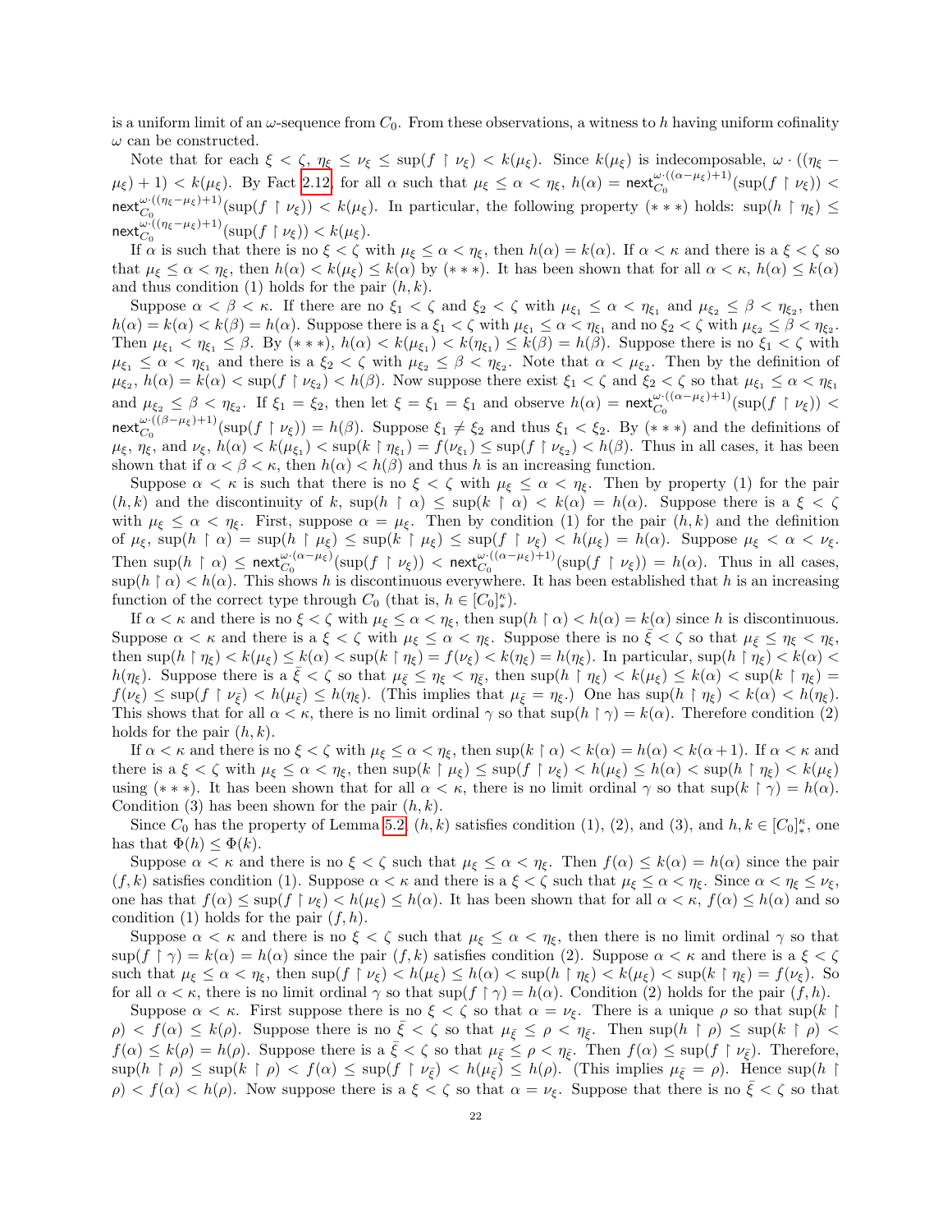is a uniform limit of an $\omega$-sequence from $C_0$. From these observations, a witness to $h$ having uniform cofinality $\omega$ can be constructed.

Note that for each $\xi < \zeta$, $\eta_\xi \leq \nu_\xi \leq \sup(f \upharpoonright \nu_\xi) < k(\mu_\xi)$. Since $k(\mu_\xi)$ is indecomposable, $\omega \cdot ((\eta_\xi - \mu_\xi) + 1) < k(\mu_\xi)$. By Fact 2.12, for all $\alpha$ such that $\mu_\xi \leq \alpha < \eta_\xi$, $h(\alpha) = \mathsf{next}_{C_0}^{\omega \cdot ((\alpha - \mu_\xi)+1)}(\sup(f \upharpoonright \nu_\xi)) < \mathsf{next}_{C_0}^{\omega \cdot ((\eta_\xi - \mu_\xi)+1)}(\sup(f \upharpoonright \nu_\xi)) < k(\mu_\xi)$. In particular, the following property $(***)$ holds: $\sup(h \upharpoonright \eta_\xi) \leq \mathsf{next}_{C_0}^{\omega \cdot ((\eta_\xi - \mu_\xi)+1)}(\sup(f \upharpoonright \nu_\xi)) < k(\mu_\xi)$.

If $\alpha$ is such that there is no $\xi < \zeta$ with $\mu_\xi \leq \alpha < \eta_\xi$, then $h(\alpha) = k(\alpha)$. If $\alpha < \kappa$ and there is a $\xi < \zeta$ so that $\mu_\xi \leq \alpha < \eta_\xi$, then $h(\alpha) < k(\mu_\xi) \leq k(\alpha)$ by $(***)$. It has been shown that for all $\alpha < \kappa$, $h(\alpha) \leq k(\alpha)$ and thus condition (1) holds for the pair $(h, k)$.

Suppose $\alpha < \beta < \kappa$. If there are no $\xi_1 < \zeta$ and $\xi_2 < \zeta$ with $\mu_{\xi_1} \leq \alpha < \eta_{\xi_1}$ and $\mu_{\xi_2} \leq \beta < \eta_{\xi_2}$, then $h(\alpha) = k(\alpha) < k(\beta) = h(\alpha)$. Suppose there is a $\xi_1 < \zeta$ with $\mu_{\xi_1} \leq \alpha < \eta_{\xi_1}$ and no $\xi_2 < \zeta$ with $\mu_{\xi_2} \leq \beta < \eta_{\xi_2}$. Then $\mu_{\xi_1} < \eta_{\xi_1} \leq \beta$. By $(***)$, $h(\alpha) < k(\mu_{\xi_1}) < k(\eta_{\xi_1}) \leq k(\beta) = h(\beta)$. Suppose there is no $\xi_1 < \zeta$ with $\mu_{\xi_1} \leq \alpha < \eta_{\xi_1}$ and there is a $\xi_2 < \zeta$ with $\mu_{\xi_2} \leq \beta < \eta_{\xi_2}$. Note that $\alpha < \mu_{\xi_2}$. Then by the definition of $\mu_{\xi_2}$, $h(\alpha) = k(\alpha) < \sup(f \upharpoonright \nu_{\xi_2}) < h(\beta)$. Now suppose there exist $\xi_1 < \zeta$ and $\xi_2 < \zeta$ so that $\mu_{\xi_1} \leq \alpha < \eta_{\xi_1}$ and $\mu_{\xi_2} \leq \beta < \eta_{\xi_2}$. If $\xi_1 = \xi_2$, then let $\xi = \xi_1 = \xi_1$ and observe $h(\alpha) = \mathsf{next}_{C_0}^{\omega \cdot ((\alpha - \mu_\xi)+1)}(\sup(f \upharpoonright \nu_\xi)) < \mathsf{next}_{C_0}^{\omega \cdot ((\beta - \mu_\xi)+1)}(\sup(f \upharpoonright \nu_\xi)) = h(\beta)$. Suppose $\xi_1 \neq \xi_2$ and thus $\xi_1 < \xi_2$. By $(***)$ and the definitions of $\mu_\xi$, $\eta_\xi$, and $\nu_\xi$, $h(\alpha) < k(\mu_{\xi_1}) < \sup(k \upharpoonright \eta_{\xi_1}) = f(\nu_{\xi_1}) \leq \sup(f \upharpoonright \nu_{\xi_2}) < h(\beta)$. Thus in all cases, it has been shown that if $\alpha < \beta < \kappa$, then $h(\alpha) < h(\beta)$ and thus $h$ is an increasing function.

Suppose $\alpha < \kappa$ is such that there is no $\xi < \zeta$ with $\mu_\xi \leq \alpha < \eta_\xi$. Then by property (1) for the pair $(h, k)$ and the discontinuity of $k$, $\sup(h \upharpoonright \alpha) \leq \sup(k \upharpoonright \alpha) < k(\alpha) = h(\alpha)$. Suppose there is a $\xi < \zeta$ with $\mu_\xi \leq \alpha < \eta_\xi$. First, suppose $\alpha = \mu_\xi$. Then by condition (1) for the pair $(h, k)$ and the definition of $\mu_\xi$, $\sup(h \upharpoonright \alpha) = \sup(h \upharpoonright \mu_\xi) \leq \sup(k \upharpoonright \mu_\xi) \leq \sup(f \upharpoonright \nu_\xi) < h(\mu_\xi) = h(\alpha)$. Suppose $\mu_\xi < \alpha < \nu_\xi$. Then $\sup(h \upharpoonright \alpha) \leq \mathsf{next}_{C_0}^{\omega \cdot (\alpha - \mu_\xi)}(\sup(f \upharpoonright \nu_\xi)) < \mathsf{next}_{C_0}^{\omega \cdot ((\alpha - \mu_\xi)+1)}(\sup(f \upharpoonright \nu_\xi)) = h(\alpha)$. Thus in all cases, $\sup(h \upharpoonright \alpha) < h(\alpha)$. This shows $h$ is discontinuous everywhere. It has been established that $h$ is an increasing function of the correct type through $C_0$ (that is, $h \in [C_0]^\kappa_*$).

If $\alpha < \kappa$ and there is no $\xi < \zeta$ with $\mu_\xi \leq \alpha < \eta_\xi$, then $\sup(h \upharpoonright \alpha) < h(\alpha) = k(\alpha)$ since $h$ is discontinuous. Suppose $\alpha < \kappa$ and there is a $\xi < \zeta$ with $\mu_\xi \leq \alpha < \eta_\xi$. Suppose there is no $\bar{\xi} < \zeta$ so that $\mu_{\bar{\xi}} \leq \eta_\xi < \eta_{\bar{\xi}}$, then $\sup(h \upharpoonright \eta_\xi) < k(\mu_\xi) \leq k(\alpha) < \sup(k \upharpoonright \eta_\xi) = f(\nu_\xi) < k(\eta_\xi) = h(\eta_\xi)$. In particular, $\sup(h \upharpoonright \eta_\xi) < k(\alpha) < h(\eta_\xi)$. Suppose there is a $\bar{\xi} < \zeta$ so that $\mu_{\bar{\xi}} \leq \eta_\xi < \eta_{\bar{\xi}}$, then $\sup(h \upharpoonright \eta_\xi) < k(\mu_\xi) \leq k(\alpha) < \sup(k \upharpoonright \eta_\xi) = f(\nu_\xi) \leq \sup(f \upharpoonright \nu_{\bar{\xi}}) < h(\mu_{\bar{\xi}}) \leq h(\eta_\xi)$. (This implies that $\mu_{\bar{\xi}} = \eta_\xi$.) One has $\sup(h \upharpoonright \eta_\xi) < k(\alpha) < h(\eta_\xi)$. This shows that for all $\alpha < \kappa$, there is no limit ordinal $\gamma$ so that $\sup(h \upharpoonright \gamma) = k(\alpha)$. Therefore condition (2) holds for the pair $(h, k)$.

If $\alpha < \kappa$ and there is no $\xi < \zeta$ with $\mu_\xi \leq \alpha < \eta_\xi$, then $\sup(k \upharpoonright \alpha) < k(\alpha) = h(\alpha) < k(\alpha + 1)$. If $\alpha < \kappa$ and there is a $\xi < \zeta$ with $\mu_\xi \leq \alpha < \eta_\xi$, then $\sup(k \upharpoonright \mu_\xi) \leq \sup(f \upharpoonright \nu_\xi) < h(\mu_\xi) \leq h(\alpha) < \sup(h \upharpoonright \eta_\xi) < k(\mu_\xi)$ using $(***)$. It has been shown that for all $\alpha < \kappa$, there is no limit ordinal $\gamma$ so that $\sup(k \upharpoonright \gamma) = h(\alpha)$. Condition (3) has been shown for the pair $(h, k)$.

Since $C_0$ has the property of Lemma 5.2, $(h, k)$ satisfies condition (1), (2), and (3), and $h, k \in [C_0]^\kappa_*$, one has that $\Phi(h) \leq \Phi(k)$.

Suppose $\alpha < \kappa$ and there is no $\xi < \zeta$ such that $\mu_\xi \leq \alpha < \eta_\xi$. Then $f(\alpha) \leq k(\alpha) = h(\alpha)$ since the pair $(f, k)$ satisfies condition (1). Suppose $\alpha < \kappa$ and there is a $\xi < \zeta$ such that $\mu_\xi \leq \alpha < \eta_\xi$. Since $\alpha < \eta_\xi \leq \nu_\xi$, one has that $f(\alpha) \leq \sup(f \upharpoonright \nu_\xi) < h(\mu_\xi) \leq h(\alpha)$. It has been shown that for all $\alpha < \kappa$, $f(\alpha) \leq h(\alpha)$ and so condition (1) holds for the pair $(f, h)$.

Suppose $\alpha < \kappa$ and there is no $\xi < \zeta$ such that $\mu_\xi \leq \alpha < \eta_\xi$, then there is no limit ordinal $\gamma$ so that $\sup(f \upharpoonright \gamma) = k(\alpha) = h(\alpha)$ since the pair $(f, k)$ satisfies condition (2). Suppose $\alpha < \kappa$ and there is a $\xi < \zeta$ such that $\mu_\xi \leq \alpha < \eta_\xi$, then $\sup(f \upharpoonright \nu_\xi) < h(\mu_\xi) \leq h(\alpha) < \sup(h \upharpoonright \eta_\xi) < k(\mu_\xi) < \sup(k \upharpoonright \eta_\xi) = f(\nu_\xi)$. So for all $\alpha < \kappa$, there is no limit ordinal $\gamma$ so that $\sup(f \upharpoonright \gamma) = h(\alpha)$. Condition (2) holds for the pair $(f, h)$.

Suppose $\alpha < \kappa$. First suppose there is no $\xi < \zeta$ so that $\alpha = \nu_\xi$. There is a unique $\rho$ so that $\sup(k \upharpoonright \rho) < f(\alpha) \leq k(\rho)$. Suppose there is no $\bar{\xi} < \zeta$ so that $\mu_{\bar{\xi}} \leq \rho < \eta_{\bar{\xi}}$. Then $\sup(h \upharpoonright \rho) \leq \sup(k \upharpoonright \rho) < f(\alpha) \leq k(\rho) = h(\rho)$. Suppose there is a $\bar{\xi} < \zeta$ so that $\mu_{\bar{\xi}} \leq \rho < \eta_{\bar{\xi}}$. Then $f(\alpha) \leq \sup(f \upharpoonright \nu_{\bar{\xi}})$. Therefore, $\sup(h \upharpoonright \rho) \leq \sup(k \upharpoonright \rho) < f(\alpha) \leq \sup(f \upharpoonright \nu_{\bar{\xi}}) < h(\mu_{\bar{\xi}}) \leq h(\rho)$. (This implies $\mu_{\bar{\xi}} = \rho$). Hence $\sup(h \upharpoonright \rho) < f(\alpha) < h(\rho)$. Now suppose there is a $\xi < \zeta$ so that $\alpha = \nu_\xi$. Suppose that there is no $\bar{\xi} < \zeta$ so that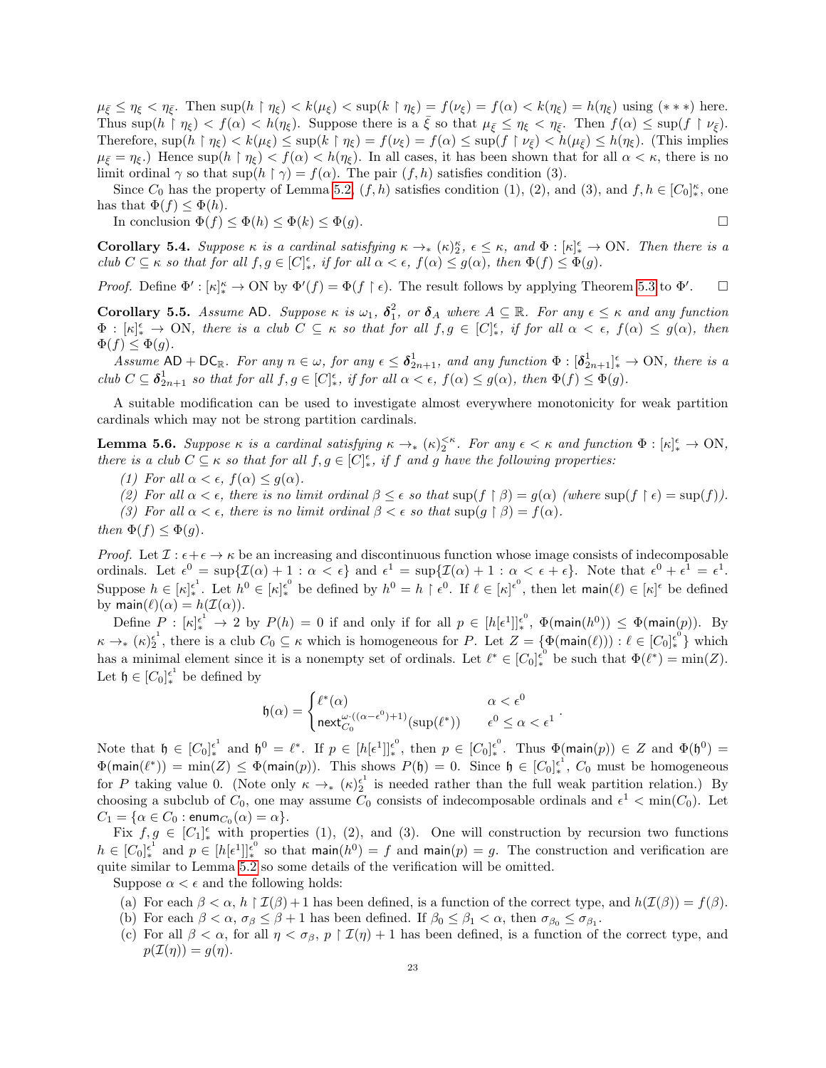$\mu_{\bar{\xi}} \leq \eta_\xi < \eta_{\bar{\xi}}$. Then $\sup(h \restriction \eta_\xi) < k(\mu_\xi) < \sup(k \restriction \eta_\xi) = f(\nu_\xi) = f(\alpha) < k(\eta_\xi) = h(\eta_\xi)$ using $(***)$ here. Thus $\sup(h \restriction \eta_\xi) < f(\alpha) < h(\eta_\xi)$. Suppose there is a $\bar{\xi}$ so that $\mu_{\bar{\xi}} \leq \eta_\xi < \eta_{\bar{\xi}}$. Then $f(\alpha) \leq \sup(f \restriction \nu_{\bar{\xi}})$. Therefore, $\sup(h \restriction \eta_\xi) < k(\mu_\xi) \leq \sup(k \restriction \eta_\xi) = f(\nu_\xi) = f(\alpha) \leq \sup(f \restriction \nu_{\bar{\xi}}) < h(\mu_{\bar{\xi}}) \leq h(\eta_\xi)$. (This implies $\mu_{\bar{\xi}} = \eta_\xi$.) Hence $\sup(h \restriction \eta_\xi) < f(\alpha) < h(\eta_\xi)$. In all cases, it has been shown that for all $\alpha < \kappa$, there is no limit ordinal $\gamma$ so that $\sup(h \restriction \gamma) = f(\alpha)$. The pair $(f, h)$ satisfies condition (3).

Since $C_0$ has the property of Lemma 5.2, $(f, h)$ satisfies condition (1), (2), and (3), and $f, h \in [C_0]^\kappa_*$, one has that $\Phi(f) \leq \Phi(h)$.

In conclusion $\Phi(f) \leq \Phi(h) \leq \Phi(k) \leq \Phi(g)$. □

**Corollary 5.4.** *Suppose $\kappa$ is a cardinal satisfying $\kappa \rightarrow_* (\kappa)^\kappa_2$, $\epsilon \leq \kappa$, and $\Phi : [\kappa]^\epsilon_* \rightarrow \mathrm{ON}$. Then there is a club $C \subseteq \kappa$ so that for all $f, g \in [C]^\epsilon_*$, if for all $\alpha < \epsilon$, $f(\alpha) \leq g(\alpha)$, then $\Phi(f) \leq \Phi(g)$.*

*Proof.* Define $\Phi' : [\kappa]^\kappa_* \rightarrow \mathrm{ON}$ by $\Phi'(f) = \Phi(f \restriction \epsilon)$. The result follows by applying Theorem 5.3 to $\Phi'$. □

**Corollary 5.5.** *Assume $\mathsf{AD}$. Suppose $\kappa$ is $\omega_1$, $\boldsymbol{\delta}^2_1$, or $\boldsymbol{\delta}_A$ where $A \subseteq \mathbb{R}$. For any $\epsilon \leq \kappa$ and any function $\Phi : [\kappa]^\epsilon_* \rightarrow \mathrm{ON}$, there is a club $C \subseteq \kappa$ so that for all $f, g \in [C]^\epsilon_*$, if for all $\alpha < \epsilon$, $f(\alpha) \leq g(\alpha)$, then $\Phi(f) \leq \Phi(g)$.*

*Assume $\mathsf{AD} + \mathsf{DC}_\mathbb{R}$. For any $n \in \omega$, for any $\epsilon \leq \boldsymbol{\delta}^1_{2n+1}$, and any function $\Phi : [\boldsymbol{\delta}^1_{2n+1}]^\epsilon_* \rightarrow \mathrm{ON}$, there is a club $C \subseteq \boldsymbol{\delta}^1_{2n+1}$ so that for all $f, g \in [C]^\epsilon_*$, if for all $\alpha < \epsilon$, $f(\alpha) \leq g(\alpha)$, then $\Phi(f) \leq \Phi(g)$.*

A suitable modification can be used to investigate almost everywhere monotonicity for weak partition cardinals which may not be strong partition cardinals.

**Lemma 5.6.** *Suppose $\kappa$ is a cardinal satisfying $\kappa \rightarrow_* (\kappa)^{<\kappa}_2$. For any $\epsilon < \kappa$ and function $\Phi : [\kappa]^\epsilon_* \rightarrow \mathrm{ON}$, there is a club $C \subseteq \kappa$ so that for all $f, g \in [C]^\epsilon_*$, if $f$ and $g$ have the following properties:*

*(1) For all $\alpha < \epsilon$, $f(\alpha) \leq g(\alpha)$.*
*(2) For all $\alpha < \epsilon$, there is no limit ordinal $\beta \leq \epsilon$ so that $\sup(f \restriction \beta) = g(\alpha)$ (where $\sup(f \restriction \epsilon) = \sup(f)$).*
*(3) For all $\alpha < \epsilon$, there is no limit ordinal $\beta < \epsilon$ so that $\sup(g \restriction \beta) = f(\alpha)$.*

*then $\Phi(f) \leq \Phi(g)$.*

*Proof.* Let $\mathcal{I} : \epsilon + \epsilon \rightarrow \kappa$ be an increasing and discontinuous function whose image consists of indecomposable ordinals. Let $\epsilon^0 = \sup\{\mathcal{I}(\alpha) + 1 : \alpha < \epsilon\}$ and $\epsilon^1 = \sup\{\mathcal{I}(\alpha) + 1 : \alpha < \epsilon + \epsilon\}$. Note that $\epsilon^0 + \epsilon^1 = \epsilon^1$. Suppose $h \in [\kappa]^{\epsilon^1}_*$. Let $h^0 \in [\kappa]^{\epsilon^0}_*$ be defined by $h^0 = h \restriction \epsilon^0$. If $\ell \in [\kappa]^{\epsilon^0}$, then let $\mathsf{main}(\ell) \in [\kappa]^\epsilon$ be defined by $\mathsf{main}(\ell)(\alpha) = h(\mathcal{I}(\alpha))$.

Define $P : [\kappa]^{\epsilon^1}_* \rightarrow 2$ by $P(h) = 0$ if and only if for all $p \in [h[\epsilon^1]]^{\epsilon^0}_*$, $\Phi(\mathsf{main}(h^0)) \leq \Phi(\mathsf{main}(p))$. By $\kappa \rightarrow_* (\kappa)^{\epsilon^1}_2$, there is a club $C_0 \subseteq \kappa$ which is homogeneous for $P$. Let $Z = \{\Phi(\mathsf{main}(\ell))) : \ell \in [C_0]^{\epsilon^0}_*\}$ which has a minimal element since it is a nonempty set of ordinals. Let $\ell^* \in [C_0]^{\epsilon^0}_*$ be such that $\Phi(\ell^*) = \min(Z)$. Let $\mathfrak{h} \in [C_0]^{\epsilon^1}_*$ be defined by

$$\mathfrak{h}(\alpha) = \begin{cases} \ell^*(\alpha) & \alpha < \epsilon^0 \\ \mathsf{next}^{\omega \cdot ((\alpha - \epsilon^0) + 1)}_{C_0}(\sup(\ell^*)) & \epsilon^0 \leq \alpha < \epsilon^1 \end{cases}.$$

Note that $\mathfrak{h} \in [C_0]^{\epsilon^1}_*$ and $\mathfrak{h}^0 = \ell^*$. If $p \in [h[\epsilon^1]]^{\epsilon^0}_*$, then $p \in [C_0]^{\epsilon^0}_*$. Thus $\Phi(\mathsf{main}(p)) \in Z$ and $\Phi(\mathfrak{h}^0) = \Phi(\mathsf{main}(\ell^*)) = \min(Z) \leq \Phi(\mathsf{main}(p))$. This shows $P(\mathfrak{h}) = 0$. Since $\mathfrak{h} \in [C_0]^{\epsilon^1}_*$, $C_0$ must be homogeneous for $P$ taking value 0. (Note only $\kappa \rightarrow_* (\kappa)^{\epsilon^1}_2$ is needed rather than the full weak partition relation.) By choosing a subclub of $C_0$, one may assume $C_0$ consists of indecomposable ordinals and $\epsilon^1 < \min(C_0)$. Let $C_1 = \{\alpha \in C_0 : \mathsf{enum}_{C_0}(\alpha) = \alpha\}$.

Fix $f, g \in [C_1]^\epsilon_*$ with properties (1), (2), and (3). One will construction by recursion two functions $h \in [C_0]^{\epsilon^1}_*$ and $p \in [h[\epsilon^1]]^{\epsilon^0}_*$ so that $\mathsf{main}(h^0) = f$ and $\mathsf{main}(p) = g$. The construction and verification are quite similar to Lemma 5.2 so some details of the verification will be omitted.

Suppose $\alpha < \epsilon$ and the following holds:

(a) For each $\beta < \alpha$, $h \restriction \mathcal{I}(\beta) + 1$ has been defined, is a function of the correct type, and $h(\mathcal{I}(\beta)) = f(\beta)$.
(b) For each $\beta < \alpha$, $\sigma_\beta \leq \beta + 1$ has been defined. If $\beta_0 \leq \beta_1 < \alpha$, then $\sigma_{\beta_0} \leq \sigma_{\beta_1}$.
(c) For all $\beta < \alpha$, for all $\eta < \sigma_\beta$, $p \restriction \mathcal{I}(\eta) + 1$ has been defined, is a function of the correct type, and $p(\mathcal{I}(\eta)) = g(\eta)$.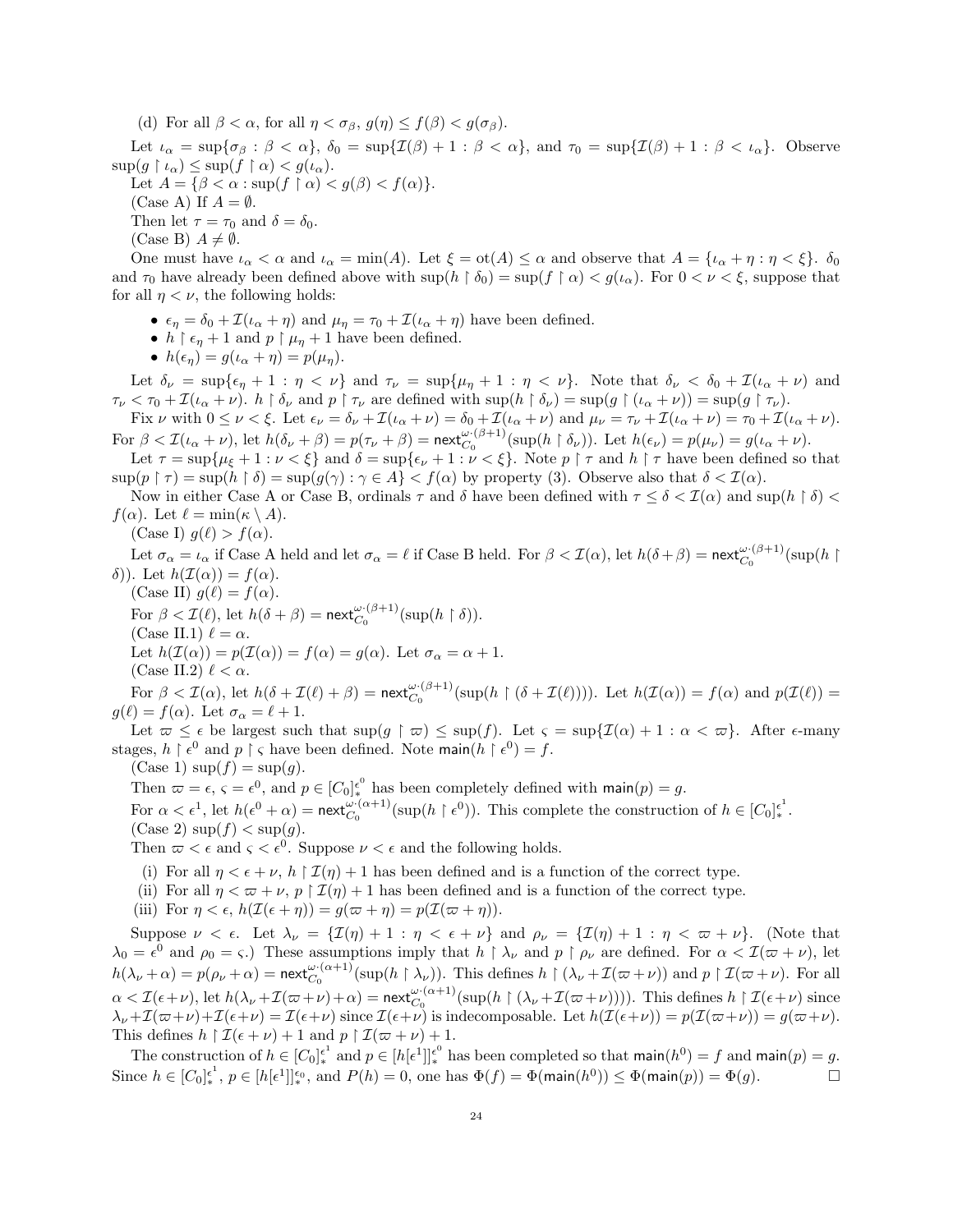(d) For all $\beta < \alpha$, for all $\eta < \sigma_\beta$, $g(\eta) \leq f(\beta) < g(\sigma_\beta)$.

Let $\iota_\alpha = \sup\{\sigma_\beta : \beta < \alpha\}$, $\delta_0 = \sup\{\mathcal{I}(\beta) + 1 : \beta < \alpha\}$, and $\tau_0 = \sup\{\mathcal{I}(\beta) + 1 : \beta < \iota_\alpha\}$. Observe $\sup(g \restriction \iota_\alpha) \leq \sup(f \restriction \alpha) < g(\iota_\alpha)$.

Let $A = \{\beta < \alpha : \sup(f \restriction \alpha) < g(\beta) < f(\alpha)\}$.

(Case A) If $A = \emptyset$.

Then let $\tau = \tau_0$ and $\delta = \delta_0$.

(Case B) $A \neq \emptyset$.

One must have $\iota_\alpha < \alpha$ and $\iota_\alpha = \min(A)$. Let $\xi = \text{ot}(A) \leq \alpha$ and observe that $A = \{\iota_\alpha + \eta : \eta < \xi\}$. $\delta_0$ and $\tau_0$ have already been defined above with $\sup(h \restriction \delta_0) = \sup(f \restriction \alpha) < g(\iota_\alpha)$. For $0 < \nu < \xi$, suppose that for all $\eta < \nu$, the following holds:

- $\epsilon_\eta = \delta_0 + \mathcal{I}(\iota_\alpha + \eta)$ and $\mu_\eta = \tau_0 + \mathcal{I}(\iota_\alpha + \eta)$ have been defined.
- $h \restriction \epsilon_\eta + 1$ and $p \restriction \mu_\eta + 1$ have been defined.
- $h(\epsilon_\eta) = g(\iota_\alpha + \eta) = p(\mu_\eta)$.

Let $\delta_\nu = \sup\{\epsilon_\eta + 1 : \eta < \nu\}$ and $\tau_\nu = \sup\{\mu_\eta + 1 : \eta < \nu\}$. Note that $\delta_\nu < \delta_0 + \mathcal{I}(\iota_\alpha + \nu)$ and $\tau_\nu < \tau_0 + \mathcal{I}(\iota_\alpha + \nu)$. $h \restriction \delta_\nu$ and $p \restriction \tau_\nu$ are defined with $\sup(h \restriction \delta_\nu) = \sup(g \restriction (\iota_\alpha + \nu)) = \sup(g \restriction \tau_\nu)$.

Fix $\nu$ with $0 \leq \nu < \xi$. Let $\epsilon_\nu = \delta_\nu + \mathcal{I}(\iota_\alpha + \nu) = \delta_0 + \mathcal{I}(\iota_\alpha + \nu)$ and $\mu_\nu = \tau_\nu + \mathcal{I}(\iota_\alpha + \nu) = \tau_0 + \mathcal{I}(\iota_\alpha + \nu)$. For $\beta < \mathcal{I}(\iota_\alpha + \nu)$, let $h(\delta_\nu + \beta) = p(\tau_\nu + \beta) = \mathsf{next}_{C_0}^{\omega\cdot(\beta+1)}(\sup(h \restriction \delta_\nu))$. Let $h(\epsilon_\nu) = p(\mu_\nu) = g(\iota_\alpha + \nu)$.

Let $\tau = \sup\{\mu_\xi + 1 : \nu < \xi\}$ and $\delta = \sup\{\epsilon_\nu + 1 : \nu < \xi\}$. Note $p \restriction \tau$ and $h \restriction \tau$ have been defined so that $\sup(p \restriction \tau) = \sup(h \restriction \delta) = \sup(g(\gamma) : \gamma \in A\} < f(\alpha)$ by property (3). Observe also that $\delta < \mathcal{I}(\alpha)$.

Now in either Case A or Case B, ordinals $\tau$ and $\delta$ have been defined with $\tau \leq \delta < \mathcal{I}(\alpha)$ and $\sup(h \restriction \delta) < f(\alpha)$. Let $\ell = \min(\kappa \setminus A)$.

(Case I) $g(\ell) > f(\alpha)$.

Let $\sigma_\alpha = \iota_\alpha$ if Case A held and let $\sigma_\alpha = \ell$ if Case B held. For $\beta < \mathcal{I}(\alpha)$, let $h(\delta + \beta) = \mathsf{next}_{C_0}^{\omega\cdot(\beta+1)}(\sup(h \restriction \delta))$. Let $h(\mathcal{I}(\alpha)) = f(\alpha)$.

(Case II) $g(\ell) = f(\alpha)$.

For $\beta < \mathcal{I}(\ell)$, let $h(\delta + \beta) = \mathsf{next}_{C_0}^{\omega\cdot(\beta+1)}(\sup(h \restriction \delta))$.

(Case II.1) $\ell = \alpha$.

Let $h(\mathcal{I}(\alpha)) = p(\mathcal{I}(\alpha)) = f(\alpha) = g(\alpha)$. Let $\sigma_\alpha = \alpha + 1$.

(Case II.2) $\ell < \alpha$.

For $\beta < \mathcal{I}(\alpha)$, let $h(\delta + \mathcal{I}(\ell) + \beta) = \mathsf{next}_{C_0}^{\omega\cdot(\beta+1)}(\sup(h \restriction (\delta + \mathcal{I}(\ell))))$. Let $h(\mathcal{I}(\alpha)) = f(\alpha)$ and $p(\mathcal{I}(\ell)) = g(\ell) = f(\alpha)$. Let $\sigma_\alpha = \ell + 1$.

Let $\varpi \leq \epsilon$ be largest such that $\sup(g \restriction \varpi) \leq \sup(f)$. Let $\varsigma = \sup\{\mathcal{I}(\alpha) + 1 : \alpha < \varpi\}$. After $\epsilon$-many stages, $h \restriction \epsilon^0$ and $p \restriction \varsigma$ have been defined. Note $\mathsf{main}(h \restriction \epsilon^0) = f$.

(Case 1) $\sup(f) = \sup(g)$.

Then $\varpi = \epsilon$, $\varsigma = \epsilon^0$, and $p \in [C_0]^{\epsilon^0}_*$ has been completely defined with $\mathsf{main}(p) = g$.

For $\alpha < \epsilon^1$, let $h(\epsilon^0 + \alpha) = \mathsf{next}_{C_0}^{\omega\cdot(\alpha+1)}(\sup(h \restriction \epsilon^0))$. This complete the construction of $h \in [C_0]^{\epsilon^1}_*$.

(Case 2) $\sup(f) < \sup(g)$.

Then $\varpi < \epsilon$ and $\varsigma < \epsilon^0$. Suppose $\nu < \epsilon$ and the following holds.

(i) For all $\eta < \epsilon + \nu$, $h \restriction \mathcal{I}(\eta) + 1$ has been defined and is a function of the correct type.
(ii) For all $\eta < \varpi + \nu$, $p \restriction \mathcal{I}(\eta) + 1$ has been defined and is a function of the correct type.
(iii) For $\eta < \epsilon$, $h(\mathcal{I}(\epsilon + \eta)) = g(\varpi + \eta) = p(\mathcal{I}(\varpi + \eta))$.

Suppose $\nu < \epsilon$. Let $\lambda_\nu = \{\mathcal{I}(\eta) + 1 : \eta < \epsilon + \nu\}$ and $\rho_\nu = \{\mathcal{I}(\eta) + 1 : \eta < \varpi + \nu\}$. (Note that $\lambda_0 = \epsilon^0$ and $\rho_0 = \varsigma$.) These assumptions imply that $h \restriction \lambda_\nu$ and $p \restriction \rho_\nu$ are defined. For $\alpha < \mathcal{I}(\varpi + \nu)$, let $h(\lambda_\nu + \alpha) = p(\rho_\nu + \alpha) = \mathsf{next}_{C_0}^{\omega\cdot(\alpha+1)}(\sup(h \restriction \lambda_\nu))$. This defines $h \restriction (\lambda_\nu + \mathcal{I}(\varpi + \nu))$ and $p \restriction \mathcal{I}(\varpi + \nu)$. For all $\alpha < \mathcal{I}(\epsilon + \nu)$, let $h(\lambda_\nu + \mathcal{I}(\varpi + \nu) + \alpha) = \mathsf{next}_{C_0}^{\omega\cdot(\alpha+1)}(\sup(h \restriction (\lambda_\nu + \mathcal{I}(\varpi + \nu))))$. This defines $h \restriction \mathcal{I}(\epsilon + \nu)$ since $\lambda_\nu + \mathcal{I}(\varpi + \nu) + \mathcal{I}(\epsilon + \nu) = \mathcal{I}(\epsilon + \nu)$ since $\mathcal{I}(\epsilon + \nu)$ is indecomposable. Let $h(\mathcal{I}(\epsilon + \nu)) = p(\mathcal{I}(\varpi + \nu)) = g(\varpi + \nu)$. This defines $h \restriction \mathcal{I}(\epsilon + \nu) + 1$ and $p \restriction \mathcal{I}(\varpi + \nu) + 1$.

The construction of $h \in [C_0]^{\epsilon^1}_*$ and $p \in [h[\epsilon^1]]^{\epsilon^0}_*$ has been completed so that $\mathsf{main}(h^0) = f$ and $\mathsf{main}(p) = g$. Since $h \in [C_0]^{\epsilon^1}_*$, $p \in [h[\epsilon^1]]^{\epsilon_0}_*$, and $P(h) = 0$, one has $\Phi(f) = \Phi(\mathsf{main}(h^0)) \leq \Phi(\mathsf{main}(p)) = \Phi(g)$. $\square$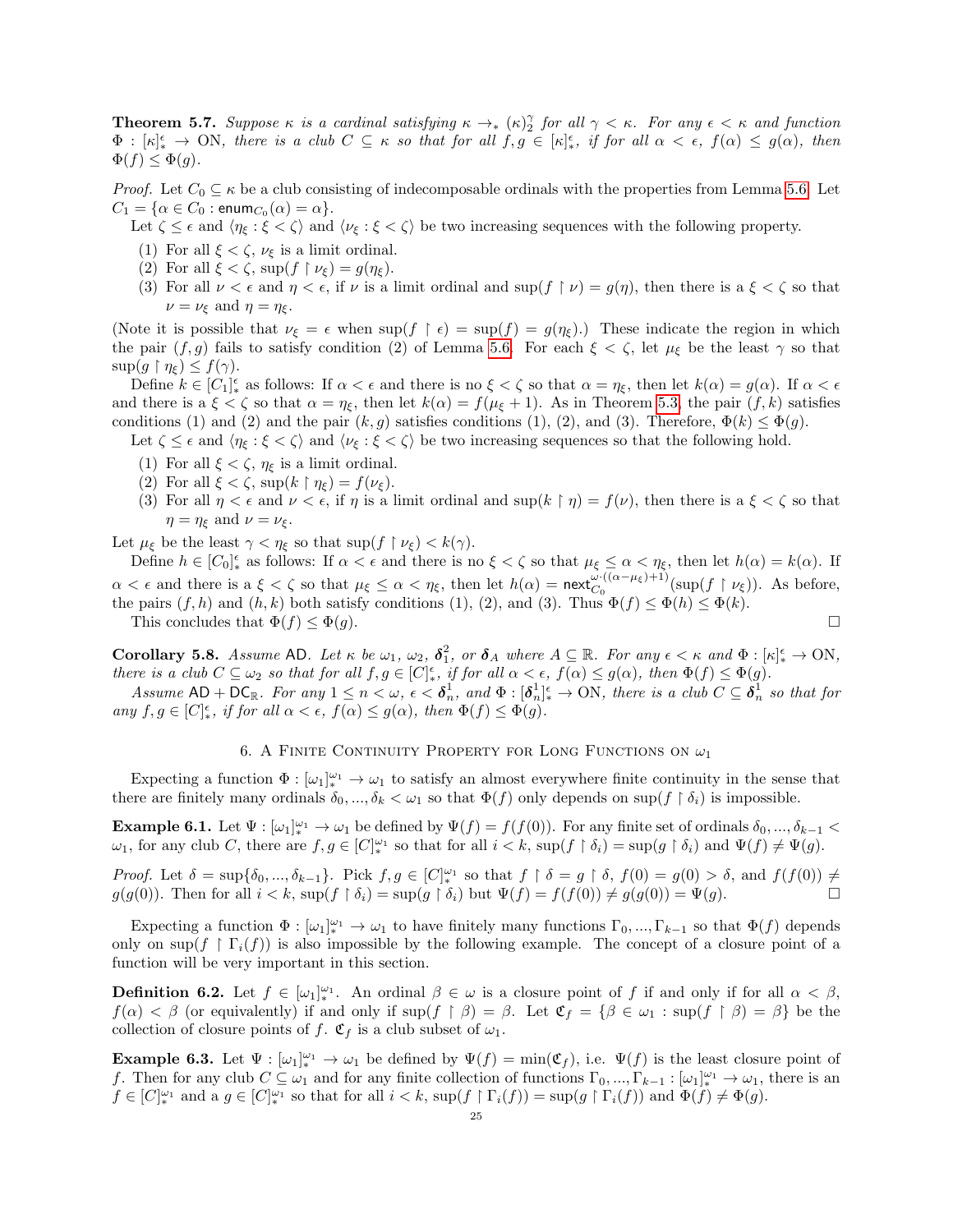**Theorem 5.7.** *Suppose $\kappa$ is a cardinal satisfying $\kappa \rightarrow_* (\kappa)^\gamma_2$ for all $\gamma < \kappa$. For any $\epsilon < \kappa$ and function $\Phi : [\kappa]^\epsilon_* \rightarrow \mathrm{ON}$, there is a club $C \subseteq \kappa$ so that for all $f, g \in [\kappa]^\epsilon_*$, if for all $\alpha < \epsilon$, $f(\alpha) \leq g(\alpha)$, then $\Phi(f) \leq \Phi(g)$.*

*Proof.* Let $C_0 \subseteq \kappa$ be a club consisting of indecomposable ordinals with the properties from Lemma 5.6. Let $C_1 = \{\alpha \in C_0 : \mathsf{enum}_{C_0}(\alpha) = \alpha\}$.

Let $\zeta \leq \epsilon$ and $\langle \eta_\xi : \xi < \zeta\rangle$ and $\langle \nu_\xi : \xi < \zeta\rangle$ be two increasing sequences with the following property.

(1) For all $\xi < \zeta$, $\nu_\xi$ is a limit ordinal.
(2) For all $\xi < \zeta$, $\sup(f \upharpoonright \nu_\xi) = g(\eta_\xi)$.
(3) For all $\nu < \epsilon$ and $\eta < \epsilon$, if $\nu$ is a limit ordinal and $\sup(f \upharpoonright \nu) = g(\eta)$, then there is a $\xi < \zeta$ so that $\nu = \nu_\xi$ and $\eta = \eta_\xi$.

(Note it is possible that $\nu_\xi = \epsilon$ when $\sup(f \upharpoonright \epsilon) = \sup(f) = g(\eta_\xi)$.) These indicate the region in which the pair $(f, g)$ fails to satisfy condition (2) of Lemma 5.6. For each $\xi < \zeta$, let $\mu_\xi$ be the least $\gamma$ so that $\sup(g \upharpoonright \eta_\xi) \leq f(\gamma)$.

Define $k \in [C_1]^\epsilon_*$ as follows: If $\alpha < \epsilon$ and there is no $\xi < \zeta$ so that $\alpha = \eta_\xi$, then let $k(\alpha) = g(\alpha)$. If $\alpha < \epsilon$ and there is a $\xi < \zeta$ so that $\alpha = \eta_\xi$, then let $k(\alpha) = f(\mu_\xi + 1)$. As in Theorem 5.3, the pair $(f, k)$ satisfies conditions (1) and (2) and the pair $(k, g)$ satisfies conditions (1), (2), and (3). Therefore, $\Phi(k) \leq \Phi(g)$.

Let $\zeta \leq \epsilon$ and $\langle \eta_\xi : \xi < \zeta\rangle$ and $\langle \nu_\xi : \xi < \zeta\rangle$ be two increasing sequences so that the following hold.

(1) For all $\xi < \zeta$, $\eta_\xi$ is a limit ordinal.
(2) For all $\xi < \zeta$, $\sup(k \upharpoonright \eta_\xi) = f(\nu_\xi)$.
(3) For all $\eta < \epsilon$ and $\nu < \epsilon$, if $\eta$ is a limit ordinal and $\sup(k \upharpoonright \eta) = f(\nu)$, then there is a $\xi < \zeta$ so that $\eta = \eta_\xi$ and $\nu = \nu_\xi$.

Let $\mu_\xi$ be the least $\gamma < \eta_\xi$ so that $\sup(f \upharpoonright \nu_\xi) < k(\gamma)$.

Define $h \in [C_0]^\epsilon_*$ as follows: If $\alpha < \epsilon$ and there is no $\xi < \zeta$ so that $\mu_\xi \leq \alpha < \eta_\xi$, then let $h(\alpha) = k(\alpha)$. If $\alpha < \epsilon$ and there is a $\xi < \zeta$ so that $\mu_\xi \leq \alpha < \eta_\xi$, then let $h(\alpha) = \mathsf{next}^{\omega\cdot((\alpha - \mu_\xi)+1)}_{C_0}(\sup(f \upharpoonright \nu_\xi))$. As before, the pairs $(f, h)$ and $(h, k)$ both satisfy conditions (1), (2), and (3). Thus $\Phi(f) \leq \Phi(h) \leq \Phi(k)$.

This concludes that $\Phi(f) \leq \Phi(g)$. ∎

**Corollary 5.8.** *Assume $\mathsf{AD}$. Let $\kappa$ be $\omega_1$, $\omega_2$, $\boldsymbol{\delta}^2_1$, or $\boldsymbol{\delta}_A$ where $A \subseteq \mathbb{R}$. For any $\epsilon < \kappa$ and $\Phi : [\kappa]^\epsilon_* \rightarrow \mathrm{ON}$, there is a club $C \subseteq \omega_2$ so that for all $f, g \in [C]^\epsilon_*$, if for all $\alpha < \epsilon$, $f(\alpha) \leq g(\alpha)$, then $\Phi(f) \leq \Phi(g)$.*

*Assume $\mathsf{AD} + \mathsf{DC}_\mathbb{R}$. For any $1 \leq n < \omega$, $\epsilon < \boldsymbol{\delta}^1_n$, and $\Phi : [\boldsymbol{\delta}^1_n]^\epsilon_* \rightarrow \mathrm{ON}$, there is a club $C \subseteq \boldsymbol{\delta}^1_n$ so that for any $f, g \in [C]^\epsilon_*$, if for all $\alpha < \epsilon$, $f(\alpha) \leq g(\alpha)$, then $\Phi(f) \leq \Phi(g)$.*

## 6. A Finite Continuity Property for Long Functions on $\omega_1$

Expecting a function $\Phi : [\omega_1]^{\omega_1}_* \rightarrow \omega_1$ to satisfy an almost everywhere finite continuity in the sense that there are finitely many ordinals $\delta_0, ..., \delta_k < \omega_1$ so that $\Phi(f)$ only depends on $\sup(f \upharpoonright \delta_i)$ is impossible.

**Example 6.1.** Let $\Psi : [\omega_1]^{\omega_1}_* \rightarrow \omega_1$ be defined by $\Psi(f) = f(f(0))$. For any finite set of ordinals $\delta_0, ..., \delta_{k-1} < \omega_1$, for any club $C$, there are $f, g \in [C]^{\omega_1}_*$ so that for all $i < k$, $\sup(f \upharpoonright \delta_i) = \sup(g \upharpoonright \delta_i)$ and $\Psi(f) \neq \Psi(g)$.

*Proof.* Let $\delta = \sup\{\delta_0, ..., \delta_{k-1}\}$. Pick $f, g \in [C]^{\omega_1}_*$ so that $f \upharpoonright \delta = g \upharpoonright \delta$, $f(0) = g(0) > \delta$, and $f(f(0)) \neq g(g(0))$. Then for all $i < k$, $\sup(f \upharpoonright \delta_i) = \sup(g \upharpoonright \delta_i)$ but $\Psi(f) = f(f(0)) \neq g(g(0)) = \Psi(g)$. ∎

Expecting a function $\Phi : [\omega_1]^{\omega_1}_* \rightarrow \omega_1$ to have finitely many functions $\Gamma_0, ..., \Gamma_{k-1}$ so that $\Phi(f)$ depends only on $\sup(f \upharpoonright \Gamma_i(f))$ is also impossible by the following example. The concept of a closure point of a function will be very important in this section.

**Definition 6.2.** Let $f \in [\omega_1]^{\omega_1}_*$. An ordinal $\beta \in \omega$ is a closure point of $f$ if and only if for all $\alpha < \beta$, $f(\alpha) < \beta$ (or equivalently) if and only if $\sup(f \upharpoonright \beta) = \beta$. Let $\mathfrak{C}_f = \{\beta \in \omega_1 : \sup(f \upharpoonright \beta) = \beta\}$ be the collection of closure points of $f$. $\mathfrak{C}_f$ is a club subset of $\omega_1$.

**Example 6.3.** Let $\Psi : [\omega_1]^{\omega_1}_* \rightarrow \omega_1$ be defined by $\Psi(f) = \min(\mathfrak{C}_f)$, i.e. $\Psi(f)$ is the least closure point of $f$. Then for any club $C \subseteq \omega_1$ and for any finite collection of functions $\Gamma_0, ..., \Gamma_{k-1} : [\omega_1]^{\omega_1}_* \rightarrow \omega_1$, there is an $f \in [C]^{\omega_1}_*$ and a $g \in [C]^{\omega_1}_*$ so that for all $i < k$, $\sup(f \upharpoonright \Gamma_i(f)) = \sup(g \upharpoonright \Gamma_i(f))$ and $\Phi(f) \neq \Phi(g)$.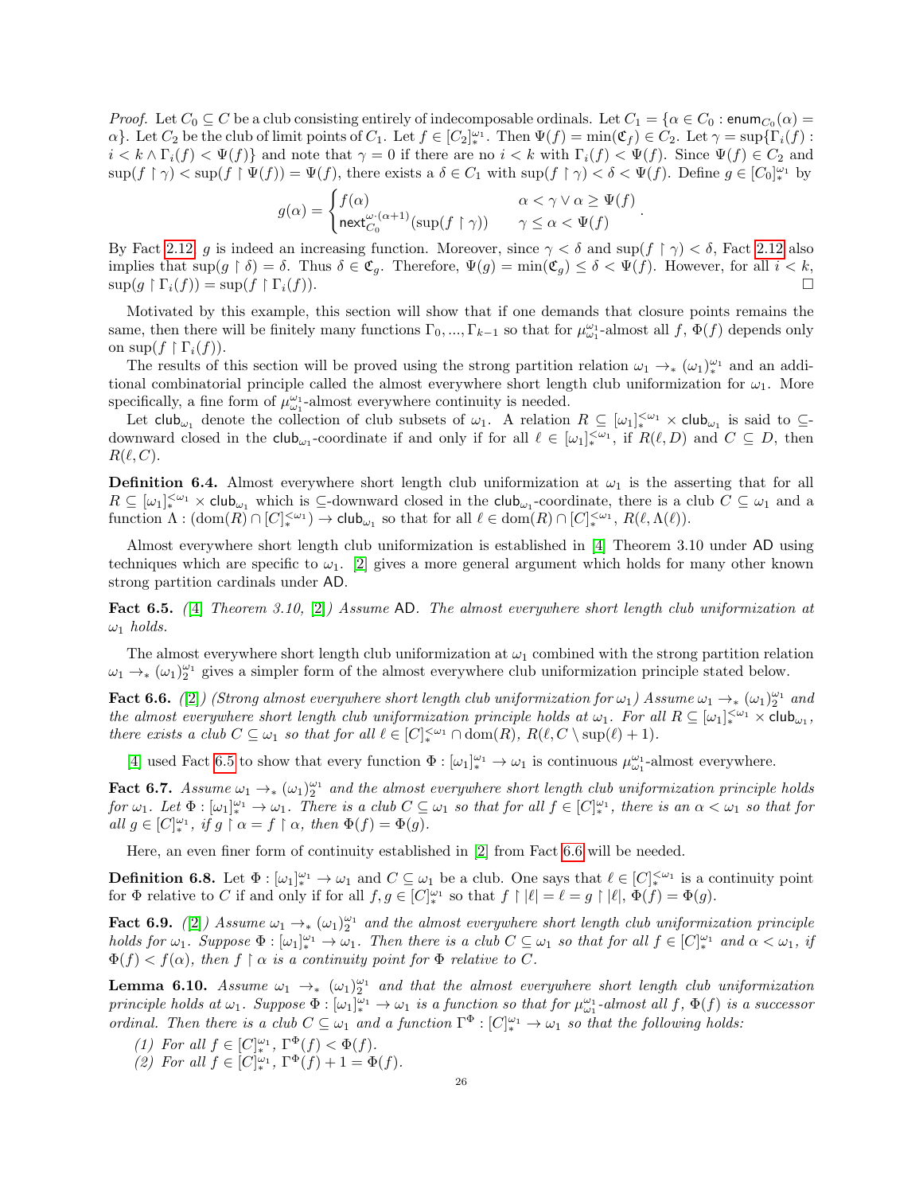*Proof.* Let $C_0 \subseteq C$ be a club consisting entirely of indecomposable ordinals. Let $C_1 = \{\alpha \in C_0 : \mathsf{enum}_{C_0}(\alpha) = \alpha\}$. Let $C_2$ be the club of limit points of $C_1$. Let $f \in [C_2]^{\omega_1}_*$. Then $\Psi(f) = \min(\mathfrak{C}_f) \in C_2$. Let $\gamma = \sup\{\Gamma_i(f) : i < k \wedge \Gamma_i(f) < \Psi(f)\}$ and note that $\gamma = 0$ if there are no $i < k$ with $\Gamma_i(f) < \Psi(f)$. Since $\Psi(f) \in C_2$ and $\sup(f \upharpoonright \gamma) < \sup(f \upharpoonright \Psi(f)) = \Psi(f)$, there exists a $\delta \in C_1$ with $\sup(f \upharpoonright \gamma) < \delta < \Psi(f)$. Define $g \in [C_0]^{\omega_1}_*$ by

$$g(\alpha) = \begin{cases} f(\alpha) & \alpha < \gamma \vee \alpha \geq \Psi(f) \\ \mathsf{next}^{\omega \cdot (\alpha+1)}_{C_0}(\sup(f \upharpoonright \gamma)) & \gamma \leq \alpha < \Psi(f) \end{cases}.$$

By Fact 2.12, $g$ is indeed an increasing function. Moreover, since $\gamma < \delta$ and $\sup(f \upharpoonright \gamma) < \delta$, Fact 2.12 also implies that $\sup(g \upharpoonright \delta) = \delta$. Thus $\delta \in \mathfrak{C}_g$. Therefore, $\Psi(g) = \min(\mathfrak{C}_g) \leq \delta < \Psi(f)$. However, for all $i < k$, $\sup(g \upharpoonright \Gamma_i(f)) = \sup(f \upharpoonright \Gamma_i(f))$. $\square$

Motivated by this example, this section will show that if one demands that closure points remains the same, then there will be finitely many functions $\Gamma_0, ..., \Gamma_{k-1}$ so that for $\mu^{\omega_1}_{\omega_1}$-almost all $f$, $\Phi(f)$ depends only on $\sup(f \upharpoonright \Gamma_i(f))$.

The results of this section will be proved using the strong partition relation $\omega_1 \to_* (\omega_1)^{\omega_1}_*$ and an additional combinatorial principle called the almost everywhere short length club uniformization for $\omega_1$. More specifically, a fine form of $\mu^{\omega_1}_{\omega_1}$-almost everywhere continuity is needed.

Let $\mathsf{club}_{\omega_1}$ denote the collection of club subsets of $\omega_1$. A relation $R \subseteq [\omega_1]^{<\omega_1}_* \times \mathsf{club}_{\omega_1}$ is said to $\subseteq$-downward closed in the $\mathsf{club}_{\omega_1}$-coordinate if and only if for all $\ell \in [\omega_1]^{<\omega_1}_*$, if $R(\ell, D)$ and $C \subseteq D$, then $R(\ell, C)$.

**Definition 6.4.** Almost everywhere short length club uniformization at $\omega_1$ is the asserting that for all $R \subseteq [\omega_1]^{<\omega_1}_* \times \mathsf{club}_{\omega_1}$ which is $\subseteq$-downward closed in the $\mathsf{club}_{\omega_1}$-coordinate, there is a club $C \subseteq \omega_1$ and a function $\Lambda : (\mathrm{dom}(R) \cap [C]^{<\omega_1}_*) \to \mathsf{club}_{\omega_1}$ so that for all $\ell \in \mathrm{dom}(R) \cap [C]^{<\omega_1}_*$, $R(\ell, \Lambda(\ell))$.

Almost everywhere short length club uniformization is established in [4] Theorem 3.10 under $\mathsf{AD}$ using techniques which are specific to $\omega_1$. [2] gives a more general argument which holds for many other known strong partition cardinals under $\mathsf{AD}$.

**Fact 6.5.** *([4] Theorem 3.10, [2]) Assume $\mathsf{AD}$. The almost everywhere short length club uniformization at $\omega_1$ holds.*

The almost everywhere short length club uniformization at $\omega_1$ combined with the strong partition relation $\omega_1 \to_* (\omega_1)^{\omega_1}_2$ gives a simpler form of the almost everywhere club uniformization principle stated below.

**Fact 6.6.** *([2]) (Strong almost everywhere short length club uniformization for $\omega_1$) Assume $\omega_1 \to_* (\omega_1)^{\omega_1}_2$ and the almost everywhere short length club uniformization principle holds at $\omega_1$. For all $R \subseteq [\omega_1]^{<\omega_1}_* \times \mathsf{club}_{\omega_1}$, there exists a club $C \subseteq \omega_1$ so that for all $\ell \in [C]^{<\omega_1}_* \cap \mathrm{dom}(R)$, $R(\ell, C \setminus \sup(\ell) + 1)$.*

[4] used Fact 6.5 to show that every function $\Phi : [\omega_1]^{\omega_1}_* \to \omega_1$ is continuous $\mu^{\omega_1}_{\omega_1}$-almost everywhere.

**Fact 6.7.** *Assume $\omega_1 \to_* (\omega_1)^{\omega_1}_2$ and the almost everywhere short length club uniformization principle holds for $\omega_1$. Let $\Phi : [\omega_1]^{\omega_1}_* \to \omega_1$. There is a club $C \subseteq \omega_1$ so that for all $f \in [C]^{\omega_1}_*$, there is an $\alpha < \omega_1$ so that for all $g \in [C]^{\omega_1}_*$, if $g \upharpoonright \alpha = f \upharpoonright \alpha$, then $\Phi(f) = \Phi(g)$.*

Here, an even finer form of continuity established in [2] from Fact 6.6 will be needed.

**Definition 6.8.** Let $\Phi : [\omega_1]^{\omega_1}_* \to \omega_1$ and $C \subseteq \omega_1$ be a club. One says that $\ell \in [C]^{<\omega_1}_*$ is a continuity point for $\Phi$ relative to $C$ if and only if for all $f, g \in [C]^{\omega_1}_*$ so that $f \upharpoonright |\ell| = \ell = g \upharpoonright |\ell|$, $\Phi(f) = \Phi(g)$.

**Fact 6.9.** *([2]) Assume $\omega_1 \to_* (\omega_1)^{\omega_1}_2$ and the almost everywhere short length club uniformization principle holds for $\omega_1$. Suppose $\Phi : [\omega_1]^{\omega_1}_* \to \omega_1$. Then there is a club $C \subseteq \omega_1$ so that for all $f \in [C]^{\omega_1}_*$ and $\alpha < \omega_1$, if $\Phi(f) < f(\alpha)$, then $f \upharpoonright \alpha$ is a continuity point for $\Phi$ relative to $C$.*

**Lemma 6.10.** *Assume $\omega_1 \to_* (\omega_1)^{\omega_1}_2$ and that the almost everywhere short length club uniformization principle holds at $\omega_1$. Suppose $\Phi : [\omega_1]^{\omega_1}_* \to \omega_1$ is a function so that for $\mu^{\omega_1}_{\omega_1}$-almost all $f$, $\Phi(f)$ is a successor ordinal. Then there is a club $C \subseteq \omega_1$ and a function $\Gamma^\Phi : [C]^{\omega_1}_* \to \omega_1$ so that the following holds:*

*(1) For all $f \in [C]^{\omega_1}_*$, $\Gamma^\Phi(f) < \Phi(f)$.*
*(2) For all $f \in [C]^{\omega_1}_*$, $\Gamma^\Phi(f) + 1 = \Phi(f)$.*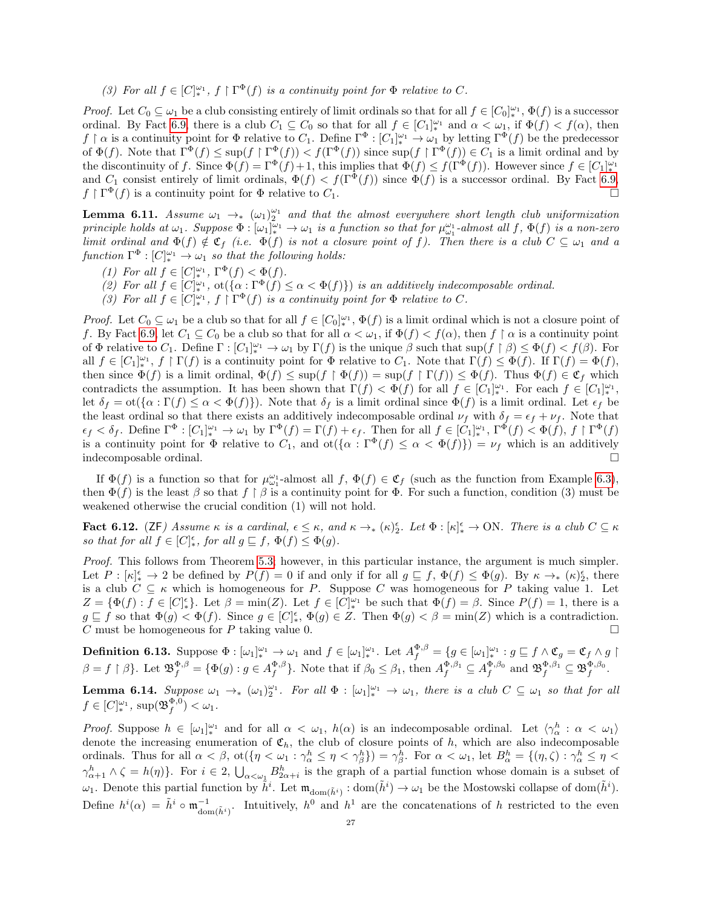*(3) For all $f \in [C]^{\omega_1}_*$, $f \upharpoonright \Gamma^\Phi(f)$ is a continuity point for $\Phi$ relative to $C$.*

*Proof.* Let $C_0 \subseteq \omega_1$ be a club consisting entirely of limit ordinals so that for all $f \in [C_0]^{\omega_1}_*$, $\Phi(f)$ is a successor ordinal. By Fact 6.9, there is a club $C_1 \subseteq C_0$ so that for all $f \in [C_1]^{\omega_1}_*$ and $\alpha < \omega_1$, if $\Phi(f) < f(\alpha)$, then $f \upharpoonright \alpha$ is a continuity point for $\Phi$ relative to $C_1$. Define $\Gamma^\Phi : [C_1]^{\omega_1}_* \to \omega_1$ by letting $\Gamma^\Phi(f)$ be the predecessor of $\Phi(f)$. Note that $\Gamma^\Phi(f) \leq \sup(f \upharpoonright \Gamma^\Phi(f)) < f(\Gamma^\Phi(f))$ since $\sup(f \upharpoonright \Gamma^\Phi(f)) \in C_1$ is a limit ordinal and by the discontinuity of $f$. Since $\Phi(f) = \Gamma^\Phi(f)+1$, this implies that $\Phi(f) \leq f(\Gamma^\Phi(f))$. However since $f \in [C_1]^{\omega_1}_*$ and $C_1$ consist entirely of limit ordinals, $\Phi(f) < f(\Gamma^\Phi(f))$ since $\Phi(f)$ is a successor ordinal. By Fact 6.9, $f \upharpoonright \Gamma^\Phi(f)$ is a continuity point for $\Phi$ relative to $C_1$. ◻

**Lemma 6.11.** *Assume $\omega_1 \to_* (\omega_1)^{\omega_1}_2$ and that the almost everywhere short length club uniformization principle holds at $\omega_1$. Suppose $\Phi : [\omega_1]^{\omega_1}_* \to \omega_1$ is a function so that for $\mu^{\omega_1}_{\omega_1}$-almost all $f$, $\Phi(f)$ is a non-zero limit ordinal and $\Phi(f) \notin \mathfrak{C}_f$ (i.e. $\Phi(f)$ is not a closure point of $f$). Then there is a club $C \subseteq \omega_1$ and a function $\Gamma^\Phi : [C]^{\omega_1}_* \to \omega_1$ so that the following holds:*

*(1) For all $f \in [C]^{\omega_1}_*$, $\Gamma^\Phi(f) < \Phi(f)$.*
*(2) For all $f \in [C]^{\omega_1}_*$, $\mathrm{ot}(\{\alpha : \Gamma^\Phi(f) \leq \alpha < \Phi(f)\})$ is an additively indecomposable ordinal.*
*(3) For all $f \in [C]^{\omega_1}_*$, $f \upharpoonright \Gamma^\Phi(f)$ is a continuity point for $\Phi$ relative to $C$.*

*Proof.* Let $C_0 \subseteq \omega_1$ be a club so that for all $f \in [C_0]^{\omega_1}_*$, $\Phi(f)$ is a limit ordinal which is not a closure point of $f$. By Fact 6.9, let $C_1 \subseteq C_0$ be a club so that for all $\alpha < \omega_1$, if $\Phi(f) < f(\alpha)$, then $f \upharpoonright \alpha$ is a continuity point of $\Phi$ relative to $C_1$. Define $\Gamma : [C_1]^{\omega_1}_* \to \omega_1$ by $\Gamma(f)$ is the unique $\beta$ such that $\sup(f \upharpoonright \beta) \leq \Phi(f) < f(\beta)$. For all $f \in [C_1]^{\omega_1}_*$, $f \upharpoonright \Gamma(f)$ is a continuity point for $\Phi$ relative to $C_1$. Note that $\Gamma(f) \leq \Phi(f)$. If $\Gamma(f) = \Phi(f)$, then since $\Phi(f)$ is a limit ordinal, $\Phi(f) \leq \sup(f \upharpoonright \Phi(f)) = \sup(f \upharpoonright \Gamma(f)) \leq \Phi(f)$. Thus $\Phi(f) \in \mathfrak{C}_f$ which contradicts the assumption. It has been shown that $\Gamma(f) < \Phi(f)$ for all $f \in [C_1]^{\omega_1}_*$. For each $f \in [C_1]^{\omega_1}_*$, let $\delta_f = \mathrm{ot}(\{\alpha : \Gamma(f) \leq \alpha < \Phi(f)\})$. Note that $\delta_f$ is a limit ordinal since $\Phi(f)$ is a limit ordinal. Let $\epsilon_f$ be the least ordinal so that there exists an additively indecomposable ordinal $\nu_f$ with $\delta_f = \epsilon_f + \nu_f$. Note that $\epsilon_f < \delta_f$. Define $\Gamma^\Phi : [C_1]^{\omega_1}_* \to \omega_1$ by $\Gamma^\Phi(f) = \Gamma(f) + \epsilon_f$. Then for all $f \in [C_1]^{\omega_1}_*$, $\Gamma^\Phi(f) < \Phi(f)$, $f \upharpoonright \Gamma^\Phi(f)$ is a continuity point for $\Phi$ relative to $C_1$, and $\mathrm{ot}(\{\alpha : \Gamma^\Phi(f) \leq \alpha < \Phi(f)\}) = \nu_f$ which is an additively indecomposable ordinal. ◻

If $\Phi(f)$ is a function so that for $\mu^{\omega_1}_{\omega_1}$-almost all $f$, $\Phi(f) \in \mathfrak{C}_f$ (such as the function from Example 6.3), then $\Phi(f)$ is the least $\beta$ so that $f \upharpoonright \beta$ is a continuity point for $\Phi$. For such a function, condition (3) must be weakened otherwise the crucial condition (1) will not hold.

**Fact 6.12.** (ZF) *Assume $\kappa$ is a cardinal, $\epsilon \leq \kappa$, and $\kappa \to_* (\kappa)^\epsilon_2$. Let $\Phi : [\kappa]^\epsilon_* \to \mathrm{ON}$. There is a club $C \subseteq \kappa$ so that for all $f \in [C]^\epsilon_*$, for all $g \sqsubseteq f$, $\Phi(f) \leq \Phi(g)$.*

*Proof.* This follows from Theorem 5.3; however, in this particular instance, the argument is much simpler. Let $P : [\kappa]^\epsilon_* \to 2$ be defined by $P(f) = 0$ if and only if for all $g \sqsubseteq f$, $\Phi(f) \leq \Phi(g)$. By $\kappa \to_* (\kappa)^\epsilon_2$, there is a club $C \subseteq \kappa$ which is homogeneous for $P$. Suppose $C$ was homogeneous for $P$ taking value 1. Let $Z = \{\Phi(f) : f \in [C]^\epsilon_*\}$. Let $\beta = \min(Z)$. Let $f \in [C]^{\omega_1}_*$ be such that $\Phi(f) = \beta$. Since $P(f) = 1$, there is a $g \sqsubseteq f$ so that $\Phi(g) < \Phi(f)$. Since $g \in [C]^\epsilon_*$, $\Phi(g) \in Z$. Then $\Phi(g) < \beta = \min(Z)$ which is a contradiction. $C$ must be homogeneous for $P$ taking value 0. ◻

**Definition 6.13.** Suppose $\Phi : [\omega_1]^{\omega_1}_* \to \omega_1$ and $f \in [\omega_1]^{\omega_1}_*$. Let $A^{\Phi,\beta}_f = \{g \in [\omega_1]^{\omega_1}_* : g \sqsubseteq f \wedge \mathfrak{C}_g = \mathfrak{C}_f \wedge g \upharpoonright \beta = f \upharpoonright \beta\}$. Let $\mathfrak{B}^{\Phi,\beta}_f = \{\Phi(g) : g \in A^{\Phi,\beta}_f\}$. Note that if $\beta_0 \leq \beta_1$, then $A^{\Phi,\beta_1}_f \subseteq A^{\Phi,\beta_0}_f$ and $\mathfrak{B}^{\Phi,\beta_1}_f \subseteq \mathfrak{B}^{\Phi,\beta_0}_f$.

**Lemma 6.14.** *Suppose $\omega_1 \to_* (\omega_1)^{\omega_1}_2$. For all $\Phi : [\omega_1]^{\omega_1}_* \to \omega_1$, there is a club $C \subseteq \omega_1$ so that for all $f \in [C]^{\omega_1}_*$, $\sup(\mathfrak{B}^{\Phi,0}_f) < \omega_1$.*

*Proof.* Suppose $h \in [\omega_1]^{\omega_1}_*$ and for all $\alpha < \omega_1$, $h(\alpha)$ is an indecomposable ordinal. Let $\langle \gamma^h_\alpha : \alpha < \omega_1 \rangle$ denote the increasing enumeration of $\mathfrak{C}_h$, the club of closure points of $h$, which are also indecomposable ordinals. Thus for all $\alpha < \beta$, $\mathrm{ot}(\{\eta < \omega_1 : \gamma^h_\alpha \leq \eta < \gamma^h_\beta\}) = \gamma^h_\beta$. For $\alpha < \omega_1$, let $B^h_\alpha = \{(\eta, \zeta) : \gamma^h_\alpha \leq \eta < \gamma^h_{\alpha+1} \wedge \zeta = h(\eta)\}$. For $i \in 2$, $\bigcup_{\alpha < \omega_1} B^h_{2\alpha+i}$ is the graph of a partial function whose domain is a subset of $\omega_1$. Denote this partial function by $\tilde{h}^i$. Let $\mathfrak{m}_{\mathrm{dom}(\tilde{h}^i)} : \mathrm{dom}(\tilde{h}^i) \to \omega_1$ be the Mostowski collapse of $\mathrm{dom}(\tilde{h}^i)$. Define $h^i(\alpha) = \tilde{h}^i \circ \mathfrak{m}^{-1}_{\mathrm{dom}(\tilde{h}^i)}$. Intuitively, $h^0$ and $h^1$ are the concatenations of $h$ restricted to the even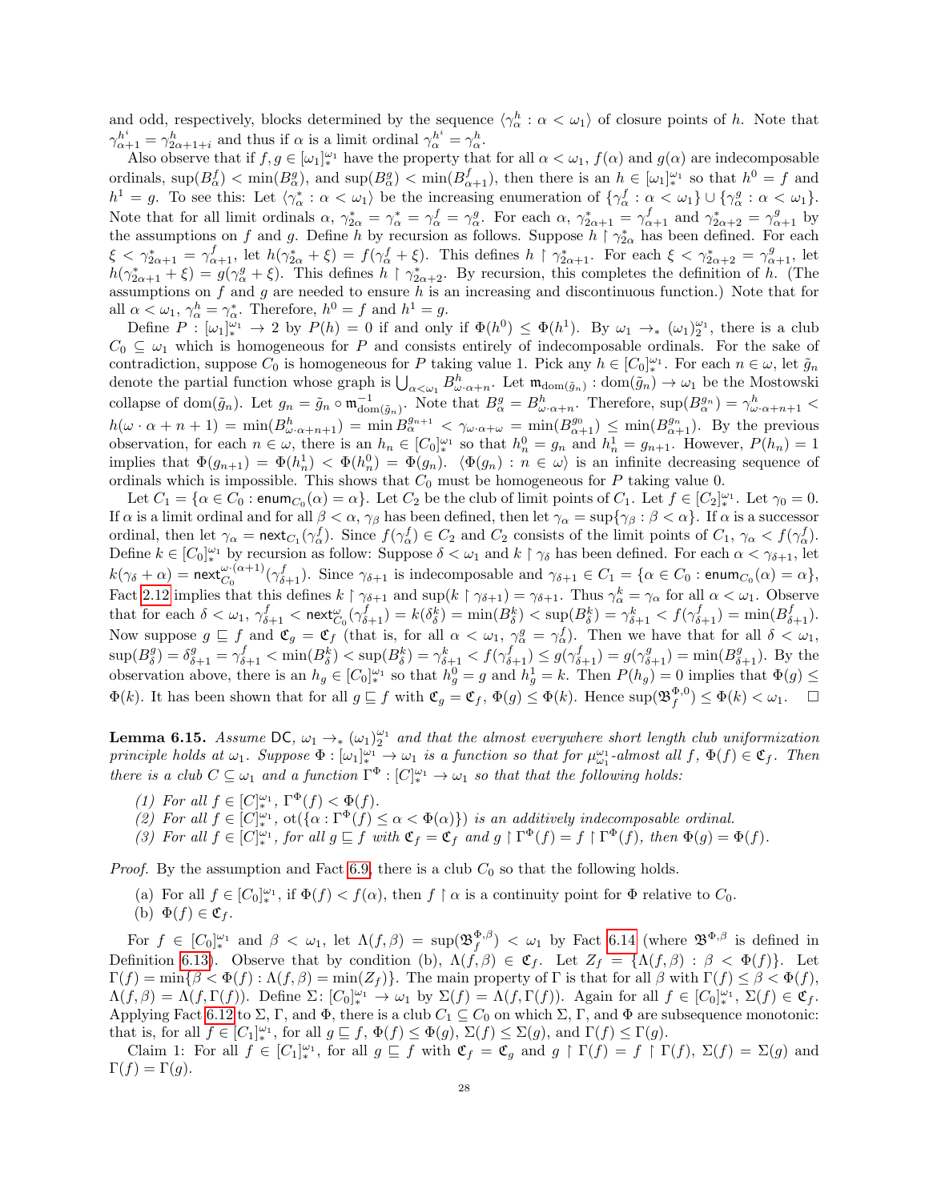and odd, respectively, blocks determined by the sequence $\langle \gamma^h_\alpha : \alpha < \omega_1 \rangle$ of closure points of $h$. Note that $\gamma^{h^i}_{\alpha+1} = \gamma^h_{2\alpha+1+i}$ and thus if $\alpha$ is a limit ordinal $\gamma^{h^i}_\alpha = \gamma^h_\alpha$.

Also observe that if $f, g \in [\omega_1]^{\omega_1}_*$ have the property that for all $\alpha < \omega_1$, $f(\alpha)$ and $g(\alpha)$ are indecomposable ordinals, $\sup(B^f_\alpha) < \min(B^g_\alpha)$, and $\sup(B^g_\alpha) < \min(B^f_{\alpha+1})$, then there is an $h \in [\omega_1]^{\omega_1}_*$ so that $h^0 = f$ and $h^1 = g$. To see this: Let $\langle \gamma^*_\alpha : \alpha < \omega_1 \rangle$ be the increasing enumeration of $\{\gamma^f_\alpha : \alpha < \omega_1\} \cup \{\gamma^g_\alpha : \alpha < \omega_1\}$. Note that for all limit ordinals $\alpha$, $\gamma^*_{2\alpha} = \gamma^*_\alpha = \gamma^f_\alpha = \gamma^g_\alpha$. For each $\alpha$, $\gamma^*_{2\alpha+1} = \gamma^f_{\alpha+1}$ and $\gamma^*_{2\alpha+2} = \gamma^g_{\alpha+1}$ by the assumptions on $f$ and $g$. Define $h$ by recursion as follows. Suppose $h \restriction \gamma^*_{2\alpha}$ has been defined. For each $\xi < \gamma^*_{2\alpha+1} = \gamma^f_{\alpha+1}$, let $h(\gamma^*_{2\alpha} + \xi) = f(\gamma^f_\alpha + \xi)$. This defines $h \restriction \gamma^*_{2\alpha+1}$. For each $\xi < \gamma^*_{2\alpha+2} = \gamma^g_{\alpha+1}$, let $h(\gamma^*_{2\alpha+1} + \xi) = g(\gamma^g_\alpha + \xi)$. This defines $h \restriction \gamma^*_{2\alpha+2}$. By recursion, this completes the definition of $h$. (The assumptions on $f$ and $g$ are needed to ensure $h$ is an increasing and discontinuous function.) Note that for all $\alpha < \omega_1$, $\gamma^h_\alpha = \gamma^*_\alpha$. Therefore, $h^0 = f$ and $h^1 = g$.

Define $P : [\omega_1]^{\omega_1}_* \to 2$ by $P(h) = 0$ if and only if $\Phi(h^0) \leq \Phi(h^1)$. By $\omega_1 \to_* (\omega_1)^{\omega_1}_2$, there is a club $C_0 \subseteq \omega_1$ which is homogeneous for $P$ and consists entirely of indecomposable ordinals. For the sake of contradiction, suppose $C_0$ is homogeneous for $P$ taking value 1. Pick any $h \in [C_0]^{\omega_1}_*$. For each $n \in \omega$, let $\tilde{g}_n$ denote the partial function whose graph is $\bigcup_{\alpha<\omega_1} B^h_{\omega\cdot\alpha+n}$. Let $\mathfrak{m}_{\mathrm{dom}(\tilde{g}_n)} : \mathrm{dom}(\tilde{g}_n) \to \omega_1$ be the Mostowski collapse of $\mathrm{dom}(\tilde{g}_n)$. Let $g_n = \tilde{g}_n \circ \mathfrak{m}^{-1}_{\mathrm{dom}(\tilde{g}_n)}$. Note that $B^g_\alpha = B^h_{\omega\cdot\alpha+n}$. Therefore, $\sup(B^{g_n}_\alpha) = \gamma^h_{\omega\cdot\alpha+n+1} < h(\omega\cdot\alpha+n+1) = \min(B^h_{\omega\cdot\alpha+n+1}) = \min B^{g_{n+1}}_\alpha < \gamma_{\omega\cdot\alpha+\omega} = \min(B^{g_0}_{\alpha+1}) \leq \min(B^{g_n}_{\alpha+1})$. By the previous observation, for each $n \in \omega$, there is an $h_n \in [C_0]^{\omega_1}_*$ so that $h^0_n = g_n$ and $h^1_n = g_{n+1}$. However, $P(h_n) = 1$ implies that $\Phi(g_{n+1}) = \Phi(h^1_n) < \Phi(h^0_n) = \Phi(g_n)$. $\langle \Phi(g_n) : n \in \omega \rangle$ is an infinite decreasing sequence of ordinals which is impossible. This shows that $C_0$ must be homogeneous for $P$ taking value 0.

Let $C_1 = \{\alpha \in C_0 : \mathsf{enum}_{C_0}(\alpha) = \alpha\}$. Let $C_2$ be the club of limit points of $C_1$. Let $f \in [C_2]^{\omega_1}_*$. Let $\gamma_0 = 0$. If $\alpha$ is a limit ordinal and for all $\beta < \alpha$, $\gamma_\beta$ has been defined, then let $\gamma_\alpha = \sup\{\gamma_\beta : \beta < \alpha\}$. If $\alpha$ is a successor ordinal, then let $\gamma_\alpha = \mathsf{next}_{C_1}(\gamma^f_\alpha)$. Since $f(\gamma^f_\alpha) \in C_2$ and $C_2$ consists of the limit points of $C_1$, $\gamma_\alpha < f(\gamma^f_\alpha)$. Define $k \in [C_0]^{\omega_1}_*$ by recursion as follow: Suppose $\delta < \omega_1$ and $k \restriction \gamma_\delta$ has been defined. For each $\alpha < \gamma_{\delta+1}$, let $k(\gamma_\delta + \alpha) = \mathsf{next}^{\omega\cdot(\alpha+1)}_{C_0}(\gamma^f_{\delta+1})$. Since $\gamma_{\delta+1}$ is indecomposable and $\gamma_{\delta+1} \in C_1 = \{\alpha \in C_0 : \mathsf{enum}_{C_0}(\alpha) = \alpha\}$, Fact 2.12 implies that this defines $k \restriction \gamma_{\delta+1}$ and $\sup(k \restriction \gamma_{\delta+1}) = \gamma_{\delta+1}$. Thus $\gamma^k_\alpha = \gamma_\alpha$ for all $\alpha < \omega_1$. Observe that for each $\delta < \omega_1$, $\gamma^f_{\delta+1} < \mathsf{next}^\omega_{C_0}(\gamma^f_{\delta+1}) = k(\delta^k_\delta) = \min(B^k_\delta) < \sup(B^k_\delta) = \gamma^k_{\delta+1} < f(\gamma^f_{\delta+1}) = \min(B^f_{\delta+1})$. Now suppose $g \sqsubseteq f$ and $\mathfrak{C}_g = \mathfrak{C}_f$ (that is, for all $\alpha < \omega_1$, $\gamma^g_\alpha = \gamma^f_\alpha$). Then we have that for all $\delta < \omega_1$, $\sup(B^g_\delta) = \delta^g_{\delta+1} = \gamma^f_{\delta+1} < \min(B^k_\delta) < \sup(B^k_\delta) = \gamma^k_{\delta+1} < f(\gamma^f_{\delta+1}) \leq g(\gamma^f_{\delta+1}) = g(\gamma^g_{\delta+1}) = \min(B^g_{\delta+1})$. By the observation above, there is an $h_g \in [C_0]^{\omega_1}_*$ so that $h^0_g = g$ and $h^1_g = k$. Then $P(h_g) = 0$ implies that $\Phi(g) \leq \Phi(k)$. It has been shown that for all $g \sqsubseteq f$ with $\mathfrak{C}_g = \mathfrak{C}_f$, $\Phi(g) \leq \Phi(k)$. Hence $\sup(\mathfrak{B}^{\Phi,0}_f) \leq \Phi(k) < \omega_1$. $\square$

**Lemma 6.15.** *Assume* $\mathsf{DC}$*,* $\omega_1 \to_* (\omega_1)^{\omega_1}_2$ *and that the almost everywhere short length club uniformization principle holds at* $\omega_1$*. Suppose* $\Phi : [\omega_1]^{\omega_1}_* \to \omega_1$ *is a function so that for* $\mu^{\omega_1}_{\omega_1}$*-almost all* $f$*,* $\Phi(f) \in \mathfrak{C}_f$*. Then there is a club* $C \subseteq \omega_1$ *and a function* $\Gamma^\Phi : [C]^{\omega_1}_* \to \omega_1$ *so that that the following holds:*

*(1) For all* $f \in [C]^{\omega_1}_*$*,* $\Gamma^\Phi(f) < \Phi(f)$*.*
*(2) For all* $f \in [C]^{\omega_1}_*$*,* $\mathrm{ot}(\{\alpha : \Gamma^\Phi(f) \leq \alpha < \Phi(\alpha)\})$ *is an additively indecomposable ordinal.*
*(3) For all* $f \in [C]^{\omega_1}_*$*, for all* $g \sqsubseteq f$ *with* $\mathfrak{C}_f = \mathfrak{C}_f$ *and* $g \restriction \Gamma^\Phi(f) = f \restriction \Gamma^\Phi(f)$*, then* $\Phi(g) = \Phi(f)$*.*

*Proof.* By the assumption and Fact 6.9, there is a club $C_0$ so that the following holds.

(a) For all $f \in [C_0]^{\omega_1}_*$, if $\Phi(f) < f(\alpha)$, then $f \restriction \alpha$ is a continuity point for $\Phi$ relative to $C_0$.
(b) $\Phi(f) \in \mathfrak{C}_f$.

For $f \in [C_0]^{\omega_1}$ and $\beta < \omega_1$, let $\Lambda(f, \beta) = \sup(\mathfrak{B}^{\Phi,\beta}_f) < \omega_1$ by Fact 6.14 (where $\mathfrak{B}^{\Phi,\beta}$ is defined in Definition 6.13). Observe that by condition (b), $\Lambda(f, \beta) \in \mathfrak{C}_f$. Let $Z_f = \{\Lambda(f, \beta) : \beta < \Phi(f)\}$. Let $\Gamma(f) = \min\{\beta < \Phi(f) : \Lambda(f, \beta) = \min(Z_f)\}$. The main property of $\Gamma$ is that for all $\beta$ with $\Gamma(f) \leq \beta < \Phi(f)$, $\Lambda(f, \beta) = \Lambda(f, \Gamma(f))$. Define $\Sigma\colon [C_0]^{\omega_1}_* \to \omega_1$ by $\Sigma(f) = \Lambda(f, \Gamma(f))$. Again for all $f \in [C_0]^{\omega_1}_*$, $\Sigma(f) \in \mathfrak{C}_f$. Applying Fact 6.12 to $\Sigma$, $\Gamma$, and $\Phi$, there is a club $C_1 \subseteq C_0$ on which $\Sigma$, $\Gamma$, and $\Phi$ are subsequence monotonic: that is, for all $f \in [C_1]^{\omega_1}_*$, for all $g \sqsubseteq f$, $\Phi(f) \leq \Phi(g)$, $\Sigma(f) \leq \Sigma(g)$, and $\Gamma(f) \leq \Gamma(g)$.

Claim 1: For all $f \in [C_1]^{\omega_1}_*$, for all $g \sqsubseteq f$ with $\mathfrak{C}_f = \mathfrak{C}_g$ and $g \restriction \Gamma(f) = f \restriction \Gamma(f)$, $\Sigma(f) = \Sigma(g)$ and $\Gamma(f) = \Gamma(g)$.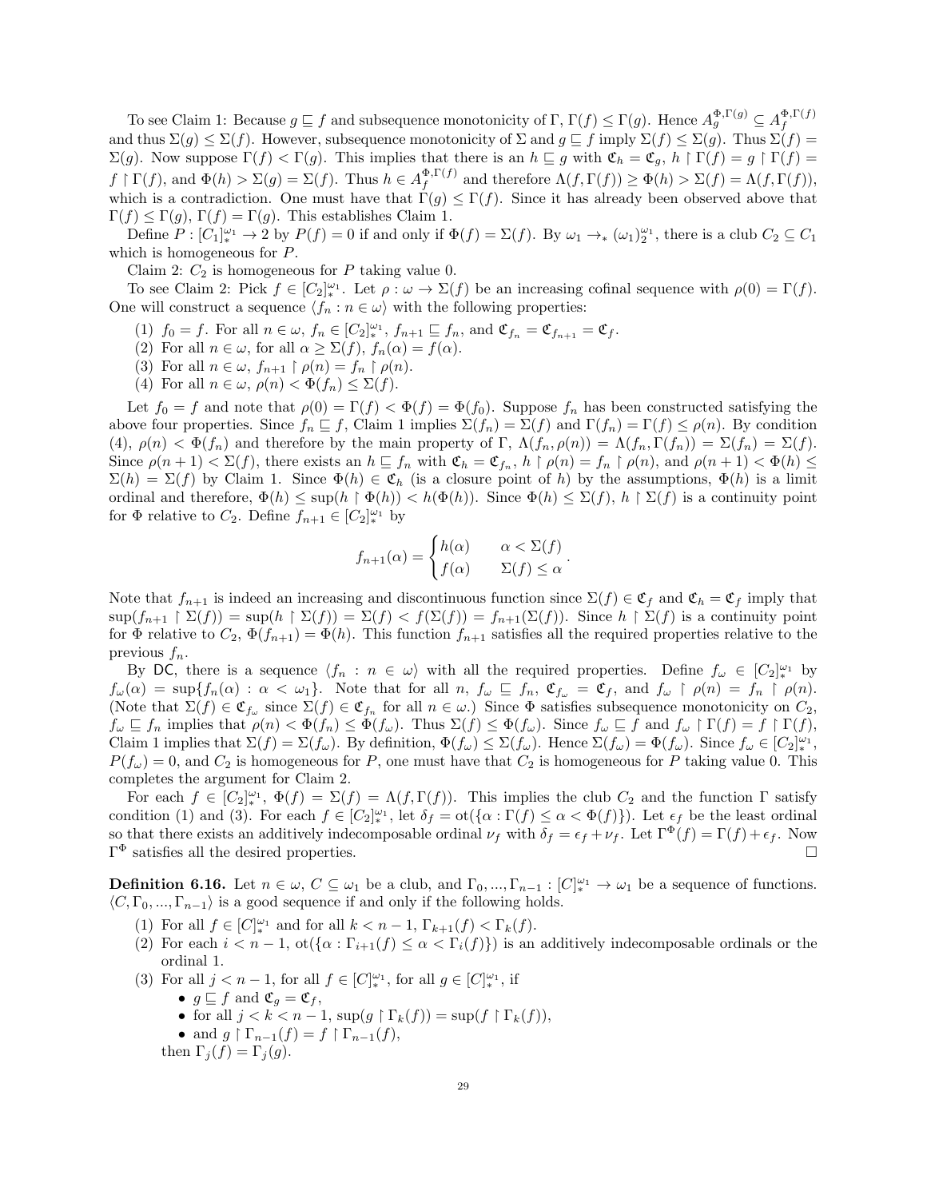To see Claim 1: Because $g \sqsubseteq f$ and subsequence monotonicity of $\Gamma$, $\Gamma(f) \leq \Gamma(g)$. Hence $A_g^{\Phi,\Gamma(g)} \subseteq A_f^{\Phi,\Gamma(f)}$ and thus $\Sigma(g) \leq \Sigma(f)$. However, subsequence monotonicity of $\Sigma$ and $g \sqsubseteq f$ imply $\Sigma(f) \leq \Sigma(g)$. Thus $\Sigma(f) = \Sigma(g)$. Now suppose $\Gamma(f) < \Gamma(g)$. This implies that there is an $h \sqsubseteq g$ with $\mathfrak{C}_h = \mathfrak{C}_g$, $h \upharpoonright \Gamma(f) = g \upharpoonright \Gamma(f) = f \upharpoonright \Gamma(f)$, and $\Phi(h) > \Sigma(g) = \Sigma(f)$. Thus $h \in A_f^{\Phi,\Gamma(f)}$ and therefore $\Lambda(f, \Gamma(f)) \geq \Phi(h) > \Sigma(f) = \Lambda(f, \Gamma(f))$, which is a contradiction. One must have that $\Gamma(g) \leq \Gamma(f)$. Since it has already been observed above that $\Gamma(f) \leq \Gamma(g)$, $\Gamma(f) = \Gamma(g)$. This establishes Claim 1.

Define $P : [C_1]^{\omega_1}_* \to 2$ by $P(f) = 0$ if and only if $\Phi(f) = \Sigma(f)$. By $\omega_1 \to_* (\omega_1)^{\omega_1}_2$, there is a club $C_2 \subseteq C_1$ which is homogeneous for $P$.

Claim 2: $C_2$ is homogeneous for $P$ taking value 0.

To see Claim 2: Pick $f \in [C_2]^{\omega_1}_*$. Let $\rho : \omega \to \Sigma(f)$ be an increasing cofinal sequence with $\rho(0) = \Gamma(f)$. One will construct a sequence $\langle f_n : n \in \omega \rangle$ with the following properties:

(1) $f_0 = f$. For all $n \in \omega$, $f_n \in [C_2]^{\omega_1}_*$, $f_{n+1} \sqsubseteq f_n$, and $\mathfrak{C}_{f_n} = \mathfrak{C}_{f_{n+1}} = \mathfrak{C}_f$.

(2) For all $n \in \omega$, for all $\alpha \geq \Sigma(f)$, $f_n(\alpha) = f(\alpha)$.

(3) For all $n \in \omega$, $f_{n+1} \upharpoonright \rho(n) = f_n \upharpoonright \rho(n)$.

(4) For all $n \in \omega$, $\rho(n) < \Phi(f_n) \leq \Sigma(f)$.

Let $f_0 = f$ and note that $\rho(0) = \Gamma(f) < \Phi(f) = \Phi(f_0)$. Suppose $f_n$ has been constructed satisfying the above four properties. Since $f_n \sqsubseteq f$, Claim 1 implies $\Sigma(f_n) = \Sigma(f)$ and $\Gamma(f_n) = \Gamma(f) \leq \rho(n)$. By condition (4), $\rho(n) < \Phi(f_n)$ and therefore by the main property of $\Gamma$, $\Lambda(f_n, \rho(n)) = \Lambda(f_n, \Gamma(f_n)) = \Sigma(f_n) = \Sigma(f)$. Since $\rho(n+1) < \Sigma(f)$, there exists an $h \sqsubseteq f_n$ with $\mathfrak{C}_h = \mathfrak{C}_{f_n}$, $h \upharpoonright \rho(n) = f_n \upharpoonright \rho(n)$, and $\rho(n+1) < \Phi(h) \leq \Sigma(h) = \Sigma(f)$ by Claim 1. Since $\Phi(h) \in \mathfrak{C}_h$ (is a closure point of $h$) by the assumptions, $\Phi(h)$ is a limit ordinal and therefore, $\Phi(h) \leq \sup(h \upharpoonright \Phi(h)) < h(\Phi(h))$. Since $\Phi(h) \leq \Sigma(f)$, $h \upharpoonright \Sigma(f)$ is a continuity point for $\Phi$ relative to $C_2$. Define $f_{n+1} \in [C_2]^{\omega_1}_*$ by

$$f_{n+1}(\alpha) = \begin{cases} h(\alpha) & \alpha < \Sigma(f) \\ f(\alpha) & \Sigma(f) \leq \alpha \end{cases}.$$

Note that $f_{n+1}$ is indeed an increasing and discontinuous function since $\Sigma(f) \in \mathfrak{C}_f$ and $\mathfrak{C}_h = \mathfrak{C}_f$ imply that $\sup(f_{n+1} \upharpoonright \Sigma(f)) = \sup(h \upharpoonright \Sigma(f)) = \Sigma(f) < f(\Sigma(f)) = f_{n+1}(\Sigma(f))$. Since $h \upharpoonright \Sigma(f)$ is a continuity point for $\Phi$ relative to $C_2$, $\Phi(f_{n+1}) = \Phi(h)$. This function $f_{n+1}$ satisfies all the required properties relative to the previous $f_n$.

By $\mathsf{DC}$, there is a sequence $\langle f_n : n \in \omega \rangle$ with all the required properties. Define $f_\omega \in [C_2]^{\omega_1}_*$ by $f_\omega(\alpha) = \sup\{f_n(\alpha) : \alpha < \omega_1\}$. Note that for all $n$, $f_\omega \sqsubseteq f_n$, $\mathfrak{C}_{f_\omega} = \mathfrak{C}_f$, and $f_\omega \upharpoonright \rho(n) = f_n \upharpoonright \rho(n)$. (Note that $\Sigma(f) \in \mathfrak{C}_{f_\omega}$ since $\Sigma(f) \in \mathfrak{C}_{f_n}$ for all $n \in \omega$.) Since $\Phi$ satisfies subsequence monotonicity on $C_2$, $f_\omega \sqsubseteq f_n$ implies that $\rho(n) < \Phi(f_n) \leq \Phi(f_\omega)$. Thus $\Sigma(f) \leq \Phi(f_\omega)$. Since $f_\omega \sqsubseteq f$ and $f_\omega \upharpoonright \Gamma(f) = f \upharpoonright \Gamma(f)$, Claim 1 implies that $\Sigma(f) = \Sigma(f_\omega)$. By definition, $\Phi(f_\omega) \leq \Sigma(f_\omega)$. Hence $\Sigma(f_\omega) = \Phi(f_\omega)$. Since $f_\omega \in [C_2]^{\omega_1}_*$, $P(f_\omega) = 0$, and $C_2$ is homogeneous for $P$, one must have that $C_2$ is homogeneous for $P$ taking value 0. This completes the argument for Claim 2.

For each $f \in [C_2]^{\omega_1}_*$, $\Phi(f) = \Sigma(f) = \Lambda(f, \Gamma(f))$. This implies the club $C_2$ and the function $\Gamma$ satisfy condition (1) and (3). For each $f \in [C_2]^{\omega_1}_*$, let $\delta_f = \text{ot}(\{\alpha : \Gamma(f) \leq \alpha < \Phi(f)\})$. Let $\epsilon_f$ be the least ordinal so that there exists an additively indecomposable ordinal $\nu_f$ with $\delta_f = \epsilon_f + \nu_f$. Let $\Gamma^\Phi(f) = \Gamma(f) + \epsilon_f$. Now $\Gamma^\Phi$ satisfies all the desired properties. □

**Definition 6.16.** Let $n \in \omega$, $C \subseteq \omega_1$ be a club, and $\Gamma_0, ..., \Gamma_{n-1} : [C]^{\omega_1}_* \to \omega_1$ be a sequence of functions. $\langle C, \Gamma_0, ..., \Gamma_{n-1} \rangle$ is a good sequence if and only if the following holds.

(1) For all $f \in [C]^{\omega_1}_*$ and for all $k < n-1$, $\Gamma_{k+1}(f) < \Gamma_k(f)$.

(2) For each $i < n-1$, $\text{ot}(\{\alpha : \Gamma_{i+1}(f) \leq \alpha < \Gamma_i(f)\})$ is an additively indecomposable ordinals or the ordinal 1.

(3) For all $j < n-1$, for all $f \in [C]^{\omega_1}_*$, for all $g \in [C]^{\omega_1}_*$, if
- $g \sqsubseteq f$ and $\mathfrak{C}_g = \mathfrak{C}_f$,
- for all $j < k < n-1$, $\sup(g \upharpoonright \Gamma_k(f)) = \sup(f \upharpoonright \Gamma_k(f))$,
- and $g \upharpoonright \Gamma_{n-1}(f) = f \upharpoonright \Gamma_{n-1}(f)$,

then $\Gamma_j(f) = \Gamma_j(g)$.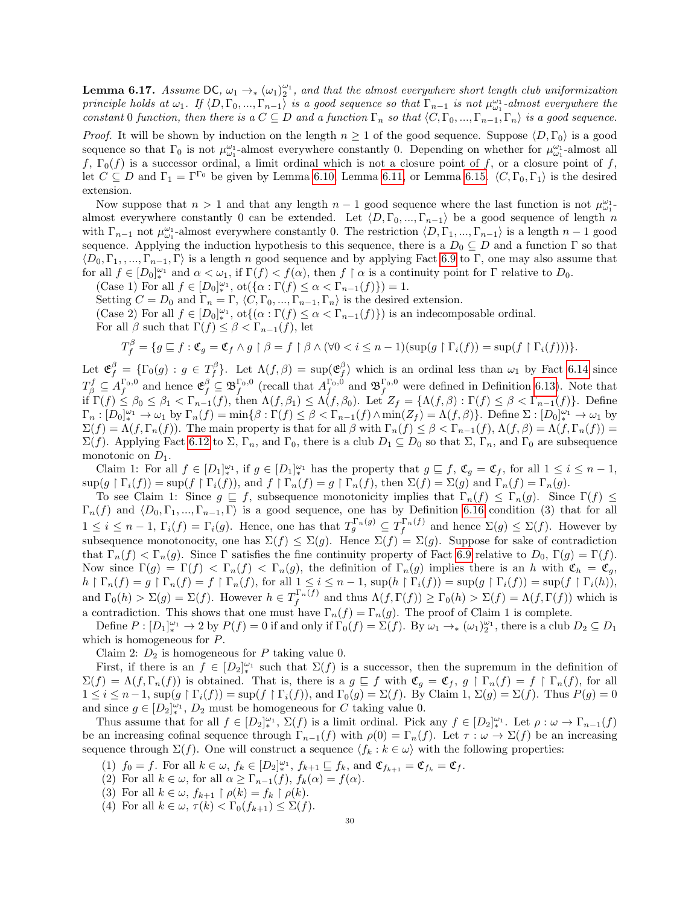**Lemma 6.17.** *Assume* $\mathsf{DC}$*,* $\omega_1 \to_* (\omega_1)^{\omega_1}_2$*, and that the almost everywhere short length club uniformization principle holds at* $\omega_1$*. If* $\langle D, \Gamma_0, ..., \Gamma_{n-1}\rangle$ *is a good sequence so that* $\Gamma_{n-1}$ *is not* $\mu^{\omega_1}_{\omega_1}$*-almost everywhere the constant* $0$ *function, then there is a* $C \subseteq D$ *and a function* $\Gamma_n$ *so that* $\langle C, \Gamma_0, ..., \Gamma_{n-1}, \Gamma_n\rangle$ *is a good sequence.*

*Proof.* It will be shown by induction on the length $n \geq 1$ of the good sequence. Suppose $\langle D, \Gamma_0\rangle$ is a good sequence so that $\Gamma_0$ is not $\mu^{\omega_1}_{\omega_1}$-almost everywhere constantly 0. Depending on whether for $\mu^{\omega_1}_{\omega_1}$-almost all $f$, $\Gamma_0(f)$ is a successor ordinal, a limit ordinal which is not a closure point of $f$, or a closure point of $f$, let $C \subseteq D$ and $\Gamma_1 = \Gamma^{\Gamma_0}$ be given by Lemma 6.10, Lemma 6.11, or Lemma 6.15. $\langle C, \Gamma_0, \Gamma_1\rangle$ is the desired extension.

Now suppose that $n > 1$ and that any length $n-1$ good sequence where the last function is not $\mu^{\omega_1}_{\omega_1}$-almost everywhere constantly 0 can be extended. Let $\langle D, \Gamma_0, ..., \Gamma_{n-1}\rangle$ be a good sequence of length $n$ with $\Gamma_{n-1}$ not $\mu^{\omega_1}_{\omega_1}$-almost everywhere constantly 0. The restriction $\langle D, \Gamma_1, ..., \Gamma_{n-1}\rangle$ is a length $n-1$ good sequence. Applying the induction hypothesis to this sequence, there is a $D_0 \subseteq D$ and a function $\Gamma$ so that $\langle D_0, \Gamma_1, , ..., \Gamma_{n-1}, \Gamma\rangle$ is a length $n$ good sequence and by applying Fact 6.9 to $\Gamma$, one may also assume that for all $f \in [D_0]^{\omega_1}_*$ and $\alpha < \omega_1$, if $\Gamma(f) < f(\alpha)$, then $f \upharpoonright \alpha$ is a continuity point for $\Gamma$ relative to $D_0$.

(Case 1) For all $f \in [D_0]^{\omega_1}_*$, $\mathrm{ot}(\{\alpha : \Gamma(f) \leq \alpha < \Gamma_{n-1}(f)\}) = 1$.

Setting $C = D_0$ and $\Gamma_n = \Gamma$, $\langle C, \Gamma_0, ..., \Gamma_{n-1}, \Gamma_n\rangle$ is the desired extension.

(Case 2) For all $f \in [D_0]^{\omega_1}_*$, $\mathrm{ot}\{(\alpha : \Gamma(f) \leq \alpha < \Gamma_{n-1}(f)\})$ is an indecomposable ordinal.

For all $\beta$ such that $\Gamma(f) \leq \beta < \Gamma_{n-1}(f)$, let

$$T^\beta_f = \{g \sqsubseteq f : \mathfrak{C}_g = \mathfrak{C}_f \wedge g \upharpoonright \beta = f \upharpoonright \beta \wedge (\forall 0 < i \leq n-1)(\sup(g \upharpoonright \Gamma_i(f)) = \sup(f \upharpoonright \Gamma_i(f)))\}.$$

Let $\mathfrak{E}^\beta_f = \{\Gamma_0(g) : g \in T^\beta_f\}$. Let $\Lambda(f, \beta) = \sup(\mathfrak{E}^\beta_f)$ which is an ordinal less than $\omega_1$ by Fact 6.14 since $T^f_\beta \subseteq A^{\Gamma_0,0}_f$ and hence $\mathfrak{E}^\beta_f \subseteq \mathfrak{B}^{\Gamma_0,0}_f$ (recall that $A^{\Gamma_0,0}_f$ and $\mathfrak{B}^{\Gamma_0,0}_f$ were defined in Definition 6.13). Note that if $\Gamma(f) \leq \beta_0 \leq \beta_1 < \Gamma_{n-1}(f)$, then $\Lambda(f, \beta_1) \leq \Lambda(f, \beta_0)$. Let $Z_f = \{\Lambda(f, \beta) : \Gamma(f) \leq \beta < \Gamma_{n-1}(f)\}$. Define $\Gamma_n : [D_0]^{\omega_1}_* \to \omega_1$ by $\Gamma_n(f) = \min\{\beta : \Gamma(f) \leq \beta < \Gamma_{n-1}(f) \wedge \min(Z_f) = \Lambda(f, \beta)\}$. Define $\Sigma : [D_0]^{\omega_1}_* \to \omega_1$ by $\Sigma(f) = \Lambda(f, \Gamma_n(f))$. The main property is that for all $\beta$ with $\Gamma_n(f) \leq \beta < \Gamma_{n-1}(f)$, $\Lambda(f, \beta) = \Lambda(f, \Gamma_n(f)) = \Sigma(f)$. Applying Fact 6.12 to $\Sigma$, $\Gamma_n$, and $\Gamma_0$, there is a club $D_1 \subseteq D_0$ so that $\Sigma$, $\Gamma_n$, and $\Gamma_0$ are subsequence monotonic on $D_1$.

Claim 1: For all $f \in [D_1]^{\omega_1}_*$, if $g \in [D_1]^{\omega_1}$ has the property that $g \sqsubseteq f$, $\mathfrak{C}_g = \mathfrak{C}_f$, for all $1 \leq i \leq n-1$, $\sup(g \upharpoonright \Gamma_i(f)) = \sup(f \upharpoonright \Gamma_i(f))$, and $f \upharpoonright \Gamma_n(f) = g \upharpoonright \Gamma_n(f)$, then $\Sigma(f) = \Sigma(g)$ and $\Gamma_n(f) = \Gamma_n(g)$.

To see Claim 1: Since $g \sqsubseteq f$, subsequence monotonicity implies that $\Gamma_n(f) \leq \Gamma_n(g)$. Since $\Gamma(f) \leq \Gamma_n(f)$ and $\langle D_0, \Gamma_1, ..., \Gamma_{n-1}, \Gamma\rangle$ is a good sequence, one has by Definition 6.16 condition (3) that for all $1 \leq i \leq n-1$, $\Gamma_i(f) = \Gamma_i(g)$. Hence, one has that $T^{\Gamma_n(g)}_g \subseteq T^{\Gamma_n(f)}_f$ and hence $\Sigma(g) \leq \Sigma(f)$. However by subsequence monotonocity, one has $\Sigma(f) \leq \Sigma(g)$. Hence $\Sigma(f) = \Sigma(g)$. Suppose for sake of contradiction that $\Gamma_n(f) < \Gamma_n(g)$. Since $\Gamma$ satisfies the fine continuity property of Fact 6.9 relative to $D_0$, $\Gamma(g) = \Gamma(f)$. Now since $\Gamma(g) = \Gamma(f) < \Gamma_n(f) < \Gamma_n(g)$, the definition of $\Gamma_n(g)$ implies there is an $h$ with $\mathfrak{C}_h = \mathfrak{C}_g$, $h \upharpoonright \Gamma_n(f) = g \upharpoonright \Gamma_n(f) = f \upharpoonright \Gamma_n(f)$, for all $1 \leq i \leq n-1$, $\sup(h \upharpoonright \Gamma_i(f)) = \sup(g \upharpoonright \Gamma_i(f)) = \sup(f \upharpoonright \Gamma_i(h))$, and $\Gamma_0(h) > \Sigma(g) = \Sigma(f)$. However $h \in T^{\Gamma_n(f)}_f$ and thus $\Lambda(f, \Gamma(f)) \geq \Gamma_0(h) > \Sigma(f) = \Lambda(f, \Gamma(f))$ which is a contradiction. This shows that one must have $\Gamma_n(f) = \Gamma_n(g)$. The proof of Claim 1 is complete.

Define $P : [D_1]^{\omega_1}_* \to 2$ by $P(f) = 0$ if and only if $\Gamma_0(f) = \Sigma(f)$. By $\omega_1 \to_* (\omega_1)^{\omega_1}_2$, there is a club $D_2 \subseteq D_1$ which is homogeneous for $P$.

Claim 2: $D_2$ is homogeneous for $P$ taking value 0.

First, if there is an $f \in [D_2]^{\omega_1}_*$ such that $\Sigma(f)$ is a successor, then the supremum in the definition of $\Sigma(f) = \Lambda(f, \Gamma_n(f))$ is obtained. That is, there is a $g \sqsubseteq f$ with $\mathfrak{C}_g = \mathfrak{C}_f$, $g \upharpoonright \Gamma_n(f) = f \upharpoonright \Gamma_n(f)$, for all $1 \leq i \leq n-1$, $\sup(g \upharpoonright \Gamma_i(f)) = \sup(f \upharpoonright \Gamma_i(f))$, and $\Gamma_0(g) = \Sigma(f)$. By Claim 1, $\Sigma(g) = \Sigma(f)$. Thus $P(g) = 0$ and since $g \in [D_2]^{\omega_1}_*$, $D_2$ must be homogeneous for $C$ taking value 0.

Thus assume that for all $f \in [D_2]^{\omega_1}_*$, $\Sigma(f)$ is a limit ordinal. Pick any $f \in [D_2]^{\omega_1}_*$. Let $\rho : \omega \to \Gamma_{n-1}(f)$ be an increasing cofinal sequence through $\Gamma_{n-1}(f)$ with $\rho(0) = \Gamma_n(f)$. Let $\tau : \omega \to \Sigma(f)$ be an increasing sequence through $\Sigma(f)$. One will construct a sequence $\langle f_k : k \in \omega\rangle$ with the following properties:

1. $f_0 = f$. For all $k \in \omega$, $f_k \in [D_2]^{\omega_1}_*$, $f_{k+1} \sqsubseteq f_k$, and $\mathfrak{C}_{f_{k+1}} = \mathfrak{C}_{f_k} = \mathfrak{C}_f$.
2. For all $k \in \omega$, for all $\alpha \geq \Gamma_{n-1}(f)$, $f_k(\alpha) = f(\alpha)$.
3. For all $k \in \omega$, $f_{k+1} \upharpoonright \rho(k) = f_k \upharpoonright \rho(k)$.
4. For all $k \in \omega$, $\tau(k) < \Gamma_0(f_{k+1}) \leq \Sigma(f)$.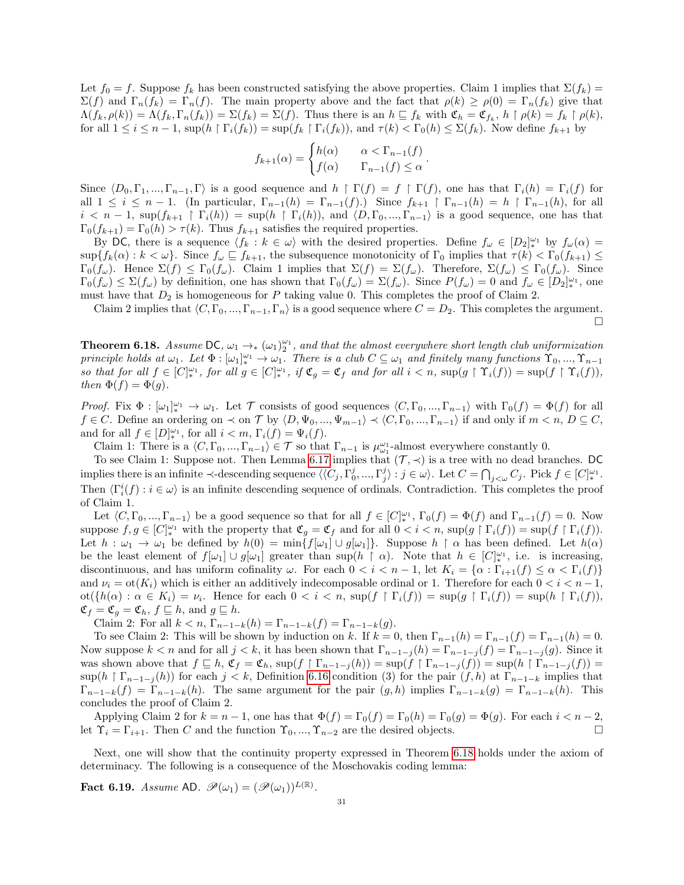Let $f_0 = f$. Suppose $f_k$ has been constructed satisfying the above properties. Claim 1 implies that $\Sigma(f_k) = \Sigma(f)$ and $\Gamma_n(f_k) = \Gamma_n(f)$. The main property above and the fact that $\rho(k) \geq \rho(0) = \Gamma_n(f_k)$ give that $\Lambda(f_k, \rho(k)) = \Lambda(f_k, \Gamma_n(f_k)) = \Sigma(f_k) = \Sigma(f)$. Thus there is an $h \sqsubseteq f_k$ with $\mathfrak{C}_h = \mathfrak{C}_{f_k}$, $h \upharpoonright \rho(k) = f_k \upharpoonright \rho(k)$, for all $1 \leq i \leq n-1$, $\sup(h \upharpoonright \Gamma_i(f_k)) = \sup(f_k \upharpoonright \Gamma_i(f_k))$, and $\tau(k) < \Gamma_0(h) \leq \Sigma(f_k)$. Now define $f_{k+1}$ by

$$f_{k+1}(\alpha) = \begin{cases} h(\alpha) & \alpha < \Gamma_{n-1}(f) \\ f(\alpha) & \Gamma_{n-1}(f) \leq \alpha \end{cases}.$$

Since $\langle D_0, \Gamma_1, ..., \Gamma_{n-1}, \Gamma\rangle$ is a good sequence and $h \upharpoonright \Gamma(f) = f \upharpoonright \Gamma(f)$, one has that $\Gamma_i(h) = \Gamma_i(f)$ for all $1 \leq i \leq n-1$. (In particular, $\Gamma_{n-1}(h) = \Gamma_{n-1}(f)$.) Since $f_{k+1} \upharpoonright \Gamma_{n-1}(h) = h \upharpoonright \Gamma_{n-1}(h)$, for all $i < n-1$, $\sup(f_{k+1} \upharpoonright \Gamma_i(h)) = \sup(h \upharpoonright \Gamma_i(h))$, and $\langle D, \Gamma_0, ..., \Gamma_{n-1}\rangle$ is a good sequence, one has that $\Gamma_0(f_{k+1}) = \Gamma_0(h) > \tau(k)$. Thus $f_{k+1}$ satisfies the required properties.

By $\mathsf{DC}$, there is a sequence $\langle f_k : k \in \omega\rangle$ with the desired properties. Define $f_\omega \in [D_2]^{\omega_1}_*$ by $f_\omega(\alpha) = \sup\{f_k(\alpha) : k < \omega\}$. Since $f_\omega \sqsubseteq f_{k+1}$, the subsequence monotonicity of $\Gamma_0$ implies that $\tau(k) < \Gamma_0(f_{k+1}) \leq \Gamma_0(f_\omega)$. Hence $\Sigma(f) \leq \Gamma_0(f_\omega)$. Claim 1 implies that $\Sigma(f) = \Sigma(f_\omega)$. Therefore, $\Sigma(f_\omega) \leq \Gamma_0(f_\omega)$. Since $\Gamma_0(f_\omega) \leq \Sigma(f_\omega)$ by definition, one has shown that $\Gamma_0(f_\omega) = \Sigma(f_\omega)$. Since $P(f_\omega) = 0$ and $f_\omega \in [D_2]^{\omega_1}_*$, one must have that $D_2$ is homogeneous for $P$ taking value 0. This completes the proof of Claim 2.

Claim 2 implies that $\langle C, \Gamma_0, ..., \Gamma_{n-1}, \Gamma_n\rangle$ is a good sequence where $C = D_2$. This completes the argument. □

**Theorem 6.18.** *Assume* $\mathsf{DC}$, $\omega_1 \to_* (\omega_1)^{\omega_1}_2$, *and that the almost everywhere short length club uniformization principle holds at* $\omega_1$. *Let* $\Phi : [\omega_1]^{\omega_1}_* \to \omega_1$. *There is a club* $C \subseteq \omega_1$ *and finitely many functions* $\Upsilon_0, ..., \Upsilon_{n-1}$ *so that for all* $f \in [C]^{\omega_1}_*$, *for all* $g \in [C]^{\omega_1}_*$, *if* $\mathfrak{C}_g = \mathfrak{C}_f$ *and for all* $i < n$, $\sup(g \upharpoonright \Upsilon_i(f)) = \sup(f \upharpoonright \Upsilon_i(f))$, *then* $\Phi(f) = \Phi(g)$.

*Proof.* Fix $\Phi : [\omega_1]^{\omega_1}_* \to \omega_1$. Let $\mathcal{T}$ consists of good sequences $\langle C, \Gamma_0, ..., \Gamma_{n-1}\rangle$ with $\Gamma_0(f) = \Phi(f)$ for all $f \in C$. Define an ordering on $\prec$ on $\mathcal{T}$ by $\langle D, \Psi_0, ..., \Psi_{m-1}\rangle \prec \langle C, \Gamma_0, ..., \Gamma_{n-1}\rangle$ if and only if $m < n$, $D \subseteq C$, and for all $f \in [D]^{\omega_1}_*$, for all $i < m$, $\Gamma_i(f) = \Psi_i(f)$.

Claim 1: There is a $\langle C, \Gamma_0, ..., \Gamma_{n-1}\rangle \in \mathcal{T}$ so that $\Gamma_{n-1}$ is $\mu^{\omega_1}_{\omega_1}$-almost everywhere constantly 0.

To see Claim 1: Suppose not. Then Lemma 6.17 implies that $(\mathcal{T}, \prec)$ is a tree with no dead branches. $\mathsf{DC}$ implies there is an infinite $\prec$-descending sequence $\langle\langle C_j, \Gamma^j_0, ..., \Gamma^j_j\rangle : j \in \omega\rangle$. Let $C = \bigcap_{j<\omega} C_j$. Pick $f \in [C]^{\omega_1}_*$. Then $\langle \Gamma^i_i(f) : i \in \omega\rangle$ is an infinite descending sequence of ordinals. Contradiction. This completes the proof of Claim 1.

Let $\langle C, \Gamma_0, ..., \Gamma_{n-1}\rangle$ be a good sequence so that for all $f \in [C]^{\omega_1}_*$, $\Gamma_0(f) = \Phi(f)$ and $\Gamma_{n-1}(f) = 0$. Now suppose $f, g \in [C]^{\omega_1}_*$ with the property that $\mathfrak{C}_g = \mathfrak{C}_f$ and for all $0 < i < n$, $\sup(g \upharpoonright \Gamma_i(f)) = \sup(f \upharpoonright \Gamma_i(f))$. Let $h : \omega_1 \to \omega_1$ be defined by $h(0) = \min\{f[\omega_1] \cup g[\omega_1]\}$. Suppose $h \upharpoonright \alpha$ has been defined. Let $h(\alpha)$ be the least element of $f[\omega_1] \cup g[\omega_1]$ greater than $\sup(h \upharpoonright \alpha)$. Note that $h \in [C]^{\omega_1}_*$, i.e. is increasing, discontinuous, and has uniform cofinality $\omega$. For each $0 < i < n-1$, let $K_i = \{\alpha : \Gamma_{i+1}(f) \leq \alpha < \Gamma_i(f)\}$ and $\nu_i = \mathrm{ot}(K_i)$ which is either an additively indecomposable ordinal or 1. Therefore for each $0 < i < n-1$, $\mathrm{ot}(\{h(\alpha) : \alpha \in K_i\}) = \nu_i$. Hence for each $0 < i < n$, $\sup(f \upharpoonright \Gamma_i(f)) = \sup(g \upharpoonright \Gamma_i(f)) = \sup(h \upharpoonright \Gamma_i(f))$, $\mathfrak{C}_f = \mathfrak{C}_g = \mathfrak{C}_h$, $f \sqsubseteq h$, and $g \sqsubseteq h$.

Claim 2: For all $k < n$, $\Gamma_{n-1-k}(h) = \Gamma_{n-1-k}(f) = \Gamma_{n-1-k}(g)$.

To see Claim 2: This will be shown by induction on $k$. If $k = 0$, then $\Gamma_{n-1}(h) = \Gamma_{n-1}(f) = \Gamma_{n-1}(h) = 0$. Now suppose $k < n$ and for all $j < k$, it has been shown that $\Gamma_{n-1-j}(h) = \Gamma_{n-1-j}(f) = \Gamma_{n-1-j}(g)$. Since it was shown above that $f \sqsubseteq h$, $\mathfrak{C}_f = \mathfrak{C}_h$, $\sup(f \upharpoonright \Gamma_{n-1-j}(h)) = \sup(f \upharpoonright \Gamma_{n-1-j}(f)) = \sup(h \upharpoonright \Gamma_{n-1-j}(h))$ for each $j < k$, Definition 6.16 condition (3) for the pair $(f, h)$ at $\Gamma_{n-1-k}$ implies that $\Gamma_{n-1-k}(f) = \Gamma_{n-1-k}(h)$. The same argument for the pair $(g, h)$ implies $\Gamma_{n-1-k}(g) = \Gamma_{n-1-k}(h)$. This concludes the proof of Claim 2.

Applying Claim 2 for $k = n-1$, one has that $\Phi(f) = \Gamma_0(f) = \Gamma_0(h) = \Gamma_0(g) = \Phi(g)$. For each $i < n-2$, let $\Upsilon_i = \Gamma_{i+1}$. Then $C$ and the function $\Upsilon_0, ..., \Upsilon_{n-2}$ are the desired objects. □

Next, one will show that the continuity property expressed in Theorem 6.18 holds under the axiom of determinacy. The following is a consequence of the Moschovakis coding lemma:

**Fact 6.19.** *Assume* $\mathsf{AD}$. $\mathscr{P}(\omega_1) = (\mathscr{P}(\omega_1))^{L(\mathbb{R})}$.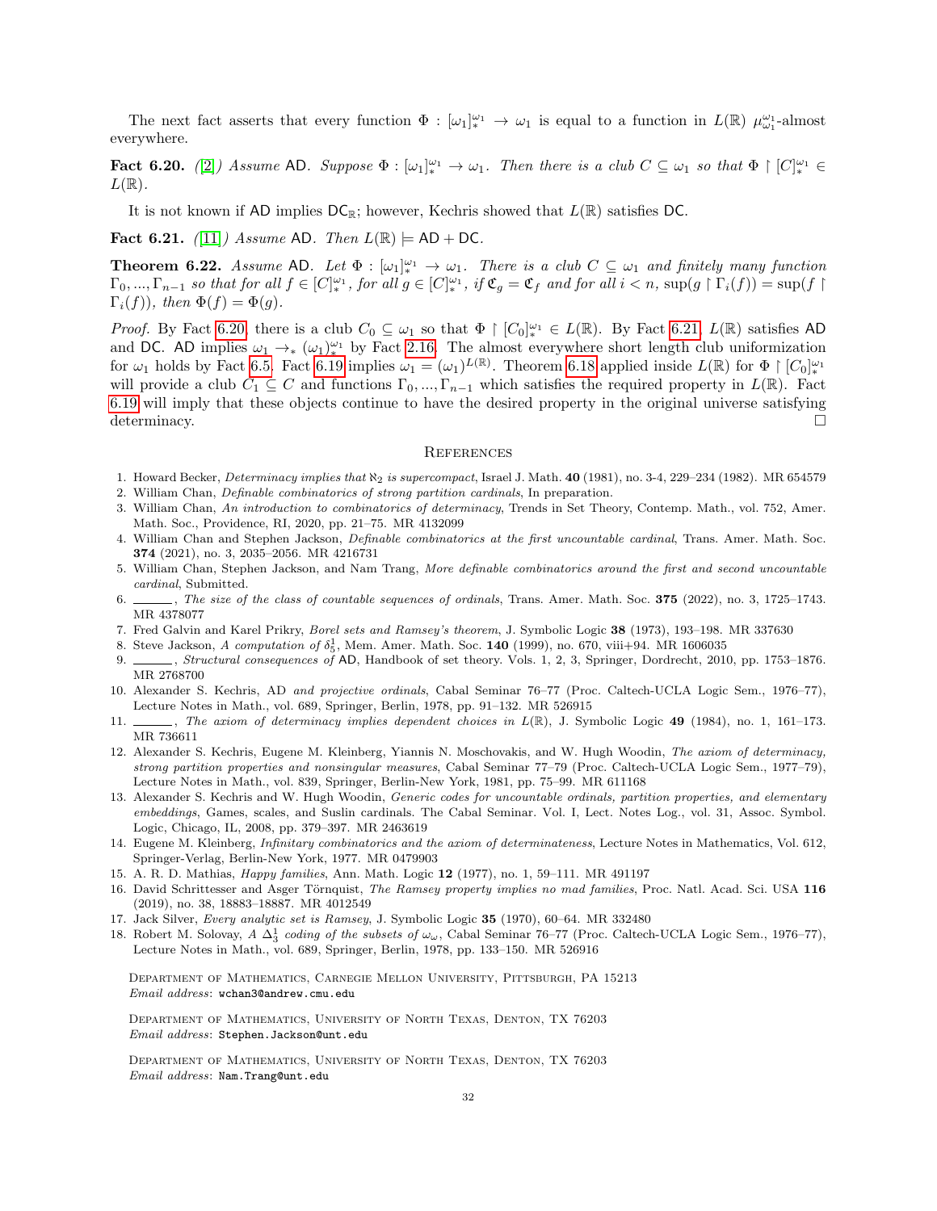The next fact asserts that every function $\Phi : [\omega_1]^{\omega_1}_* \to \omega_1$ is equal to a function in $L(\mathbb{R})$ $\mu^{\omega_1}_{\omega_1}$-almost everywhere.

**Fact 6.20.** *([2]) Assume* $\mathsf{AD}$. *Suppose* $\Phi : [\omega_1]^{\omega_1}_* \to \omega_1$. *Then there is a club* $C \subseteq \omega_1$ *so that* $\Phi \restriction [C]^{\omega_1}_* \in L(\mathbb{R})$.

It is not known if $\mathsf{AD}$ implies $\mathsf{DC}_{\mathbb{R}}$; however, Kechris showed that $L(\mathbb{R})$ satisfies $\mathsf{DC}$.

**Fact 6.21.** *([11]) Assume* $\mathsf{AD}$. *Then* $L(\mathbb{R}) \models \mathsf{AD} + \mathsf{DC}$.

**Theorem 6.22.** *Assume* $\mathsf{AD}$. *Let* $\Phi : [\omega_1]^{\omega_1}_* \to \omega_1$. *There is a club* $C \subseteq \omega_1$ *and finitely many function* $\Gamma_0, ..., \Gamma_{n-1}$ *so that for all* $f \in [C]^{\omega_1}_*$, *for all* $g \in [C]^{\omega_1}_*$, *if* $\mathfrak{C}_g = \mathfrak{C}_f$ *and for all* $i < n$, $\sup(g \restriction \Gamma_i(f)) = \sup(f \restriction \Gamma_i(f))$, *then* $\Phi(f) = \Phi(g)$.

*Proof.* By Fact 6.20, there is a club $C_0 \subseteq \omega_1$ so that $\Phi \restriction [C_0]^{\omega_1}_* \in L(\mathbb{R})$. By Fact 6.21, $L(\mathbb{R})$ satisfies $\mathsf{AD}$ and $\mathsf{DC}$. $\mathsf{AD}$ implies $\omega_1 \to_* (\omega_1)^{\omega_1}_*$ by Fact 2.16. The almost everywhere short length club uniformization for $\omega_1$ holds by Fact 6.5. Fact 6.19 implies $\omega_1 = (\omega_1)^{L(\mathbb{R})}$. Theorem 6.18 applied inside $L(\mathbb{R})$ for $\Phi \restriction [C_0]^{\omega_1}_*$ will provide a club $C_1 \subseteq C$ and functions $\Gamma_0, ..., \Gamma_{n-1}$ which satisfies the required property in $L(\mathbb{R})$. Fact 6.19 will imply that these objects continue to have the desired property in the original universe satisfying determinacy. $\square$

## References

1. Howard Becker, *Determinacy implies that $\aleph_2$ is supercompact*, Israel J. Math. **40** (1981), no. 3-4, 229–234 (1982). MR 654579
2. William Chan, *Definable combinatorics of strong partition cardinals*, In preparation.
3. William Chan, *An introduction to combinatorics of determinacy*, Trends in Set Theory, Contemp. Math., vol. 752, Amer. Math. Soc., Providence, RI, 2020, pp. 21–75. MR 4132099
4. William Chan and Stephen Jackson, *Definable combinatorics at the first uncountable cardinal*, Trans. Amer. Math. Soc. **374** (2021), no. 3, 2035–2056. MR 4216731
5. William Chan, Stephen Jackson, and Nam Trang, *More definable combinatorics around the first and second uncountable cardinal*, Submitted.
6. ______, *The size of the class of countable sequences of ordinals*, Trans. Amer. Math. Soc. **375** (2022), no. 3, 1725–1743. MR 4378077
7. Fred Galvin and Karel Prikry, *Borel sets and Ramsey's theorem*, J. Symbolic Logic **38** (1973), 193–198. MR 337630
8. Steve Jackson, *A computation of $\delta^1_5$*, Mem. Amer. Math. Soc. **140** (1999), no. 670, viii+94. MR 1606035
9. ______, *Structural consequences of* $\mathsf{AD}$, Handbook of set theory. Vols. 1, 2, 3, Springer, Dordrecht, 2010, pp. 1753–1876. MR 2768700
10. Alexander S. Kechris, $\mathsf{AD}$ *and projective ordinals*, Cabal Seminar 76–77 (Proc. Caltech-UCLA Logic Sem., 1976–77), Lecture Notes in Math., vol. 689, Springer, Berlin, 1978, pp. 91–132. MR 526915
11. ______, *The axiom of determinacy implies dependent choices in $L(\mathbb{R})$*, J. Symbolic Logic **49** (1984), no. 1, 161–173. MR 736611
12. Alexander S. Kechris, Eugene M. Kleinberg, Yiannis N. Moschovakis, and W. Hugh Woodin, *The axiom of determinacy, strong partition properties and nonsingular measures*, Cabal Seminar 77–79 (Proc. Caltech-UCLA Logic Sem., 1977–79), Lecture Notes in Math., vol. 839, Springer, Berlin-New York, 1981, pp. 75–99. MR 611168
13. Alexander S. Kechris and W. Hugh Woodin, *Generic codes for uncountable ordinals, partition properties, and elementary embeddings*, Games, scales, and Suslin cardinals. The Cabal Seminar. Vol. I, Lect. Notes Log., vol. 31, Assoc. Symbol. Logic, Chicago, IL, 2008, pp. 379–397. MR 2463619
14. Eugene M. Kleinberg, *Infinitary combinatorics and the axiom of determinateness*, Lecture Notes in Mathematics, Vol. 612, Springer-Verlag, Berlin-New York, 1977. MR 0479903
15. A. R. D. Mathias, *Happy families*, Ann. Math. Logic **12** (1977), no. 1, 59–111. MR 491197
16. David Schrittesser and Asger Törnquist, *The Ramsey property implies no mad families*, Proc. Natl. Acad. Sci. USA **116** (2019), no. 38, 18883–18887. MR 4012549
17. Jack Silver, *Every analytic set is Ramsey*, J. Symbolic Logic **35** (1970), 60–64. MR 332480
18. Robert M. Solovay, *A $\Delta^1_3$ coding of the subsets of $\omega_\omega$*, Cabal Seminar 76–77 (Proc. Caltech-UCLA Logic Sem., 1976–77), Lecture Notes in Math., vol. 689, Springer, Berlin, 1978, pp. 133–150. MR 526916

Department of Mathematics, Carnegie Mellon University, Pittsburgh, PA 15213
*Email address*: wchan3@andrew.cmu.edu

Department of Mathematics, University of North Texas, Denton, TX 76203
*Email address*: Stephen.Jackson@unt.edu

Department of Mathematics, University of North Texas, Denton, TX 76203
*Email address*: Nam.Trang@unt.edu